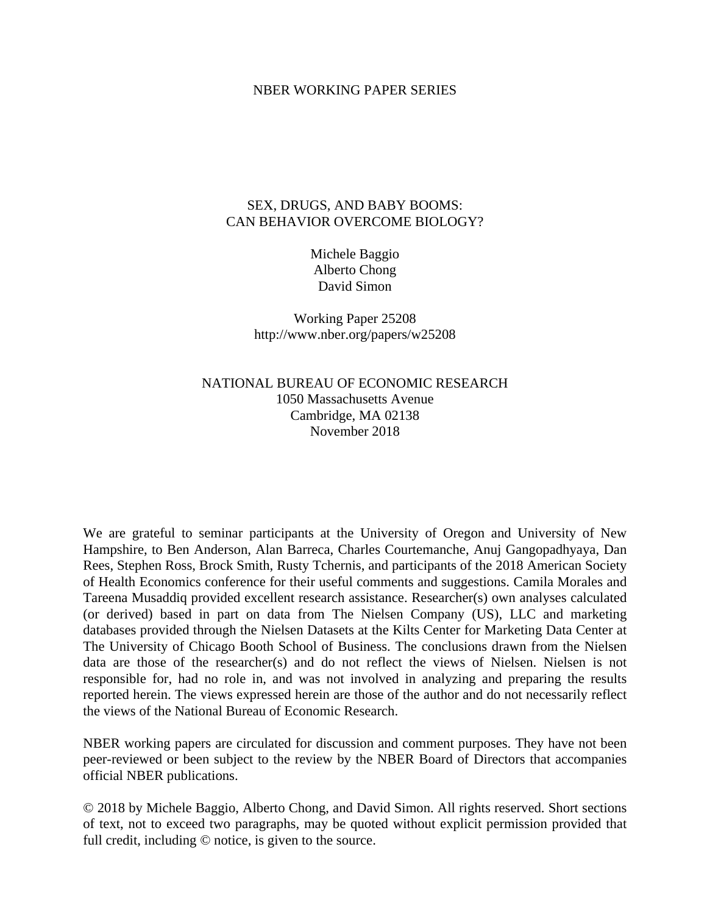NBER WORKING PAPER SERIES

# SEX, DRUGS, AND BABY BOOMS: CAN BEHAVIOR OVERCOME BIOLOGY?

Michele Baggio
Alberto Chong
David Simon

Working Paper 25208
http://www.nber.org/papers/w25208

NATIONAL BUREAU OF ECONOMIC RESEARCH
1050 Massachusetts Avenue
Cambridge, MA 02138
November 2018

We are grateful to seminar participants at the University of Oregon and University of New Hampshire, to Ben Anderson, Alan Barreca, Charles Courtemanche, Anuj Gangopadhyaya, Dan Rees, Stephen Ross, Brock Smith, Rusty Tchernis, and participants of the 2018 American Society of Health Economics conference for their useful comments and suggestions. Camila Morales and Tareena Musaddiq provided excellent research assistance. Researcher(s) own analyses calculated (or derived) based in part on data from The Nielsen Company (US), LLC and marketing databases provided through the Nielsen Datasets at the Kilts Center for Marketing Data Center at The University of Chicago Booth School of Business. The conclusions drawn from the Nielsen data are those of the researcher(s) and do not reflect the views of Nielsen. Nielsen is not responsible for, had no role in, and was not involved in analyzing and preparing the results reported herein. The views expressed herein are those of the author and do not necessarily reflect the views of the National Bureau of Economic Research.

NBER working papers are circulated for discussion and comment purposes. They have not been peer-reviewed or been subject to the review by the NBER Board of Directors that accompanies official NBER publications.

© 2018 by Michele Baggio, Alberto Chong, and David Simon. All rights reserved. Short sections of text, not to exceed two paragraphs, may be quoted without explicit permission provided that full credit, including © notice, is given to the source.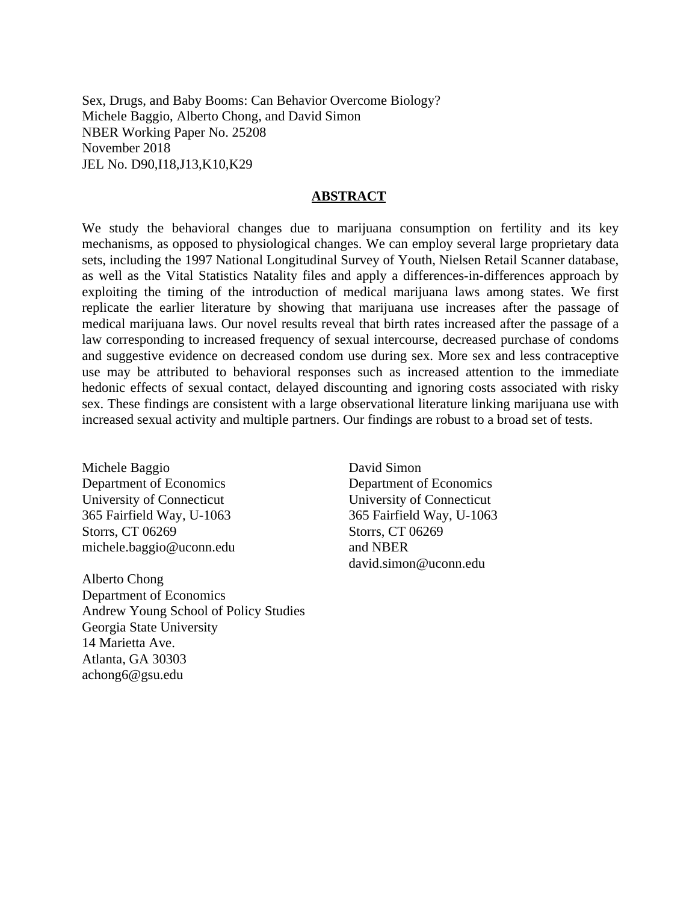Sex, Drugs, and Baby Booms: Can Behavior Overcome Biology?
Michele Baggio, Alberto Chong, and David Simon
NBER Working Paper No. 25208
November 2018
JEL No. D90,I18,J13,K10,K29

## ABSTRACT

We study the behavioral changes due to marijuana consumption on fertility and its key mechanisms, as opposed to physiological changes. We can employ several large proprietary data sets, including the 1997 National Longitudinal Survey of Youth, Nielsen Retail Scanner database, as well as the Vital Statistics Natality files and apply a differences-in-differences approach by exploiting the timing of the introduction of medical marijuana laws among states. We first replicate the earlier literature by showing that marijuana use increases after the passage of medical marijuana laws. Our novel results reveal that birth rates increased after the passage of a law corresponding to increased frequency of sexual intercourse, decreased purchase of condoms and suggestive evidence on decreased condom use during sex. More sex and less contraceptive use may be attributed to behavioral responses such as increased attention to the immediate hedonic effects of sexual contact, delayed discounting and ignoring costs associated with risky sex. These findings are consistent with a large observational literature linking marijuana use with increased sexual activity and multiple partners. Our findings are robust to a broad set of tests.

Michele Baggio
Department of Economics
University of Connecticut
365 Fairfield Way, U-1063
Storrs, CT 06269
michele.baggio@uconn.edu

Alberto Chong
Department of Economics
Andrew Young School of Policy Studies
Georgia State University
14 Marietta Ave.
Atlanta, GA 30303
achong6@gsu.edu

David Simon
Department of Economics
University of Connecticut
365 Fairfield Way, U-1063
Storrs, CT 06269
and NBER
david.simon@uconn.edu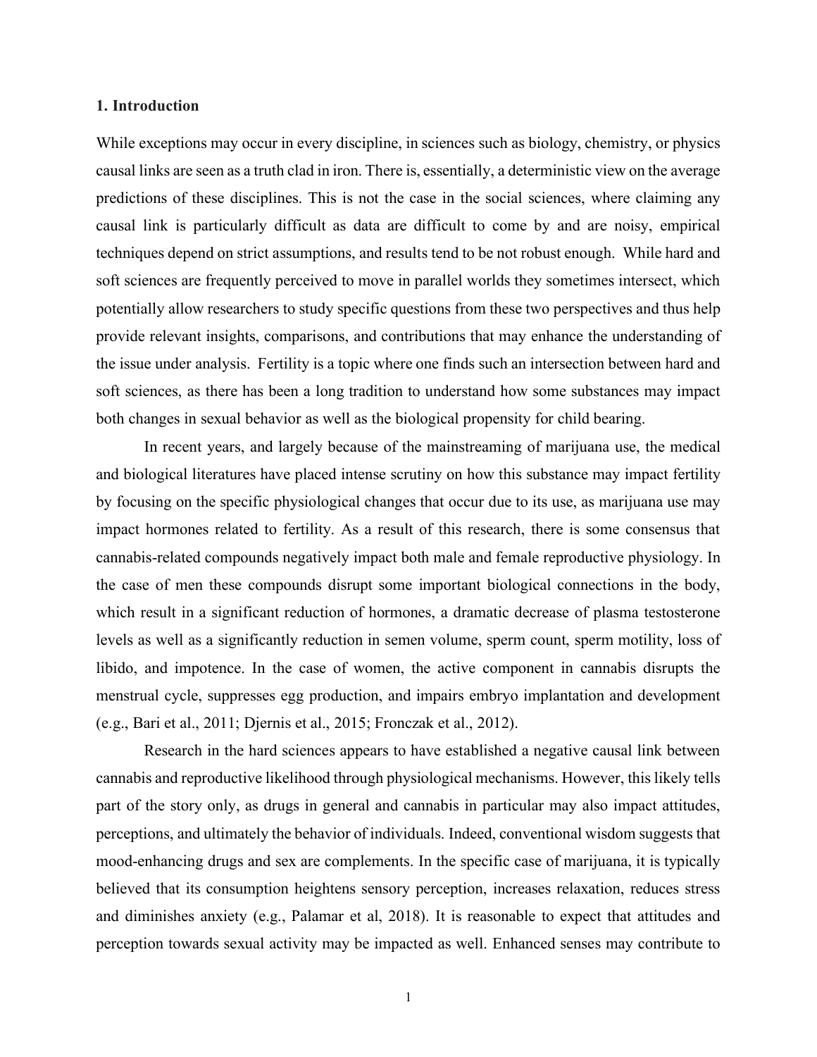## 1. Introduction

While exceptions may occur in every discipline, in sciences such as biology, chemistry, or physics causal links are seen as a truth clad in iron. There is, essentially, a deterministic view on the average predictions of these disciplines. This is not the case in the social sciences, where claiming any causal link is particularly difficult as data are difficult to come by and are noisy, empirical techniques depend on strict assumptions, and results tend to be not robust enough. While hard and soft sciences are frequently perceived to move in parallel worlds they sometimes intersect, which potentially allow researchers to study specific questions from these two perspectives and thus help provide relevant insights, comparisons, and contributions that may enhance the understanding of the issue under analysis. Fertility is a topic where one finds such an intersection between hard and soft sciences, as there has been a long tradition to understand how some substances may impact both changes in sexual behavior as well as the biological propensity for child bearing.

In recent years, and largely because of the mainstreaming of marijuana use, the medical and biological literatures have placed intense scrutiny on how this substance may impact fertility by focusing on the specific physiological changes that occur due to its use, as marijuana use may impact hormones related to fertility. As a result of this research, there is some consensus that cannabis-related compounds negatively impact both male and female reproductive physiology. In the case of men these compounds disrupt some important biological connections in the body, which result in a significant reduction of hormones, a dramatic decrease of plasma testosterone levels as well as a significantly reduction in semen volume, sperm count, sperm motility, loss of libido, and impotence. In the case of women, the active component in cannabis disrupts the menstrual cycle, suppresses egg production, and impairs embryo implantation and development (e.g., Bari et al., 2011; Djernis et al., 2015; Fronczak et al., 2012).

Research in the hard sciences appears to have established a negative causal link between cannabis and reproductive likelihood through physiological mechanisms. However, this likely tells part of the story only, as drugs in general and cannabis in particular may also impact attitudes, perceptions, and ultimately the behavior of individuals. Indeed, conventional wisdom suggests that mood-enhancing drugs and sex are complements. In the specific case of marijuana, it is typically believed that its consumption heightens sensory perception, increases relaxation, reduces stress and diminishes anxiety (e.g., Palamar et al, 2018). It is reasonable to expect that attitudes and perception towards sexual activity may be impacted as well. Enhanced senses may contribute to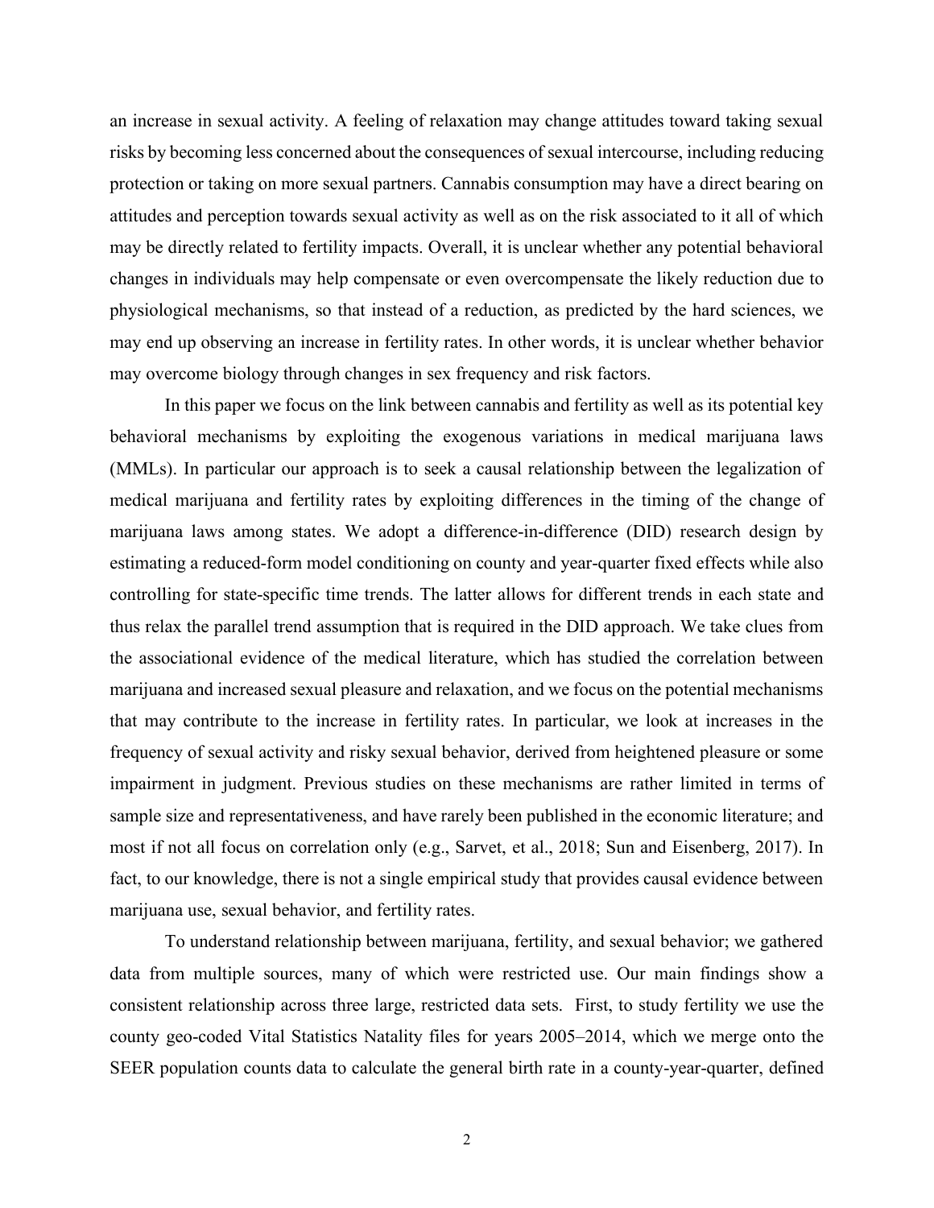an increase in sexual activity. A feeling of relaxation may change attitudes toward taking sexual risks by becoming less concerned about the consequences of sexual intercourse, including reducing protection or taking on more sexual partners. Cannabis consumption may have a direct bearing on attitudes and perception towards sexual activity as well as on the risk associated to it all of which may be directly related to fertility impacts. Overall, it is unclear whether any potential behavioral changes in individuals may help compensate or even overcompensate the likely reduction due to physiological mechanisms, so that instead of a reduction, as predicted by the hard sciences, we may end up observing an increase in fertility rates. In other words, it is unclear whether behavior may overcome biology through changes in sex frequency and risk factors.

In this paper we focus on the link between cannabis and fertility as well as its potential key behavioral mechanisms by exploiting the exogenous variations in medical marijuana laws (MMLs). In particular our approach is to seek a causal relationship between the legalization of medical marijuana and fertility rates by exploiting differences in the timing of the change of marijuana laws among states. We adopt a difference-in-difference (DID) research design by estimating a reduced-form model conditioning on county and year-quarter fixed effects while also controlling for state-specific time trends. The latter allows for different trends in each state and thus relax the parallel trend assumption that is required in the DID approach. We take clues from the associational evidence of the medical literature, which has studied the correlation between marijuana and increased sexual pleasure and relaxation, and we focus on the potential mechanisms that may contribute to the increase in fertility rates. In particular, we look at increases in the frequency of sexual activity and risky sexual behavior, derived from heightened pleasure or some impairment in judgment. Previous studies on these mechanisms are rather limited in terms of sample size and representativeness, and have rarely been published in the economic literature; and most if not all focus on correlation only (e.g., Sarvet, et al., 2018; Sun and Eisenberg, 2017). In fact, to our knowledge, there is not a single empirical study that provides causal evidence between marijuana use, sexual behavior, and fertility rates.

To understand relationship between marijuana, fertility, and sexual behavior; we gathered data from multiple sources, many of which were restricted use. Our main findings show a consistent relationship across three large, restricted data sets. First, to study fertility we use the county geo-coded Vital Statistics Natality files for years 2005–2014, which we merge onto the SEER population counts data to calculate the general birth rate in a county-year-quarter, defined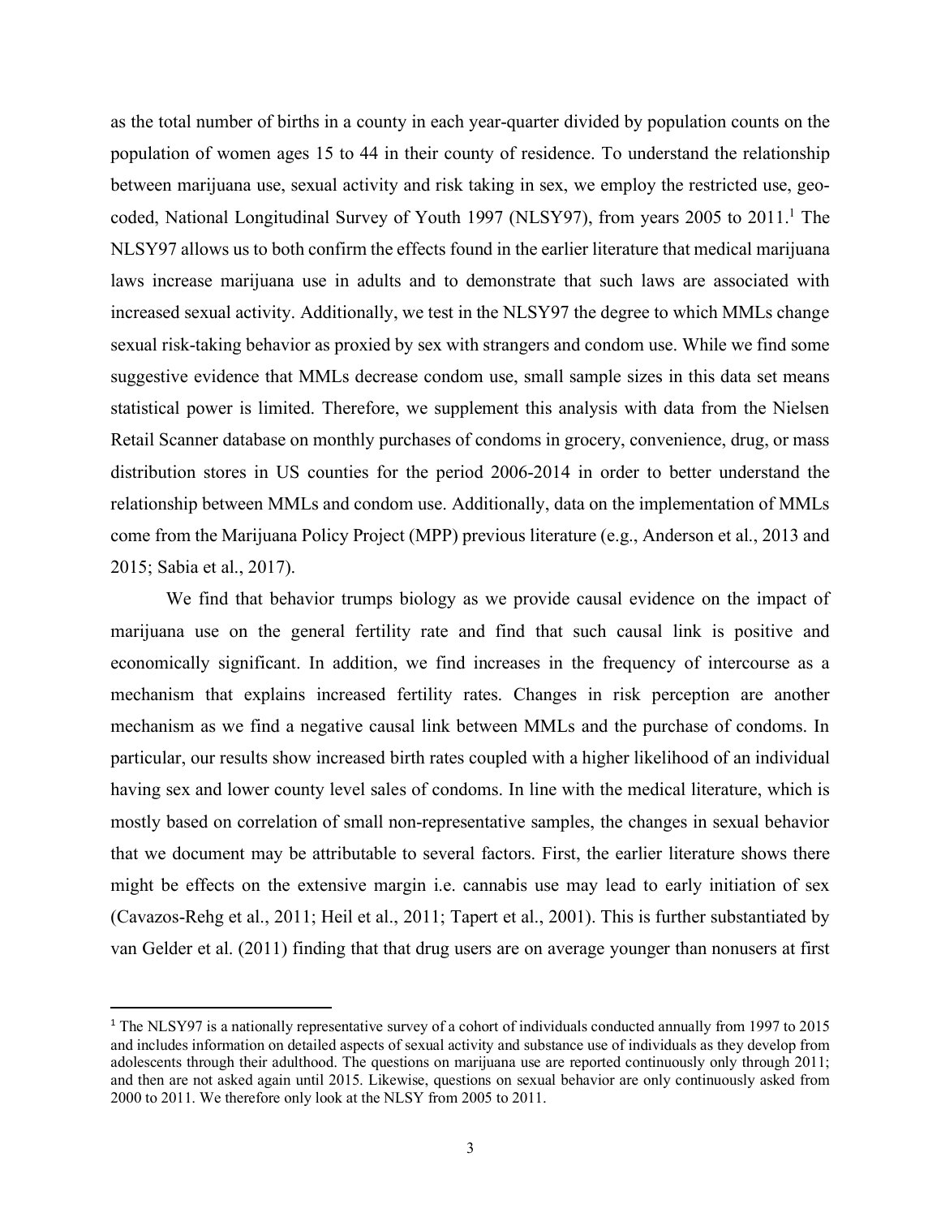as the total number of births in a county in each year-quarter divided by population counts on the population of women ages 15 to 44 in their county of residence. To understand the relationship between marijuana use, sexual activity and risk taking in sex, we employ the restricted use, geo-coded, National Longitudinal Survey of Youth 1997 (NLSY97), from years 2005 to 2011.[1] The NLSY97 allows us to both confirm the effects found in the earlier literature that medical marijuana laws increase marijuana use in adults and to demonstrate that such laws are associated with increased sexual activity. Additionally, we test in the NLSY97 the degree to which MMLs change sexual risk-taking behavior as proxied by sex with strangers and condom use. While we find some suggestive evidence that MMLs decrease condom use, small sample sizes in this data set means statistical power is limited. Therefore, we supplement this analysis with data from the Nielsen Retail Scanner database on monthly purchases of condoms in grocery, convenience, drug, or mass distribution stores in US counties for the period 2006-2014 in order to better understand the relationship between MMLs and condom use. Additionally, data on the implementation of MMLs come from the Marijuana Policy Project (MPP) previous literature (e.g., Anderson et al., 2013 and 2015; Sabia et al., 2017).

We find that behavior trumps biology as we provide causal evidence on the impact of marijuana use on the general fertility rate and find that such causal link is positive and economically significant. In addition, we find increases in the frequency of intercourse as a mechanism that explains increased fertility rates. Changes in risk perception are another mechanism as we find a negative causal link between MMLs and the purchase of condoms. In particular, our results show increased birth rates coupled with a higher likelihood of an individual having sex and lower county level sales of condoms. In line with the medical literature, which is mostly based on correlation of small non-representative samples, the changes in sexual behavior that we document may be attributable to several factors. First, the earlier literature shows there might be effects on the extensive margin i.e. cannabis use may lead to early initiation of sex (Cavazos-Rehg et al., 2011; Heil et al., 2011; Tapert et al., 2001). This is further substantiated by van Gelder et al. (2011) finding that that drug users are on average younger than nonusers at first

[1] The NLSY97 is a nationally representative survey of a cohort of individuals conducted annually from 1997 to 2015 and includes information on detailed aspects of sexual activity and substance use of individuals as they develop from adolescents through their adulthood. The questions on marijuana use are reported continuously only through 2011; and then are not asked again until 2015. Likewise, questions on sexual behavior are only continuously asked from 2000 to 2011. We therefore only look at the NLSY from 2005 to 2011.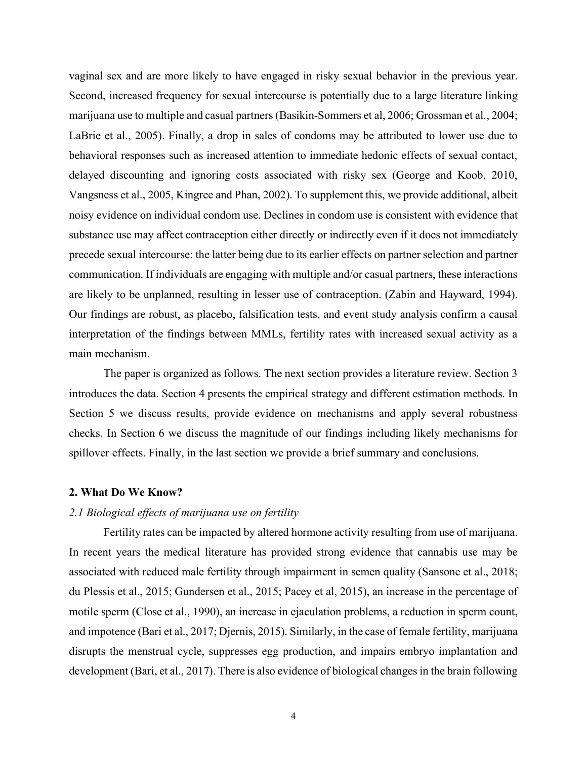vaginal sex and are more likely to have engaged in risky sexual behavior in the previous year. Second, increased frequency for sexual intercourse is potentially due to a large literature linking marijuana use to multiple and casual partners (Basikin-Sommers et al, 2006; Grossman et al., 2004; LaBrie et al., 2005). Finally, a drop in sales of condoms may be attributed to lower use due to behavioral responses such as increased attention to immediate hedonic effects of sexual contact, delayed discounting and ignoring costs associated with risky sex (George and Koob, 2010, Vangsness et al., 2005, Kingree and Phan, 2002). To supplement this, we provide additional, albeit noisy evidence on individual condom use. Declines in condom use is consistent with evidence that substance use may affect contraception either directly or indirectly even if it does not immediately precede sexual intercourse: the latter being due to its earlier effects on partner selection and partner communication. If individuals are engaging with multiple and/or casual partners, these interactions are likely to be unplanned, resulting in lesser use of contraception. (Zabin and Hayward, 1994). Our findings are robust, as placebo, falsification tests, and event study analysis confirm a causal interpretation of the findings between MMLs, fertility rates with increased sexual activity as a main mechanism.

The paper is organized as follows. The next section provides a literature review. Section 3 introduces the data. Section 4 presents the empirical strategy and different estimation methods. In Section 5 we discuss results, provide evidence on mechanisms and apply several robustness checks. In Section 6 we discuss the magnitude of our findings including likely mechanisms for spillover effects. Finally, in the last section we provide a brief summary and conclusions.

## 2. What Do We Know?

### *2.1 Biological effects of marijuana use on fertility*

Fertility rates can be impacted by altered hormone activity resulting from use of marijuana. In recent years the medical literature has provided strong evidence that cannabis use may be associated with reduced male fertility through impairment in semen quality (Sansone et al., 2018; du Plessis et al., 2015; Gundersen et al., 2015; Pacey et al, 2015), an increase in the percentage of motile sperm (Close et al., 1990), an increase in ejaculation problems, a reduction in sperm count, and impotence (Bari et al., 2017; Djernis, 2015). Similarly, in the case of female fertility, marijuana disrupts the menstrual cycle, suppresses egg production, and impairs embryo implantation and development (Bari, et al., 2017). There is also evidence of biological changes in the brain following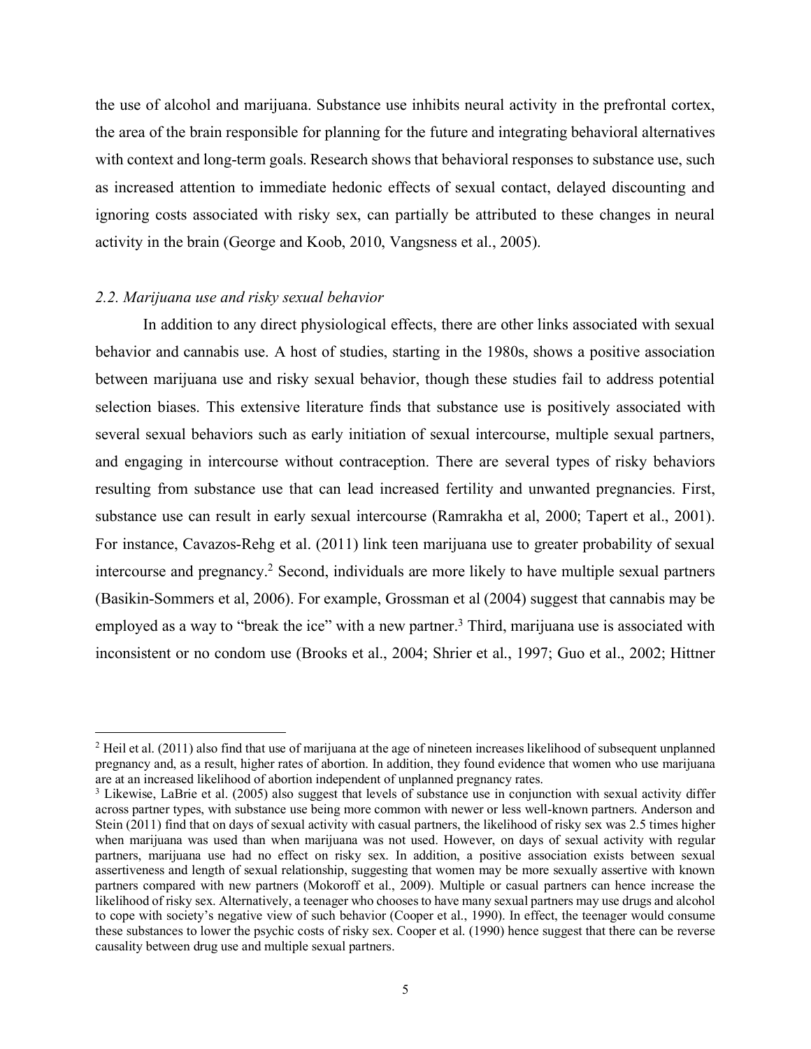the use of alcohol and marijuana. Substance use inhibits neural activity in the prefrontal cortex, the area of the brain responsible for planning for the future and integrating behavioral alternatives with context and long-term goals. Research shows that behavioral responses to substance use, such as increased attention to immediate hedonic effects of sexual contact, delayed discounting and ignoring costs associated with risky sex, can partially be attributed to these changes in neural activity in the brain (George and Koob, 2010, Vangsness et al., 2005).

### *2.2. Marijuana use and risky sexual behavior*

In addition to any direct physiological effects, there are other links associated with sexual behavior and cannabis use. A host of studies, starting in the 1980s, shows a positive association between marijuana use and risky sexual behavior, though these studies fail to address potential selection biases. This extensive literature finds that substance use is positively associated with several sexual behaviors such as early initiation of sexual intercourse, multiple sexual partners, and engaging in intercourse without contraception. There are several types of risky behaviors resulting from substance use that can lead increased fertility and unwanted pregnancies. First, substance use can result in early sexual intercourse (Ramrakha et al, 2000; Tapert et al., 2001). For instance, Cavazos-Rehg et al. (2011) link teen marijuana use to greater probability of sexual intercourse and pregnancy.[2] Second, individuals are more likely to have multiple sexual partners (Basikin-Sommers et al, 2006). For example, Grossman et al (2004) suggest that cannabis may be employed as a way to "break the ice" with a new partner.[3] Third, marijuana use is associated with inconsistent or no condom use (Brooks et al., 2004; Shrier et al., 1997; Guo et al., 2002; Hittner

---

[2] Heil et al. (2011) also find that use of marijuana at the age of nineteen increases likelihood of subsequent unplanned pregnancy and, as a result, higher rates of abortion. In addition, they found evidence that women who use marijuana are at an increased likelihood of abortion independent of unplanned pregnancy rates.

[3] Likewise, LaBrie et al. (2005) also suggest that levels of substance use in conjunction with sexual activity differ across partner types, with substance use being more common with newer or less well-known partners. Anderson and Stein (2011) find that on days of sexual activity with casual partners, the likelihood of risky sex was 2.5 times higher when marijuana was used than when marijuana was not used. However, on days of sexual activity with regular partners, marijuana use had no effect on risky sex. In addition, a positive association exists between sexual assertiveness and length of sexual relationship, suggesting that women may be more sexually assertive with known partners compared with new partners (Mokoroff et al., 2009). Multiple or casual partners can hence increase the likelihood of risky sex. Alternatively, a teenager who chooses to have many sexual partners may use drugs and alcohol to cope with society's negative view of such behavior (Cooper et al., 1990). In effect, the teenager would consume these substances to lower the psychic costs of risky sex. Cooper et al. (1990) hence suggest that there can be reverse causality between drug use and multiple sexual partners.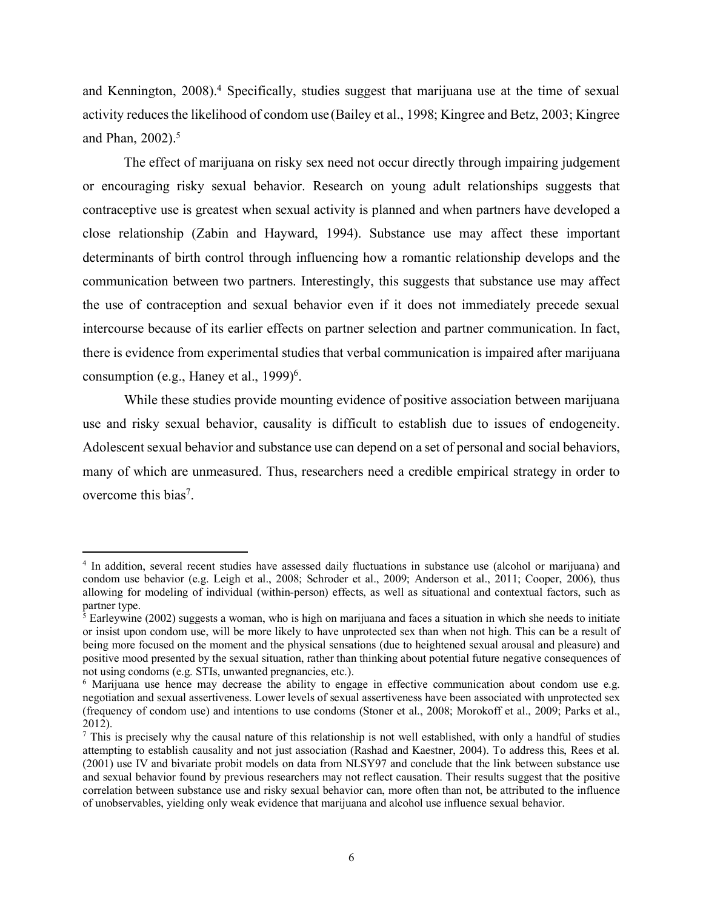and Kennington, 2008).[4] Specifically, studies suggest that marijuana use at the time of sexual activity reduces the likelihood of condom use (Bailey et al., 1998; Kingree and Betz, 2003; Kingree and Phan, 2002).[5]

The effect of marijuana on risky sex need not occur directly through impairing judgement or encouraging risky sexual behavior. Research on young adult relationships suggests that contraceptive use is greatest when sexual activity is planned and when partners have developed a close relationship (Zabin and Hayward, 1994). Substance use may affect these important determinants of birth control through influencing how a romantic relationship develops and the communication between two partners. Interestingly, this suggests that substance use may affect the use of contraception and sexual behavior even if it does not immediately precede sexual intercourse because of its earlier effects on partner selection and partner communication. In fact, there is evidence from experimental studies that verbal communication is impaired after marijuana consumption (e.g., Haney et al., 1999)[6].

While these studies provide mounting evidence of positive association between marijuana use and risky sexual behavior, causality is difficult to establish due to issues of endogeneity. Adolescent sexual behavior and substance use can depend on a set of personal and social behaviors, many of which are unmeasured. Thus, researchers need a credible empirical strategy in order to overcome this bias[7].

---

[4] In addition, several recent studies have assessed daily fluctuations in substance use (alcohol or marijuana) and condom use behavior (e.g. Leigh et al., 2008; Schroder et al., 2009; Anderson et al., 2011; Cooper, 2006), thus allowing for modeling of individual (within-person) effects, as well as situational and contextual factors, such as partner type.

[5] Earleywine (2002) suggests a woman, who is high on marijuana and faces a situation in which she needs to initiate or insist upon condom use, will be more likely to have unprotected sex than when not high. This can be a result of being more focused on the moment and the physical sensations (due to heightened sexual arousal and pleasure) and positive mood presented by the sexual situation, rather than thinking about potential future negative consequences of not using condoms (e.g. STIs, unwanted pregnancies, etc.).

[6] Marijuana use hence may decrease the ability to engage in effective communication about condom use e.g. negotiation and sexual assertiveness. Lower levels of sexual assertiveness have been associated with unprotected sex (frequency of condom use) and intentions to use condoms (Stoner et al., 2008; Morokoff et al., 2009; Parks et al., 2012).

[7] This is precisely why the causal nature of this relationship is not well established, with only a handful of studies attempting to establish causality and not just association (Rashad and Kaestner, 2004). To address this, Rees et al. (2001) use IV and bivariate probit models on data from NLSY97 and conclude that the link between substance use and sexual behavior found by previous researchers may not reflect causation. Their results suggest that the positive correlation between substance use and risky sexual behavior can, more often than not, be attributed to the influence of unobservables, yielding only weak evidence that marijuana and alcohol use influence sexual behavior.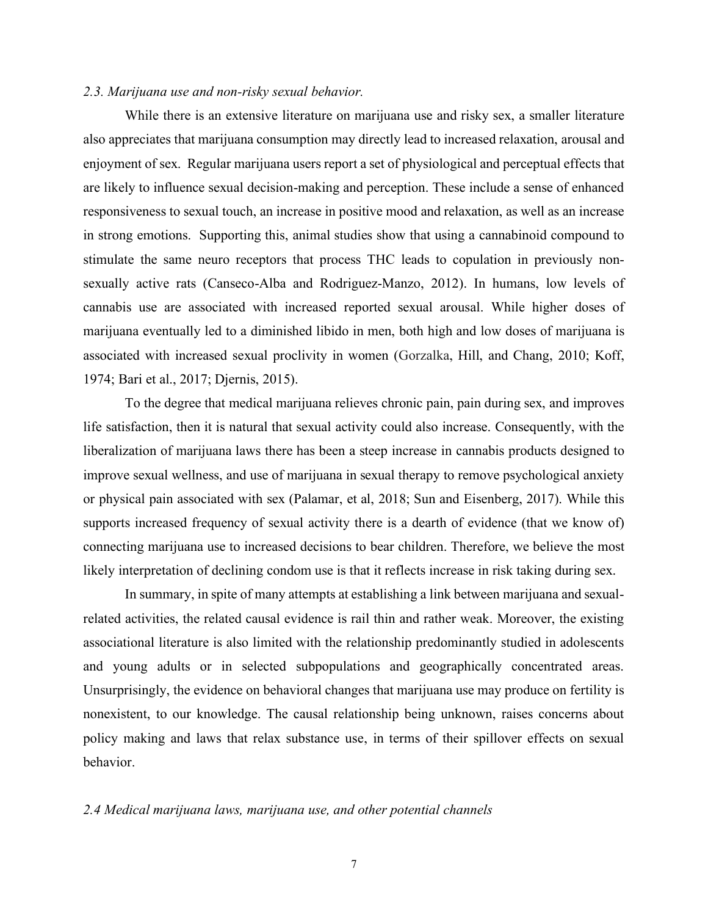### *2.3. Marijuana use and non-risky sexual behavior.*

While there is an extensive literature on marijuana use and risky sex, a smaller literature also appreciates that marijuana consumption may directly lead to increased relaxation, arousal and enjoyment of sex. Regular marijuana users report a set of physiological and perceptual effects that are likely to influence sexual decision-making and perception. These include a sense of enhanced responsiveness to sexual touch, an increase in positive mood and relaxation, as well as an increase in strong emotions. Supporting this, animal studies show that using a cannabinoid compound to stimulate the same neuro receptors that process THC leads to copulation in previously non-sexually active rats (Canseco-Alba and Rodriguez-Manzo, 2012). In humans, low levels of cannabis use are associated with increased reported sexual arousal. While higher doses of marijuana eventually led to a diminished libido in men, both high and low doses of marijuana is associated with increased sexual proclivity in women (Gorzalka, Hill, and Chang, 2010; Koff, 1974; Bari et al., 2017; Djernis, 2015).

To the degree that medical marijuana relieves chronic pain, pain during sex, and improves life satisfaction, then it is natural that sexual activity could also increase. Consequently, with the liberalization of marijuana laws there has been a steep increase in cannabis products designed to improve sexual wellness, and use of marijuana in sexual therapy to remove psychological anxiety or physical pain associated with sex (Palamar, et al, 2018; Sun and Eisenberg, 2017). While this supports increased frequency of sexual activity there is a dearth of evidence (that we know of) connecting marijuana use to increased decisions to bear children. Therefore, we believe the most likely interpretation of declining condom use is that it reflects increase in risk taking during sex.

In summary, in spite of many attempts at establishing a link between marijuana and sexual-related activities, the related causal evidence is rail thin and rather weak. Moreover, the existing associational literature is also limited with the relationship predominantly studied in adolescents and young adults or in selected subpopulations and geographically concentrated areas. Unsurprisingly, the evidence on behavioral changes that marijuana use may produce on fertility is nonexistent, to our knowledge. The causal relationship being unknown, raises concerns about policy making and laws that relax substance use, in terms of their spillover effects on sexual behavior.

### *2.4 Medical marijuana laws, marijuana use, and other potential channels*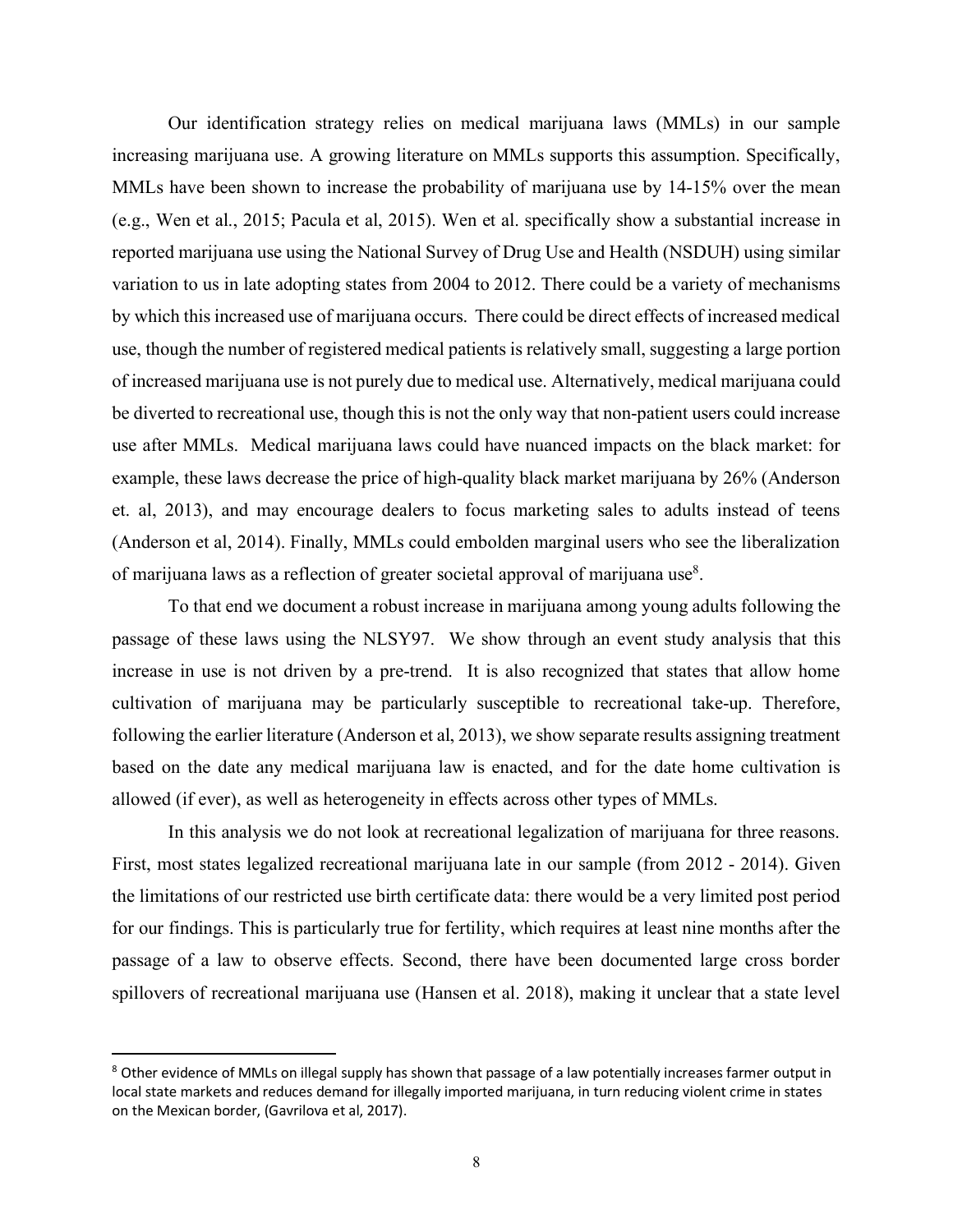Our identification strategy relies on medical marijuana laws (MMLs) in our sample increasing marijuana use. A growing literature on MMLs supports this assumption. Specifically, MMLs have been shown to increase the probability of marijuana use by 14-15% over the mean (e.g., Wen et al., 2015; Pacula et al, 2015). Wen et al. specifically show a substantial increase in reported marijuana use using the National Survey of Drug Use and Health (NSDUH) using similar variation to us in late adopting states from 2004 to 2012. There could be a variety of mechanisms by which this increased use of marijuana occurs. There could be direct effects of increased medical use, though the number of registered medical patients is relatively small, suggesting a large portion of increased marijuana use is not purely due to medical use. Alternatively, medical marijuana could be diverted to recreational use, though this is not the only way that non-patient users could increase use after MMLs. Medical marijuana laws could have nuanced impacts on the black market: for example, these laws decrease the price of high-quality black market marijuana by 26% (Anderson et. al, 2013), and may encourage dealers to focus marketing sales to adults instead of teens (Anderson et al, 2014). Finally, MMLs could embolden marginal users who see the liberalization of marijuana laws as a reflection of greater societal approval of marijuana use[8].

To that end we document a robust increase in marijuana among young adults following the passage of these laws using the NLSY97. We show through an event study analysis that this increase in use is not driven by a pre-trend. It is also recognized that states that allow home cultivation of marijuana may be particularly susceptible to recreational take-up. Therefore, following the earlier literature (Anderson et al, 2013), we show separate results assigning treatment based on the date any medical marijuana law is enacted, and for the date home cultivation is allowed (if ever), as well as heterogeneity in effects across other types of MMLs.

In this analysis we do not look at recreational legalization of marijuana for three reasons. First, most states legalized recreational marijuana late in our sample (from 2012 - 2014). Given the limitations of our restricted use birth certificate data: there would be a very limited post period for our findings. This is particularly true for fertility, which requires at least nine months after the passage of a law to observe effects. Second, there have been documented large cross border spillovers of recreational marijuana use (Hansen et al. 2018), making it unclear that a state level

[8] Other evidence of MMLs on illegal supply has shown that passage of a law potentially increases farmer output in local state markets and reduces demand for illegally imported marijuana, in turn reducing violent crime in states on the Mexican border, (Gavrilova et al, 2017).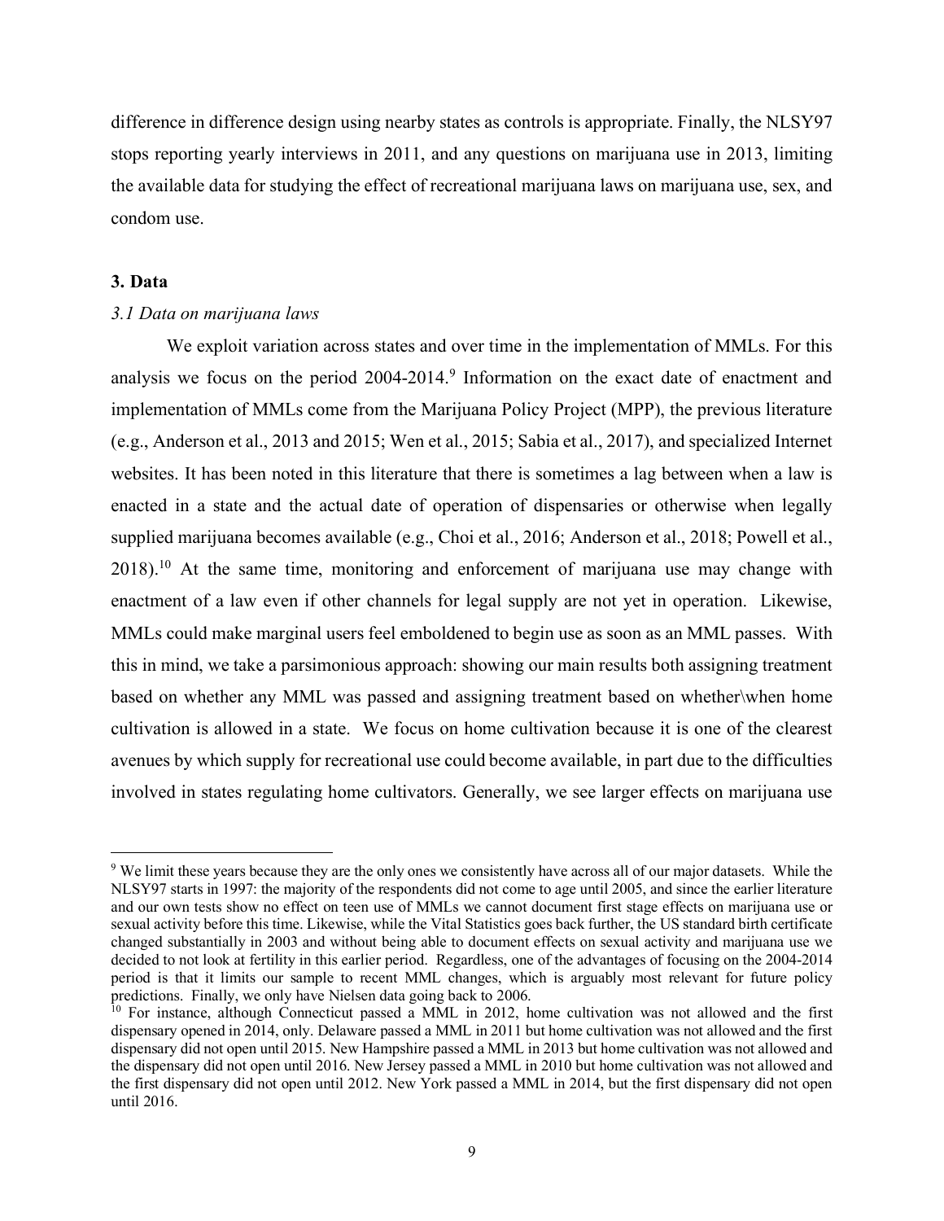difference in difference design using nearby states as controls is appropriate. Finally, the NLSY97 stops reporting yearly interviews in 2011, and any questions on marijuana use in 2013, limiting the available data for studying the effect of recreational marijuana laws on marijuana use, sex, and condom use.

## 3. Data

### *3.1 Data on marijuana laws*

We exploit variation across states and over time in the implementation of MMLs. For this analysis we focus on the period 2004-2014.[9] Information on the exact date of enactment and implementation of MMLs come from the Marijuana Policy Project (MPP), the previous literature (e.g., Anderson et al., 2013 and 2015; Wen et al., 2015; Sabia et al., 2017), and specialized Internet websites. It has been noted in this literature that there is sometimes a lag between when a law is enacted in a state and the actual date of operation of dispensaries or otherwise when legally supplied marijuana becomes available (e.g., Choi et al., 2016; Anderson et al., 2018; Powell et al., 2018).[10] At the same time, monitoring and enforcement of marijuana use may change with enactment of a law even if other channels for legal supply are not yet in operation. Likewise, MMLs could make marginal users feel emboldened to begin use as soon as an MML passes. With this in mind, we take a parsimonious approach: showing our main results both assigning treatment based on whether any MML was passed and assigning treatment based on whether\when home cultivation is allowed in a state. We focus on home cultivation because it is one of the clearest avenues by which supply for recreational use could become available, in part due to the difficulties involved in states regulating home cultivators. Generally, we see larger effects on marijuana use

---

[9] We limit these years because they are the only ones we consistently have across all of our major datasets. While the NLSY97 starts in 1997: the majority of the respondents did not come to age until 2005, and since the earlier literature and our own tests show no effect on teen use of MMLs we cannot document first stage effects on marijuana use or sexual activity before this time. Likewise, while the Vital Statistics goes back further, the US standard birth certificate changed substantially in 2003 and without being able to document effects on sexual activity and marijuana use we decided to not look at fertility in this earlier period. Regardless, one of the advantages of focusing on the 2004-2014 period is that it limits our sample to recent MML changes, which is arguably most relevant for future policy predictions. Finally, we only have Nielsen data going back to 2006.

[10] For instance, although Connecticut passed a MML in 2012, home cultivation was not allowed and the first dispensary opened in 2014, only. Delaware passed a MML in 2011 but home cultivation was not allowed and the first dispensary did not open until 2015. New Hampshire passed a MML in 2013 but home cultivation was not allowed and the dispensary did not open until 2016. New Jersey passed a MML in 2010 but home cultivation was not allowed and the first dispensary did not open until 2012. New York passed a MML in 2014, but the first dispensary did not open until 2016.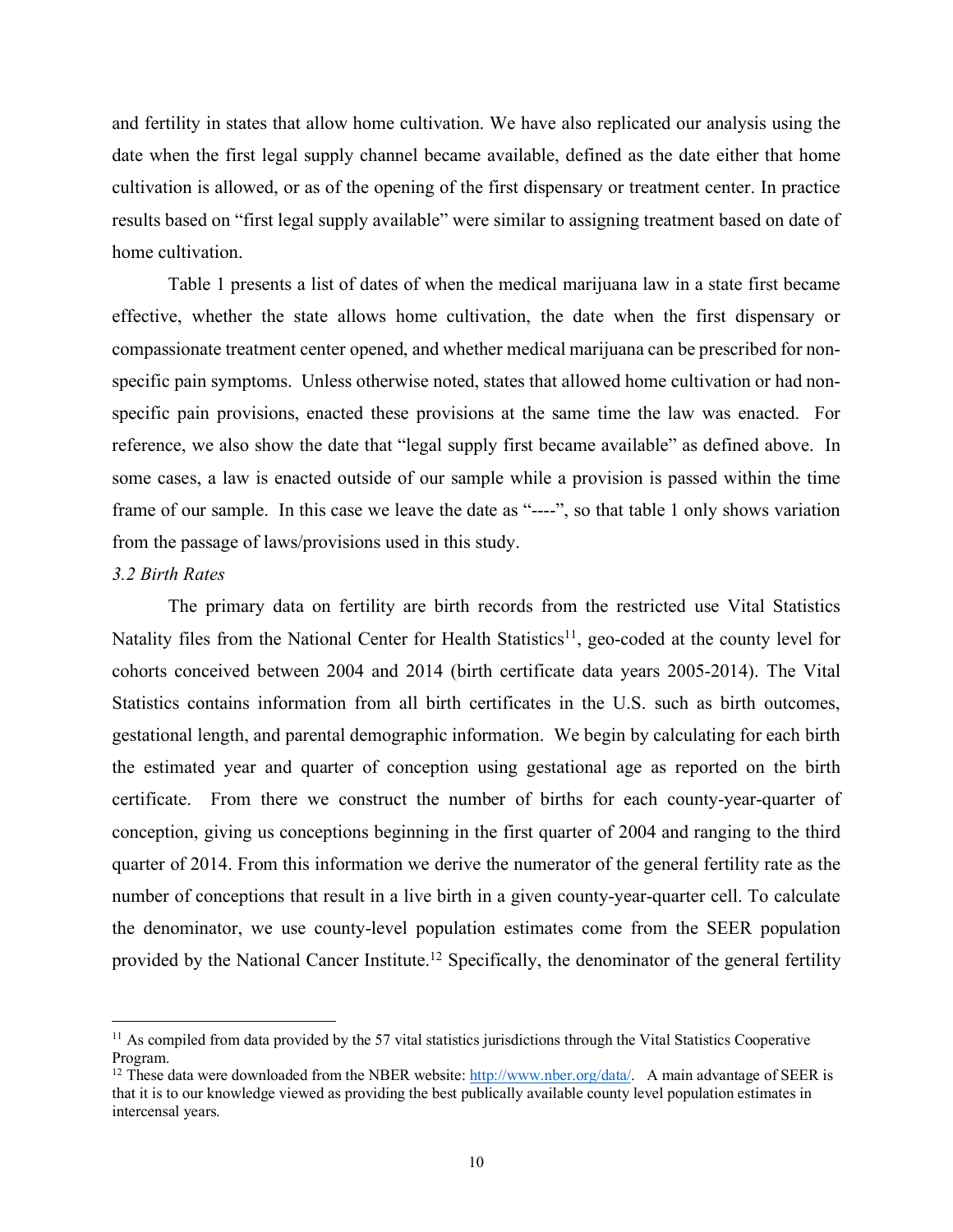and fertility in states that allow home cultivation. We have also replicated our analysis using the date when the first legal supply channel became available, defined as the date either that home cultivation is allowed, or as of the opening of the first dispensary or treatment center. In practice results based on "first legal supply available" were similar to assigning treatment based on date of home cultivation.

Table 1 presents a list of dates of when the medical marijuana law in a state first became effective, whether the state allows home cultivation, the date when the first dispensary or compassionate treatment center opened, and whether medical marijuana can be prescribed for non-specific pain symptoms. Unless otherwise noted, states that allowed home cultivation or had non-specific pain provisions, enacted these provisions at the same time the law was enacted. For reference, we also show the date that "legal supply first became available" as defined above. In some cases, a law is enacted outside of our sample while a provision is passed within the time frame of our sample. In this case we leave the date as "----", so that table 1 only shows variation from the passage of laws/provisions used in this study.

*3.2 Birth Rates*

The primary data on fertility are birth records from the restricted use Vital Statistics Natality files from the National Center for Health Statistics[11], geo-coded at the county level for cohorts conceived between 2004 and 2014 (birth certificate data years 2005-2014). The Vital Statistics contains information from all birth certificates in the U.S. such as birth outcomes, gestational length, and parental demographic information. We begin by calculating for each birth the estimated year and quarter of conception using gestational age as reported on the birth certificate. From there we construct the number of births for each county-year-quarter of conception, giving us conceptions beginning in the first quarter of 2004 and ranging to the third quarter of 2014. From this information we derive the numerator of the general fertility rate as the number of conceptions that result in a live birth in a given county-year-quarter cell. To calculate the denominator, we use county-level population estimates come from the SEER population provided by the National Cancer Institute.[12] Specifically, the denominator of the general fertility

---

[11] As compiled from data provided by the 57 vital statistics jurisdictions through the Vital Statistics Cooperative Program.

[12] These data were downloaded from the NBER website: http://www.nber.org/data/. A main advantage of SEER is that it is to our knowledge viewed as providing the best publically available county level population estimates in intercensal years.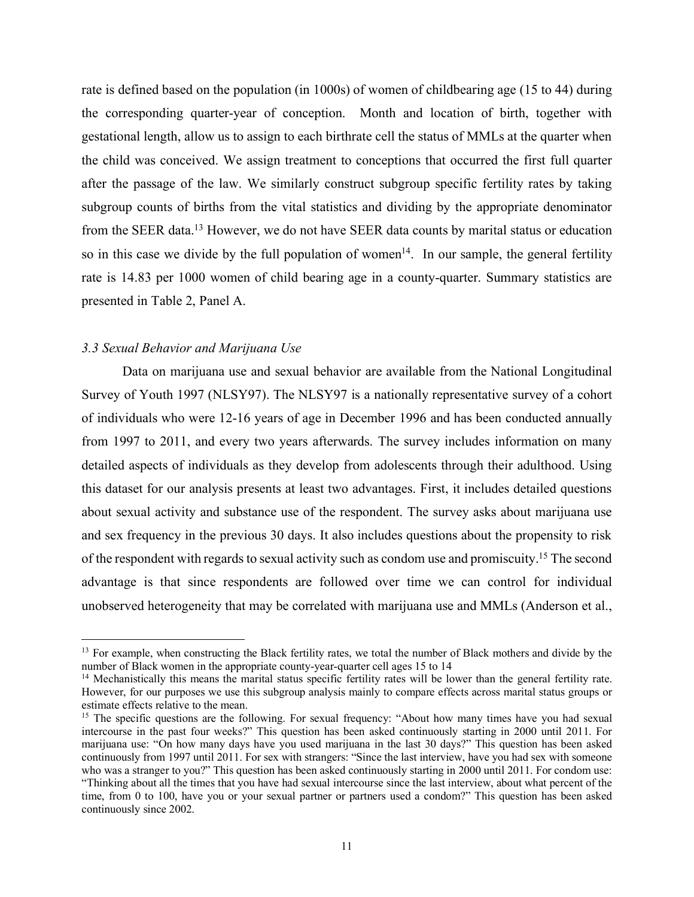rate is defined based on the population (in 1000s) of women of childbearing age (15 to 44) during the corresponding quarter-year of conception. Month and location of birth, together with gestational length, allow us to assign to each birthrate cell the status of MMLs at the quarter when the child was conceived. We assign treatment to conceptions that occurred the first full quarter after the passage of the law. We similarly construct subgroup specific fertility rates by taking subgroup counts of births from the vital statistics and dividing by the appropriate denominator from the SEER data.[13] However, we do not have SEER data counts by marital status or education so in this case we divide by the full population of women[14]. In our sample, the general fertility rate is 14.83 per 1000 women of child bearing age in a county-quarter. Summary statistics are presented in Table 2, Panel A.

### *3.3 Sexual Behavior and Marijuana Use*

Data on marijuana use and sexual behavior are available from the National Longitudinal Survey of Youth 1997 (NLSY97). The NLSY97 is a nationally representative survey of a cohort of individuals who were 12-16 years of age in December 1996 and has been conducted annually from 1997 to 2011, and every two years afterwards. The survey includes information on many detailed aspects of individuals as they develop from adolescents through their adulthood. Using this dataset for our analysis presents at least two advantages. First, it includes detailed questions about sexual activity and substance use of the respondent. The survey asks about marijuana use and sex frequency in the previous 30 days. It also includes questions about the propensity to risk of the respondent with regards to sexual activity such as condom use and promiscuity.[15] The second advantage is that since respondents are followed over time we can control for individual unobserved heterogeneity that may be correlated with marijuana use and MMLs (Anderson et al.,

---

[13] For example, when constructing the Black fertility rates, we total the number of Black mothers and divide by the number of Black women in the appropriate county-year-quarter cell ages 15 to 14

[14] Mechanistically this means the marital status specific fertility rates will be lower than the general fertility rate. However, for our purposes we use this subgroup analysis mainly to compare effects across marital status groups or estimate effects relative to the mean.

[15] The specific questions are the following. For sexual frequency: "About how many times have you had sexual intercourse in the past four weeks?" This question has been asked continuously starting in 2000 until 2011. For marijuana use: "On how many days have you used marijuana in the last 30 days?" This question has been asked continuously from 1997 until 2011. For sex with strangers: "Since the last interview, have you had sex with someone who was a stranger to you?" This question has been asked continuously starting in 2000 until 2011. For condom use: "Thinking about all the times that you have had sexual intercourse since the last interview, about what percent of the time, from 0 to 100, have you or your sexual partner or partners used a condom?" This question has been asked continuously since 2002.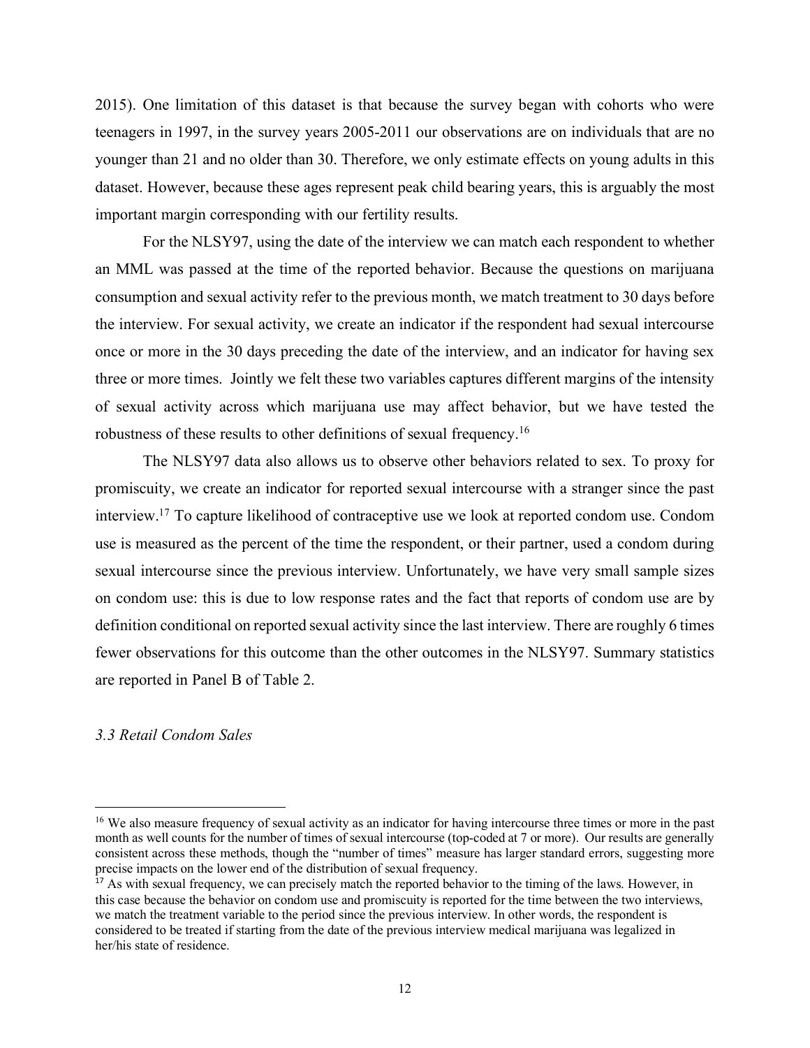2015). One limitation of this dataset is that because the survey began with cohorts who were teenagers in 1997, in the survey years 2005-2011 our observations are on individuals that are no younger than 21 and no older than 30. Therefore, we only estimate effects on young adults in this dataset. However, because these ages represent peak child bearing years, this is arguably the most important margin corresponding with our fertility results.

For the NLSY97, using the date of the interview we can match each respondent to whether an MML was passed at the time of the reported behavior. Because the questions on marijuana consumption and sexual activity refer to the previous month, we match treatment to 30 days before the interview. For sexual activity, we create an indicator if the respondent had sexual intercourse once or more in the 30 days preceding the date of the interview, and an indicator for having sex three or more times. Jointly we felt these two variables captures different margins of the intensity of sexual activity across which marijuana use may affect behavior, but we have tested the robustness of these results to other definitions of sexual frequency.[16]

The NLSY97 data also allows us to observe other behaviors related to sex. To proxy for promiscuity, we create an indicator for reported sexual intercourse with a stranger since the past interview.[17] To capture likelihood of contraceptive use we look at reported condom use. Condom use is measured as the percent of the time the respondent, or their partner, used a condom during sexual intercourse since the previous interview. Unfortunately, we have very small sample sizes on condom use: this is due to low response rates and the fact that reports of condom use are by definition conditional on reported sexual activity since the last interview. There are roughly 6 times fewer observations for this outcome than the other outcomes in the NLSY97. Summary statistics are reported in Panel B of Table 2.

### *3.3 Retail Condom Sales*

---

[16] We also measure frequency of sexual activity as an indicator for having intercourse three times or more in the past month as well counts for the number of times of sexual intercourse (top-coded at 7 or more). Our results are generally consistent across these methods, though the "number of times" measure has larger standard errors, suggesting more precise impacts on the lower end of the distribution of sexual frequency.

[17] As with sexual frequency, we can precisely match the reported behavior to the timing of the laws. However, in this case because the behavior on condom use and promiscuity is reported for the time between the two interviews, we match the treatment variable to the period since the previous interview. In other words, the respondent is considered to be treated if starting from the date of the previous interview medical marijuana was legalized in her/his state of residence.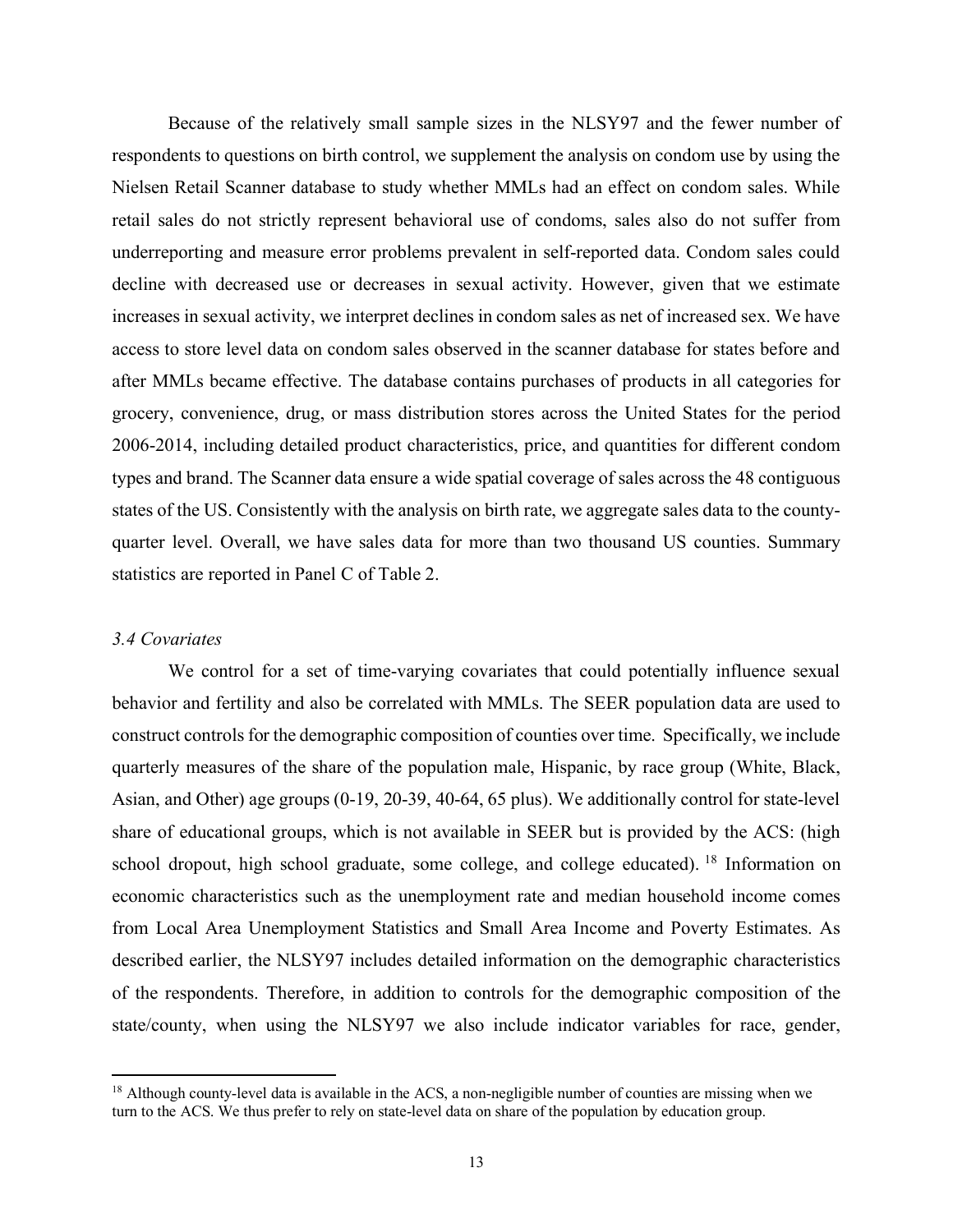Because of the relatively small sample sizes in the NLSY97 and the fewer number of respondents to questions on birth control, we supplement the analysis on condom use by using the Nielsen Retail Scanner database to study whether MMLs had an effect on condom sales. While retail sales do not strictly represent behavioral use of condoms, sales also do not suffer from underreporting and measure error problems prevalent in self-reported data. Condom sales could decline with decreased use or decreases in sexual activity. However, given that we estimate increases in sexual activity, we interpret declines in condom sales as net of increased sex. We have access to store level data on condom sales observed in the scanner database for states before and after MMLs became effective. The database contains purchases of products in all categories for grocery, convenience, drug, or mass distribution stores across the United States for the period 2006-2014, including detailed product characteristics, price, and quantities for different condom types and brand. The Scanner data ensure a wide spatial coverage of sales across the 48 contiguous states of the US. Consistently with the analysis on birth rate, we aggregate sales data to the county-quarter level. Overall, we have sales data for more than two thousand US counties. Summary statistics are reported in Panel C of Table 2.

### *3.4 Covariates*

We control for a set of time-varying covariates that could potentially influence sexual behavior and fertility and also be correlated with MMLs. The SEER population data are used to construct controls for the demographic composition of counties over time. Specifically, we include quarterly measures of the share of the population male, Hispanic, by race group (White, Black, Asian, and Other) age groups (0-19, 20-39, 40-64, 65 plus). We additionally control for state-level share of educational groups, which is not available in SEER but is provided by the ACS: (high school dropout, high school graduate, some college, and college educated). [18] Information on economic characteristics such as the unemployment rate and median household income comes from Local Area Unemployment Statistics and Small Area Income and Poverty Estimates. As described earlier, the NLSY97 includes detailed information on the demographic characteristics of the respondents. Therefore, in addition to controls for the demographic composition of the state/county, when using the NLSY97 we also include indicator variables for race, gender,

[18] Although county-level data is available in the ACS, a non-negligible number of counties are missing when we turn to the ACS. We thus prefer to rely on state-level data on share of the population by education group.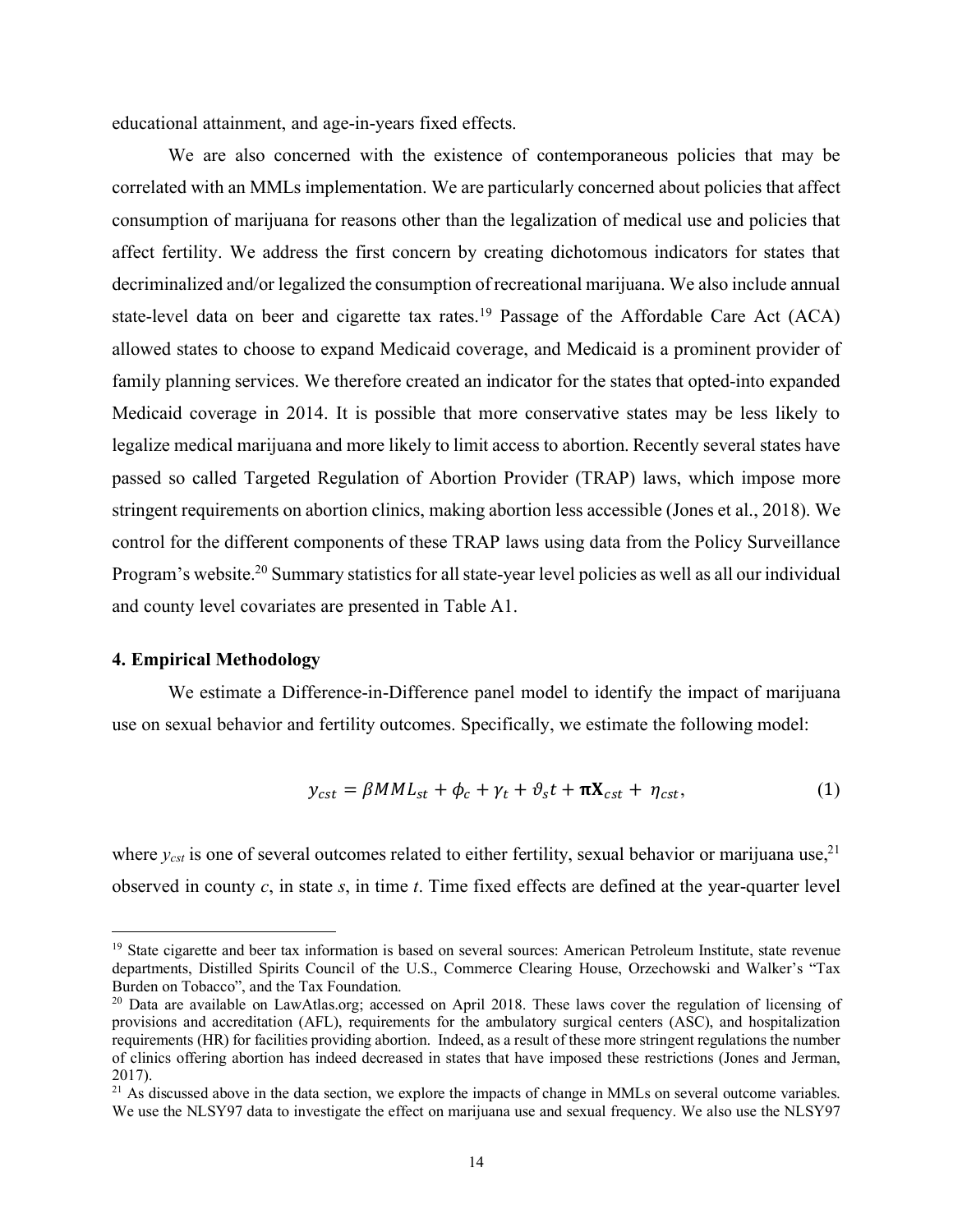educational attainment, and age-in-years fixed effects.

We are also concerned with the existence of contemporaneous policies that may be correlated with an MMLs implementation. We are particularly concerned about policies that affect consumption of marijuana for reasons other than the legalization of medical use and policies that affect fertility. We address the first concern by creating dichotomous indicators for states that decriminalized and/or legalized the consumption of recreational marijuana. We also include annual state-level data on beer and cigarette tax rates.[19] Passage of the Affordable Care Act (ACA) allowed states to choose to expand Medicaid coverage, and Medicaid is a prominent provider of family planning services. We therefore created an indicator for the states that opted-into expanded Medicaid coverage in 2014. It is possible that more conservative states may be less likely to legalize medical marijuana and more likely to limit access to abortion. Recently several states have passed so called Targeted Regulation of Abortion Provider (TRAP) laws, which impose more stringent requirements on abortion clinics, making abortion less accessible (Jones et al., 2018). We control for the different components of these TRAP laws using data from the Policy Surveillance Program's website.[20] Summary statistics for all state-year level policies as well as all our individual and county level covariates are presented in Table A1.

## 4. Empirical Methodology

We estimate a Difference-in-Difference panel model to identify the impact of marijuana use on sexual behavior and fertility outcomes. Specifically, we estimate the following model:

$$y_{cst} = \beta MML_{st} + \phi_c + \gamma_t + \vartheta_s t + \boldsymbol{\pi}\mathbf{X}_{cst} + \eta_{cst}, \tag{1}$$

where $y_{cst}$ is one of several outcomes related to either fertility, sexual behavior or marijuana use,[21] observed in county $c$, in state $s$, in time $t$. Time fixed effects are defined at the year-quarter level

[19] State cigarette and beer tax information is based on several sources: American Petroleum Institute, state revenue departments, Distilled Spirits Council of the U.S., Commerce Clearing House, Orzechowski and Walker's "Tax Burden on Tobacco", and the Tax Foundation.

[20] Data are available on LawAtlas.org; accessed on April 2018. These laws cover the regulation of licensing of provisions and accreditation (AFL), requirements for the ambulatory surgical centers (ASC), and hospitalization requirements (HR) for facilities providing abortion. Indeed, as a result of these more stringent regulations the number of clinics offering abortion has indeed decreased in states that have imposed these restrictions (Jones and Jerman, 2017).

[21] As discussed above in the data section, we explore the impacts of change in MMLs on several outcome variables. We use the NLSY97 data to investigate the effect on marijuana use and sexual frequency. We also use the NLSY97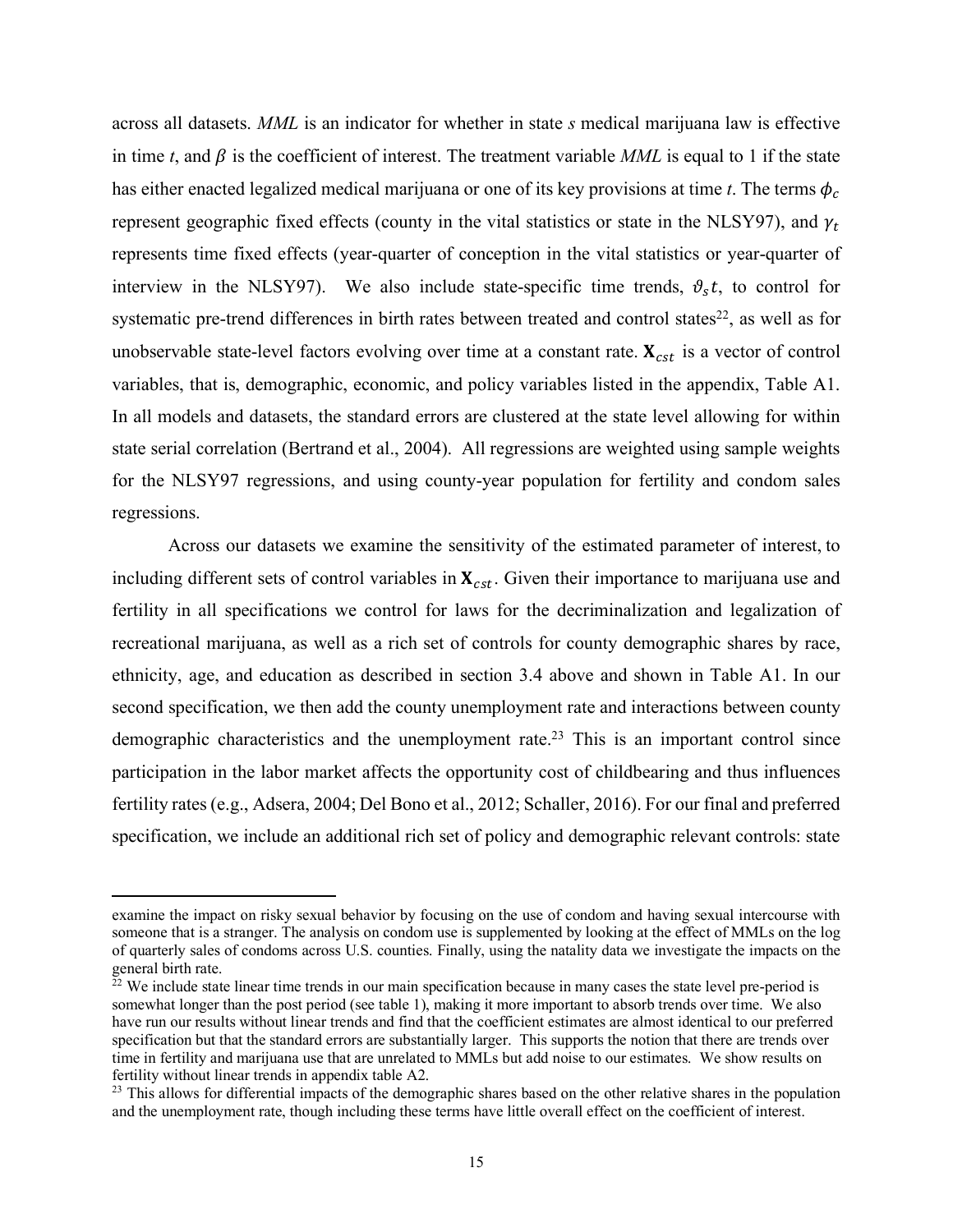across all datasets. *MML* is an indicator for whether in state *s* medical marijuana law is effective in time *t*, and $\beta$ is the coefficient of interest. The treatment variable *MML* is equal to 1 if the state has either enacted legalized medical marijuana or one of its key provisions at time *t*. The terms $\phi_c$ represent geographic fixed effects (county in the vital statistics or state in the NLSY97), and $\gamma_t$ represents time fixed effects (year-quarter of conception in the vital statistics or year-quarter of interview in the NLSY97). We also include state-specific time trends, $\vartheta_s t$, to control for systematic pre-trend differences in birth rates between treated and control states[22], as well as for unobservable state-level factors evolving over time at a constant rate. $\mathbf{X}_{cst}$ is a vector of control variables, that is, demographic, economic, and policy variables listed in the appendix, Table A1. In all models and datasets, the standard errors are clustered at the state level allowing for within state serial correlation (Bertrand et al., 2004). All regressions are weighted using sample weights for the NLSY97 regressions, and using county-year population for fertility and condom sales regressions.

Across our datasets we examine the sensitivity of the estimated parameter of interest, to including different sets of control variables in $\mathbf{X}_{cst}$. Given their importance to marijuana use and fertility in all specifications we control for laws for the decriminalization and legalization of recreational marijuana, as well as a rich set of controls for county demographic shares by race, ethnicity, age, and education as described in section 3.4 above and shown in Table A1. In our second specification, we then add the county unemployment rate and interactions between county demographic characteristics and the unemployment rate.[23] This is an important control since participation in the labor market affects the opportunity cost of childbearing and thus influences fertility rates (e.g., Adsera, 2004; Del Bono et al., 2012; Schaller, 2016). For our final and preferred specification, we include an additional rich set of policy and demographic relevant controls: state

---

examine the impact on risky sexual behavior by focusing on the use of condom and having sexual intercourse with someone that is a stranger. The analysis on condom use is supplemented by looking at the effect of MMLs on the log of quarterly sales of condoms across U.S. counties. Finally, using the natality data we investigate the impacts on the general birth rate.

[22] We include state linear time trends in our main specification because in many cases the state level pre-period is somewhat longer than the post period (see table 1), making it more important to absorb trends over time. We also have run our results without linear trends and find that the coefficient estimates are almost identical to our preferred specification but that the standard errors are substantially larger. This supports the notion that there are trends over time in fertility and marijuana use that are unrelated to MMLs but add noise to our estimates. We show results on fertility without linear trends in appendix table A2.

[23] This allows for differential impacts of the demographic shares based on the other relative shares in the population and the unemployment rate, though including these terms have little overall effect on the coefficient of interest.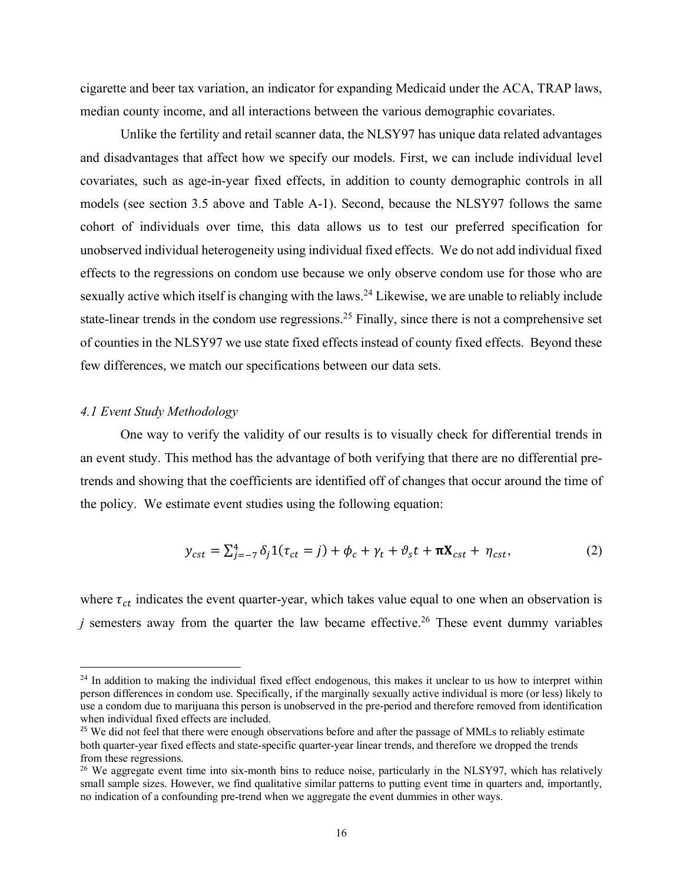cigarette and beer tax variation, an indicator for expanding Medicaid under the ACA, TRAP laws, median county income, and all interactions between the various demographic covariates.

Unlike the fertility and retail scanner data, the NLSY97 has unique data related advantages and disadvantages that affect how we specify our models. First, we can include individual level covariates, such as age-in-year fixed effects, in addition to county demographic controls in all models (see section 3.5 above and Table A-1). Second, because the NLSY97 follows the same cohort of individuals over time, this data allows us to test our preferred specification for unobserved individual heterogeneity using individual fixed effects. We do not add individual fixed effects to the regressions on condom use because we only observe condom use for those who are sexually active which itself is changing with the laws.[24] Likewise, we are unable to reliably include state-linear trends in the condom use regressions.[25] Finally, since there is not a comprehensive set of counties in the NLSY97 we use state fixed effects instead of county fixed effects. Beyond these few differences, we match our specifications between our data sets.

### *4.1 Event Study Methodology*

One way to verify the validity of our results is to visually check for differential trends in an event study. This method has the advantage of both verifying that there are no differential pre-trends and showing that the coefficients are identified off of changes that occur around the time of the policy. We estimate event studies using the following equation:

$$y_{cst} = \sum_{j=-7}^{4} \delta_j 1(\tau_{ct} = j) + \phi_c + \gamma_t + \vartheta_s t + \boldsymbol{\pi}\mathbf{X}_{cst} + \eta_{cst}, \tag{2}$$

where $\tau_{ct}$ indicates the event quarter-year, which takes value equal to one when an observation is *j* semesters away from the quarter the law became effective.[26] These event dummy variables

---

[24] In addition to making the individual fixed effect endogenous, this makes it unclear to us how to interpret within person differences in condom use. Specifically, if the marginally sexually active individual is more (or less) likely to use a condom due to marijuana this person is unobserved in the pre-period and therefore removed from identification when individual fixed effects are included.

[25] We did not feel that there were enough observations before and after the passage of MMLs to reliably estimate both quarter-year fixed effects and state-specific quarter-year linear trends, and therefore we dropped the trends from these regressions.

[26] We aggregate event time into six-month bins to reduce noise, particularly in the NLSY97, which has relatively small sample sizes. However, we find qualitative similar patterns to putting event time in quarters and, importantly, no indication of a confounding pre-trend when we aggregate the event dummies in other ways.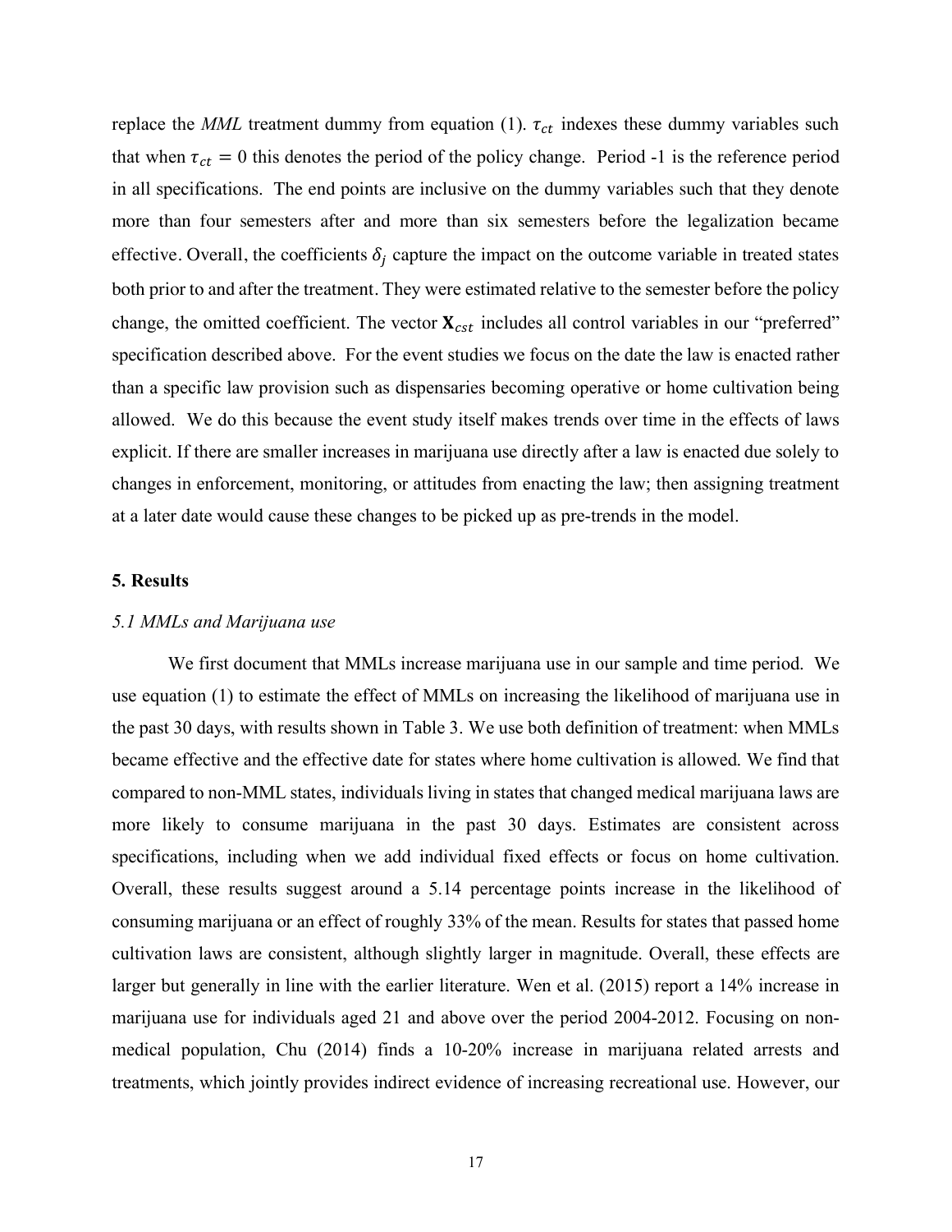replace the *MML* treatment dummy from equation (1). $\tau_{ct}$ indexes these dummy variables such that when $\tau_{ct} = 0$ this denotes the period of the policy change. Period -1 is the reference period in all specifications. The end points are inclusive on the dummy variables such that they denote more than four semesters after and more than six semesters before the legalization became effective. Overall, the coefficients $\delta_j$ capture the impact on the outcome variable in treated states both prior to and after the treatment. They were estimated relative to the semester before the policy change, the omitted coefficient. The vector $\mathbf{X}_{cst}$ includes all control variables in our "preferred" specification described above. For the event studies we focus on the date the law is enacted rather than a specific law provision such as dispensaries becoming operative or home cultivation being allowed. We do this because the event study itself makes trends over time in the effects of laws explicit. If there are smaller increases in marijuana use directly after a law is enacted due solely to changes in enforcement, monitoring, or attitudes from enacting the law; then assigning treatment at a later date would cause these changes to be picked up as pre-trends in the model.

## 5. Results

### *5.1 MMLs and Marijuana use*

We first document that MMLs increase marijuana use in our sample and time period. We use equation (1) to estimate the effect of MMLs on increasing the likelihood of marijuana use in the past 30 days, with results shown in Table 3. We use both definition of treatment: when MMLs became effective and the effective date for states where home cultivation is allowed. We find that compared to non-MML states, individuals living in states that changed medical marijuana laws are more likely to consume marijuana in the past 30 days. Estimates are consistent across specifications, including when we add individual fixed effects or focus on home cultivation. Overall, these results suggest around a 5.14 percentage points increase in the likelihood of consuming marijuana or an effect of roughly 33% of the mean. Results for states that passed home cultivation laws are consistent, although slightly larger in magnitude. Overall, these effects are larger but generally in line with the earlier literature. Wen et al. (2015) report a 14% increase in marijuana use for individuals aged 21 and above over the period 2004-2012. Focusing on non-medical population, Chu (2014) finds a 10-20% increase in marijuana related arrests and treatments, which jointly provides indirect evidence of increasing recreational use. However, our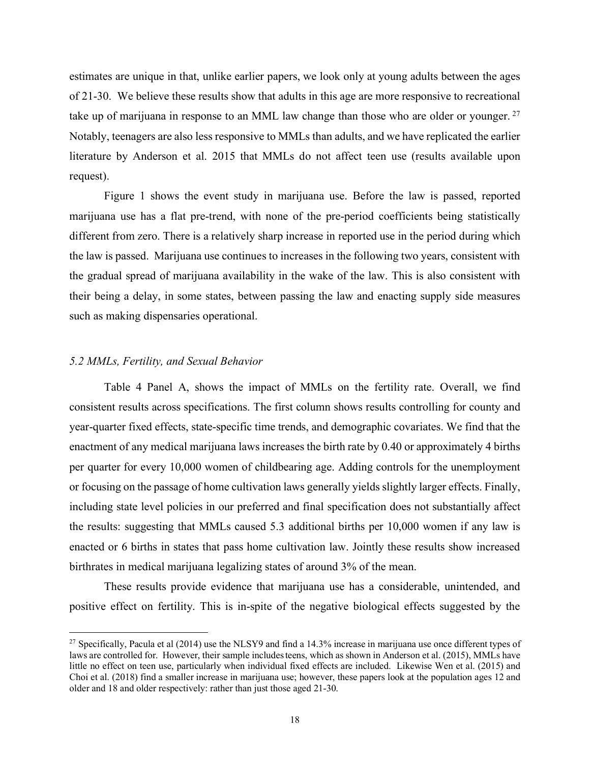estimates are unique in that, unlike earlier papers, we look only at young adults between the ages of 21-30. We believe these results show that adults in this age are more responsive to recreational take up of marijuana in response to an MML law change than those who are older or younger. [27] Notably, teenagers are also less responsive to MMLs than adults, and we have replicated the earlier literature by Anderson et al. 2015 that MMLs do not affect teen use (results available upon request).

Figure 1 shows the event study in marijuana use. Before the law is passed, reported marijuana use has a flat pre-trend, with none of the pre-period coefficients being statistically different from zero. There is a relatively sharp increase in reported use in the period during which the law is passed. Marijuana use continues to increases in the following two years, consistent with the gradual spread of marijuana availability in the wake of the law. This is also consistent with their being a delay, in some states, between passing the law and enacting supply side measures such as making dispensaries operational.

### *5.2 MMLs, Fertility, and Sexual Behavior*

Table 4 Panel A, shows the impact of MMLs on the fertility rate. Overall, we find consistent results across specifications. The first column shows results controlling for county and year-quarter fixed effects, state-specific time trends, and demographic covariates. We find that the enactment of any medical marijuana laws increases the birth rate by 0.40 or approximately 4 births per quarter for every 10,000 women of childbearing age. Adding controls for the unemployment or focusing on the passage of home cultivation laws generally yields slightly larger effects. Finally, including state level policies in our preferred and final specification does not substantially affect the results: suggesting that MMLs caused 5.3 additional births per 10,000 women if any law is enacted or 6 births in states that pass home cultivation law. Jointly these results show increased birthrates in medical marijuana legalizing states of around 3% of the mean.

These results provide evidence that marijuana use has a considerable, unintended, and positive effect on fertility. This is in-spite of the negative biological effects suggested by the

---

[27] Specifically, Pacula et al (2014) use the NLSY9 and find a 14.3% increase in marijuana use once different types of laws are controlled for. However, their sample includes teens, which as shown in Anderson et al. (2015), MMLs have little no effect on teen use, particularly when individual fixed effects are included. Likewise Wen et al. (2015) and Choi et al. (2018) find a smaller increase in marijuana use; however, these papers look at the population ages 12 and older and 18 and older respectively: rather than just those aged 21-30.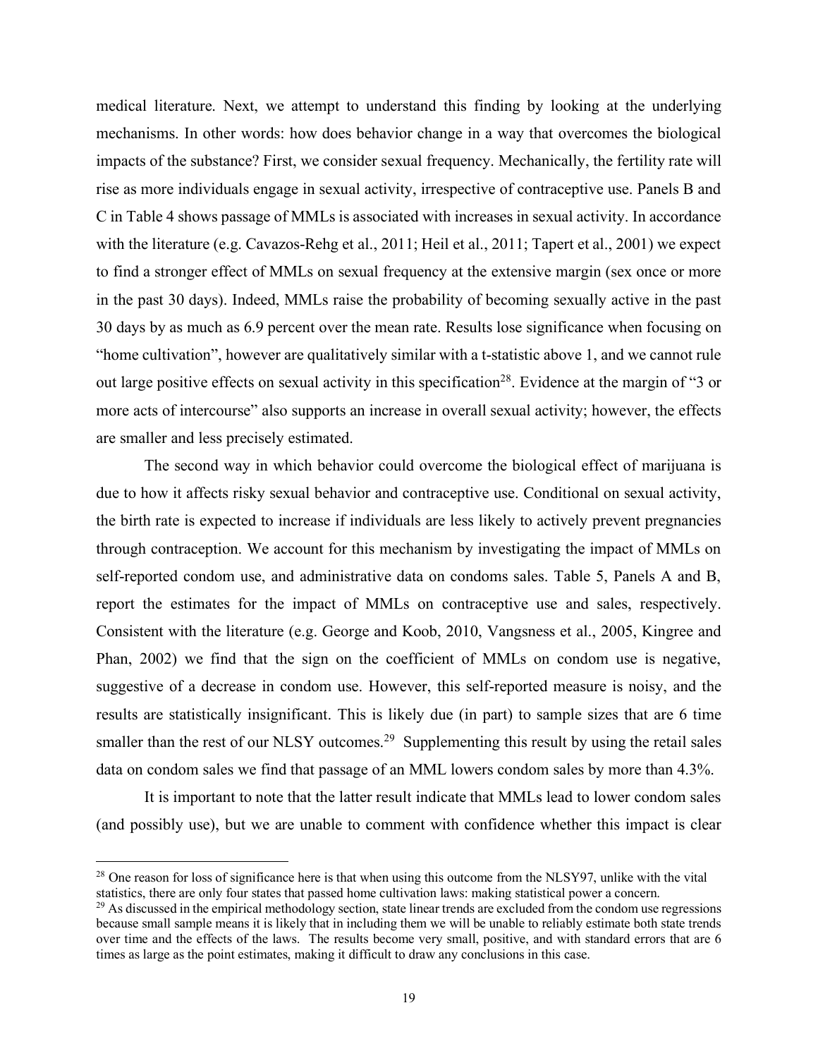medical literature. Next, we attempt to understand this finding by looking at the underlying mechanisms. In other words: how does behavior change in a way that overcomes the biological impacts of the substance? First, we consider sexual frequency. Mechanically, the fertility rate will rise as more individuals engage in sexual activity, irrespective of contraceptive use. Panels B and C in Table 4 shows passage of MMLs is associated with increases in sexual activity. In accordance with the literature (e.g. Cavazos-Rehg et al., 2011; Heil et al., 2011; Tapert et al., 2001) we expect to find a stronger effect of MMLs on sexual frequency at the extensive margin (sex once or more in the past 30 days). Indeed, MMLs raise the probability of becoming sexually active in the past 30 days by as much as 6.9 percent over the mean rate. Results lose significance when focusing on "home cultivation", however are qualitatively similar with a t-statistic above 1, and we cannot rule out large positive effects on sexual activity in this specification[28]. Evidence at the margin of "3 or more acts of intercourse" also supports an increase in overall sexual activity; however, the effects are smaller and less precisely estimated.

The second way in which behavior could overcome the biological effect of marijuana is due to how it affects risky sexual behavior and contraceptive use. Conditional on sexual activity, the birth rate is expected to increase if individuals are less likely to actively prevent pregnancies through contraception. We account for this mechanism by investigating the impact of MMLs on self-reported condom use, and administrative data on condoms sales. Table 5, Panels A and B, report the estimates for the impact of MMLs on contraceptive use and sales, respectively. Consistent with the literature (e.g. George and Koob, 2010, Vangsness et al., 2005, Kingree and Phan, 2002) we find that the sign on the coefficient of MMLs on condom use is negative, suggestive of a decrease in condom use. However, this self-reported measure is noisy, and the results are statistically insignificant. This is likely due (in part) to sample sizes that are 6 time smaller than the rest of our NLSY outcomes.[29] Supplementing this result by using the retail sales data on condom sales we find that passage of an MML lowers condom sales by more than 4.3%.

It is important to note that the latter result indicate that MMLs lead to lower condom sales (and possibly use), but we are unable to comment with confidence whether this impact is clear

---

[28] One reason for loss of significance here is that when using this outcome from the NLSY97, unlike with the vital statistics, there are only four states that passed home cultivation laws: making statistical power a concern.

[29] As discussed in the empirical methodology section, state linear trends are excluded from the condom use regressions because small sample means it is likely that in including them we will be unable to reliably estimate both state trends over time and the effects of the laws. The results become very small, positive, and with standard errors that are 6 times as large as the point estimates, making it difficult to draw any conclusions in this case.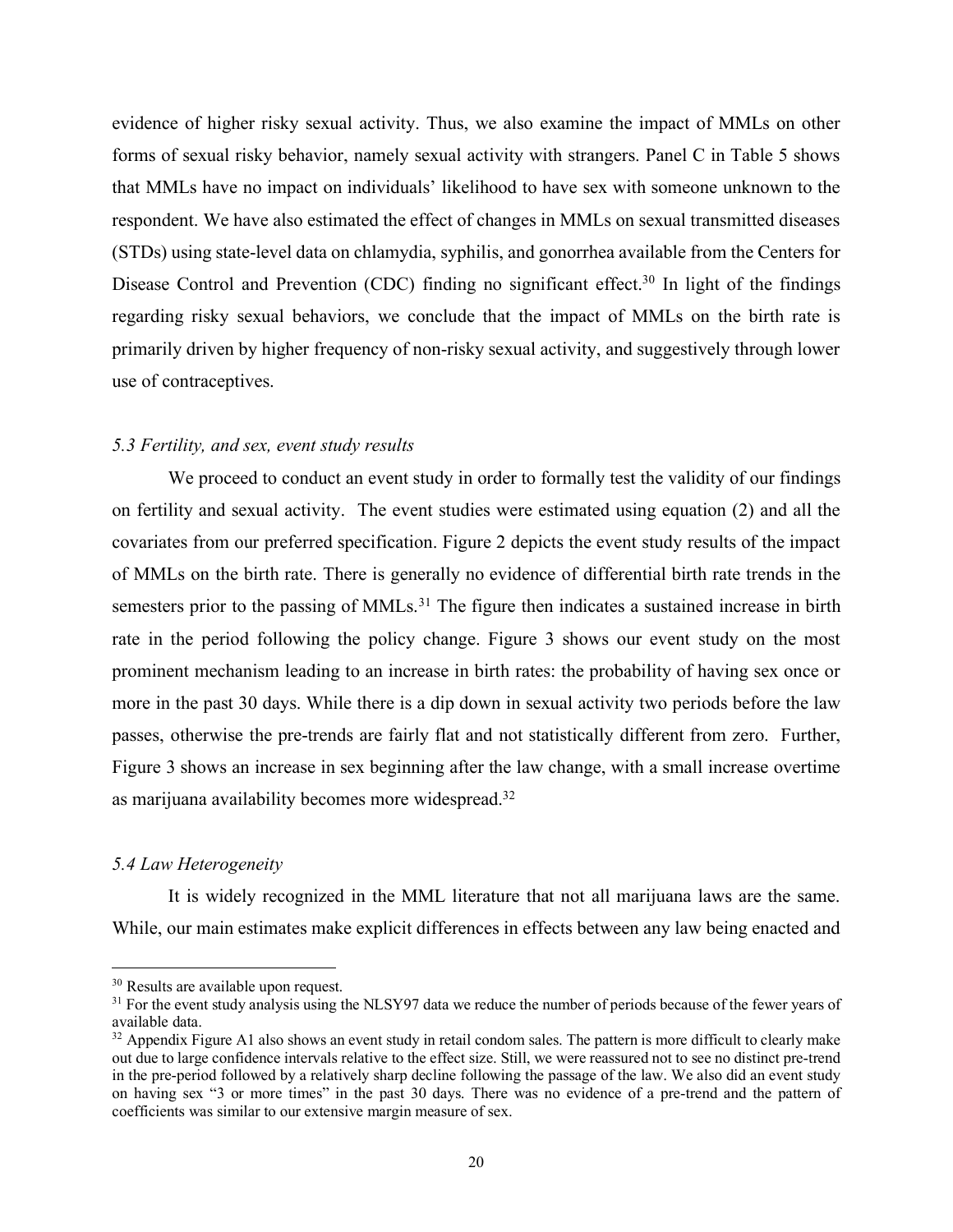evidence of higher risky sexual activity. Thus, we also examine the impact of MMLs on other forms of sexual risky behavior, namely sexual activity with strangers. Panel C in Table 5 shows that MMLs have no impact on individuals' likelihood to have sex with someone unknown to the respondent. We have also estimated the effect of changes in MMLs on sexual transmitted diseases (STDs) using state-level data on chlamydia, syphilis, and gonorrhea available from the Centers for Disease Control and Prevention (CDC) finding no significant effect.[30] In light of the findings regarding risky sexual behaviors, we conclude that the impact of MMLs on the birth rate is primarily driven by higher frequency of non-risky sexual activity, and suggestively through lower use of contraceptives.

### *5.3 Fertility, and sex, event study results*

We proceed to conduct an event study in order to formally test the validity of our findings on fertility and sexual activity. The event studies were estimated using equation (2) and all the covariates from our preferred specification. Figure 2 depicts the event study results of the impact of MMLs on the birth rate. There is generally no evidence of differential birth rate trends in the semesters prior to the passing of MMLs.[31] The figure then indicates a sustained increase in birth rate in the period following the policy change. Figure 3 shows our event study on the most prominent mechanism leading to an increase in birth rates: the probability of having sex once or more in the past 30 days. While there is a dip down in sexual activity two periods before the law passes, otherwise the pre-trends are fairly flat and not statistically different from zero. Further, Figure 3 shows an increase in sex beginning after the law change, with a small increase overtime as marijuana availability becomes more widespread.[32]

### *5.4 Law Heterogeneity*

It is widely recognized in the MML literature that not all marijuana laws are the same. While, our main estimates make explicit differences in effects between any law being enacted and

---

[30] Results are available upon request.

[31] For the event study analysis using the NLSY97 data we reduce the number of periods because of the fewer years of available data.

[32] Appendix Figure A1 also shows an event study in retail condom sales. The pattern is more difficult to clearly make out due to large confidence intervals relative to the effect size. Still, we were reassured not to see no distinct pre-trend in the pre-period followed by a relatively sharp decline following the passage of the law. We also did an event study on having sex "3 or more times" in the past 30 days. There was no evidence of a pre-trend and the pattern of coefficients was similar to our extensive margin measure of sex.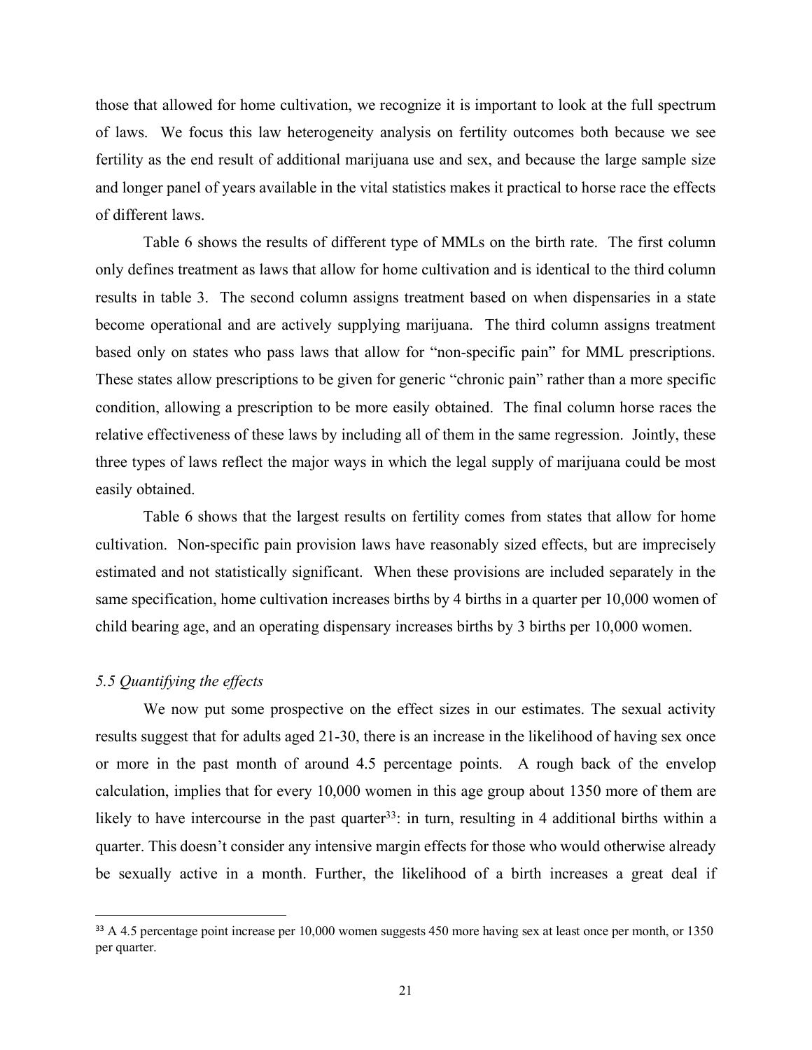those that allowed for home cultivation, we recognize it is important to look at the full spectrum of laws. We focus this law heterogeneity analysis on fertility outcomes both because we see fertility as the end result of additional marijuana use and sex, and because the large sample size and longer panel of years available in the vital statistics makes it practical to horse race the effects of different laws.

Table 6 shows the results of different type of MMLs on the birth rate. The first column only defines treatment as laws that allow for home cultivation and is identical to the third column results in table 3. The second column assigns treatment based on when dispensaries in a state become operational and are actively supplying marijuana. The third column assigns treatment based only on states who pass laws that allow for "non-specific pain" for MML prescriptions. These states allow prescriptions to be given for generic "chronic pain" rather than a more specific condition, allowing a prescription to be more easily obtained. The final column horse races the relative effectiveness of these laws by including all of them in the same regression. Jointly, these three types of laws reflect the major ways in which the legal supply of marijuana could be most easily obtained.

Table 6 shows that the largest results on fertility comes from states that allow for home cultivation. Non-specific pain provision laws have reasonably sized effects, but are imprecisely estimated and not statistically significant. When these provisions are included separately in the same specification, home cultivation increases births by 4 births in a quarter per 10,000 women of child bearing age, and an operating dispensary increases births by 3 births per 10,000 women.

### *5.5 Quantifying the effects*

We now put some prospective on the effect sizes in our estimates. The sexual activity results suggest that for adults aged 21-30, there is an increase in the likelihood of having sex once or more in the past month of around 4.5 percentage points. A rough back of the envelop calculation, implies that for every 10,000 women in this age group about 1350 more of them are likely to have intercourse in the past quarter[33]: in turn, resulting in 4 additional births within a quarter. This doesn't consider any intensive margin effects for those who would otherwise already be sexually active in a month. Further, the likelihood of a birth increases a great deal if

[33] A 4.5 percentage point increase per 10,000 women suggests 450 more having sex at least once per month, or 1350 per quarter.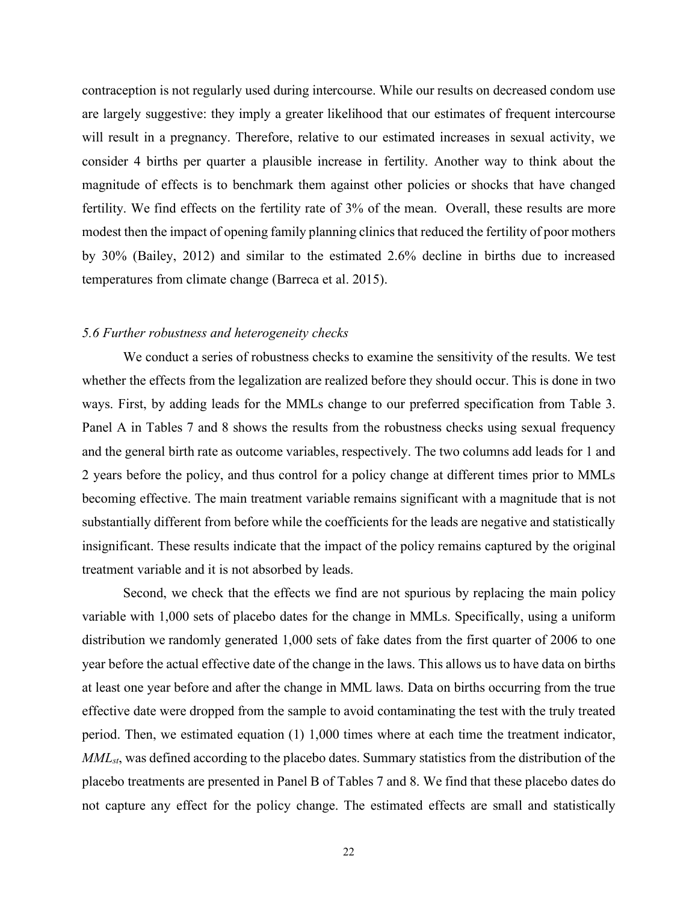contraception is not regularly used during intercourse. While our results on decreased condom use are largely suggestive: they imply a greater likelihood that our estimates of frequent intercourse will result in a pregnancy. Therefore, relative to our estimated increases in sexual activity, we consider 4 births per quarter a plausible increase in fertility. Another way to think about the magnitude of effects is to benchmark them against other policies or shocks that have changed fertility. We find effects on the fertility rate of 3% of the mean. Overall, these results are more modest then the impact of opening family planning clinics that reduced the fertility of poor mothers by 30% (Bailey, 2012) and similar to the estimated 2.6% decline in births due to increased temperatures from climate change (Barreca et al. 2015).

### *5.6 Further robustness and heterogeneity checks*

We conduct a series of robustness checks to examine the sensitivity of the results. We test whether the effects from the legalization are realized before they should occur. This is done in two ways. First, by adding leads for the MMLs change to our preferred specification from Table 3. Panel A in Tables 7 and 8 shows the results from the robustness checks using sexual frequency and the general birth rate as outcome variables, respectively. The two columns add leads for 1 and 2 years before the policy, and thus control for a policy change at different times prior to MMLs becoming effective. The main treatment variable remains significant with a magnitude that is not substantially different from before while the coefficients for the leads are negative and statistically insignificant. These results indicate that the impact of the policy remains captured by the original treatment variable and it is not absorbed by leads.

Second, we check that the effects we find are not spurious by replacing the main policy variable with 1,000 sets of placebo dates for the change in MMLs. Specifically, using a uniform distribution we randomly generated 1,000 sets of fake dates from the first quarter of 2006 to one year before the actual effective date of the change in the laws. This allows us to have data on births at least one year before and after the change in MML laws. Data on births occurring from the true effective date were dropped from the sample to avoid contaminating the test with the truly treated period. Then, we estimated equation (1) 1,000 times where at each time the treatment indicator, $MML_{st}$, was defined according to the placebo dates. Summary statistics from the distribution of the placebo treatments are presented in Panel B of Tables 7 and 8. We find that these placebo dates do not capture any effect for the policy change. The estimated effects are small and statistically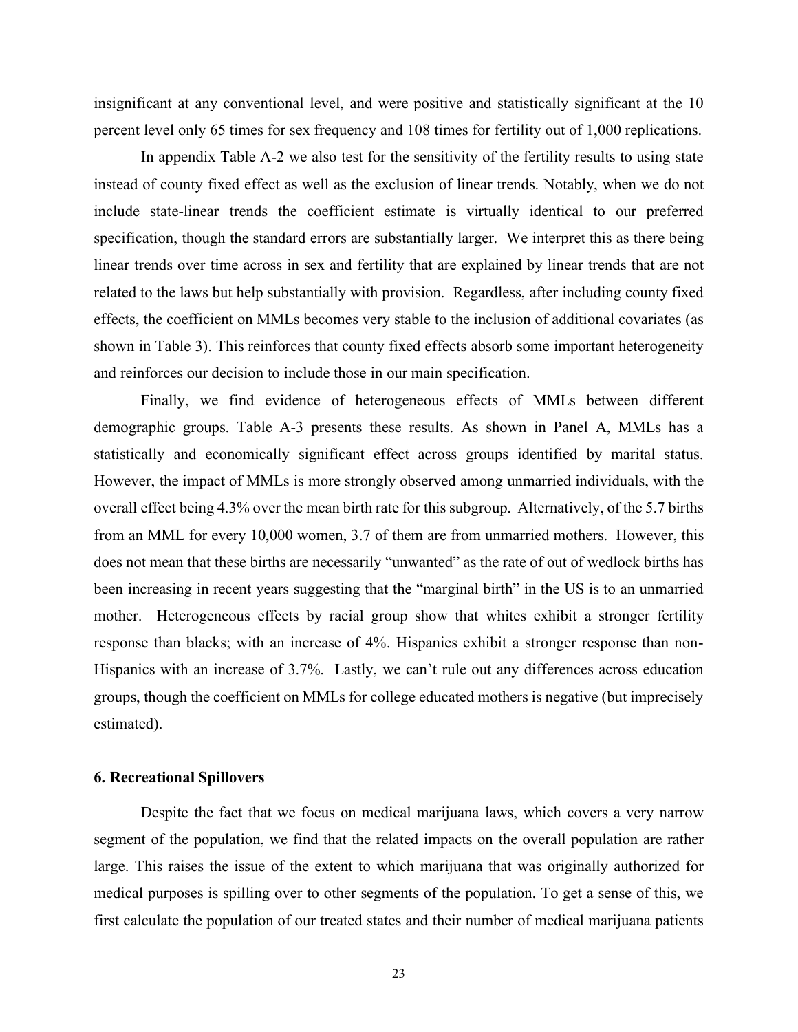insignificant at any conventional level, and were positive and statistically significant at the 10 percent level only 65 times for sex frequency and 108 times for fertility out of 1,000 replications.

In appendix Table A-2 we also test for the sensitivity of the fertility results to using state instead of county fixed effect as well as the exclusion of linear trends. Notably, when we do not include state-linear trends the coefficient estimate is virtually identical to our preferred specification, though the standard errors are substantially larger. We interpret this as there being linear trends over time across in sex and fertility that are explained by linear trends that are not related to the laws but help substantially with provision. Regardless, after including county fixed effects, the coefficient on MMLs becomes very stable to the inclusion of additional covariates (as shown in Table 3). This reinforces that county fixed effects absorb some important heterogeneity and reinforces our decision to include those in our main specification.

Finally, we find evidence of heterogeneous effects of MMLs between different demographic groups. Table A-3 presents these results. As shown in Panel A, MMLs has a statistically and economically significant effect across groups identified by marital status. However, the impact of MMLs is more strongly observed among unmarried individuals, with the overall effect being 4.3% over the mean birth rate for this subgroup. Alternatively, of the 5.7 births from an MML for every 10,000 women, 3.7 of them are from unmarried mothers. However, this does not mean that these births are necessarily "unwanted" as the rate of out of wedlock births has been increasing in recent years suggesting that the "marginal birth" in the US is to an unmarried mother. Heterogeneous effects by racial group show that whites exhibit a stronger fertility response than blacks; with an increase of 4%. Hispanics exhibit a stronger response than non-Hispanics with an increase of 3.7%. Lastly, we can't rule out any differences across education groups, though the coefficient on MMLs for college educated mothers is negative (but imprecisely estimated).

## 6. Recreational Spillovers

Despite the fact that we focus on medical marijuana laws, which covers a very narrow segment of the population, we find that the related impacts on the overall population are rather large. This raises the issue of the extent to which marijuana that was originally authorized for medical purposes is spilling over to other segments of the population. To get a sense of this, we first calculate the population of our treated states and their number of medical marijuana patients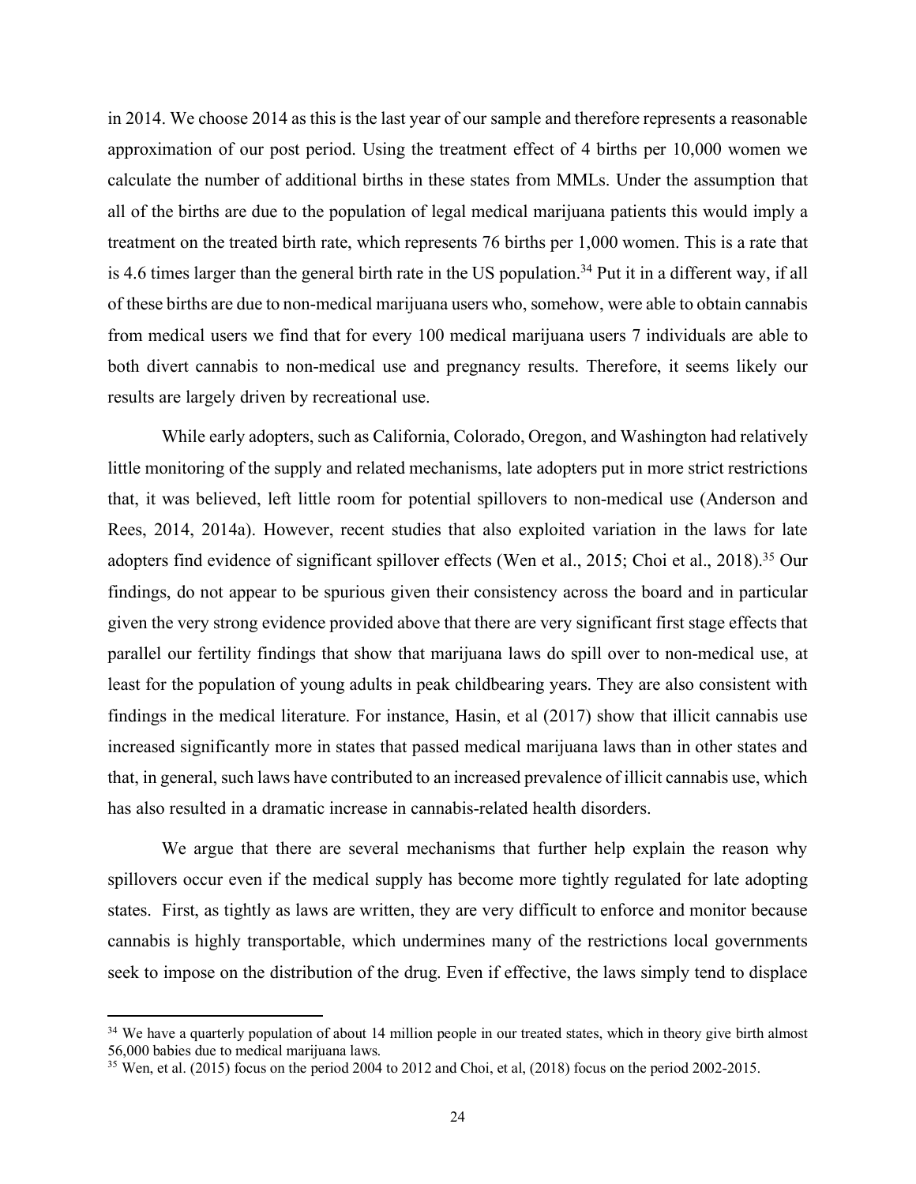in 2014. We choose 2014 as this is the last year of our sample and therefore represents a reasonable approximation of our post period. Using the treatment effect of 4 births per 10,000 women we calculate the number of additional births in these states from MMLs. Under the assumption that all of the births are due to the population of legal medical marijuana patients this would imply a treatment on the treated birth rate, which represents 76 births per 1,000 women. This is a rate that is 4.6 times larger than the general birth rate in the US population.[34] Put it in a different way, if all of these births are due to non-medical marijuana users who, somehow, were able to obtain cannabis from medical users we find that for every 100 medical marijuana users 7 individuals are able to both divert cannabis to non-medical use and pregnancy results. Therefore, it seems likely our results are largely driven by recreational use.

While early adopters, such as California, Colorado, Oregon, and Washington had relatively little monitoring of the supply and related mechanisms, late adopters put in more strict restrictions that, it was believed, left little room for potential spillovers to non-medical use (Anderson and Rees, 2014, 2014a). However, recent studies that also exploited variation in the laws for late adopters find evidence of significant spillover effects (Wen et al., 2015; Choi et al., 2018).[35] Our findings, do not appear to be spurious given their consistency across the board and in particular given the very strong evidence provided above that there are very significant first stage effects that parallel our fertility findings that show that marijuana laws do spill over to non-medical use, at least for the population of young adults in peak childbearing years. They are also consistent with findings in the medical literature. For instance, Hasin, et al (2017) show that illicit cannabis use increased significantly more in states that passed medical marijuana laws than in other states and that, in general, such laws have contributed to an increased prevalence of illicit cannabis use, which has also resulted in a dramatic increase in cannabis-related health disorders.

We argue that there are several mechanisms that further help explain the reason why spillovers occur even if the medical supply has become more tightly regulated for late adopting states. First, as tightly as laws are written, they are very difficult to enforce and monitor because cannabis is highly transportable, which undermines many of the restrictions local governments seek to impose on the distribution of the drug. Even if effective, the laws simply tend to displace

---

[34] We have a quarterly population of about 14 million people in our treated states, which in theory give birth almost 56,000 babies due to medical marijuana laws.

[35] Wen, et al. (2015) focus on the period 2004 to 2012 and Choi, et al, (2018) focus on the period 2002-2015.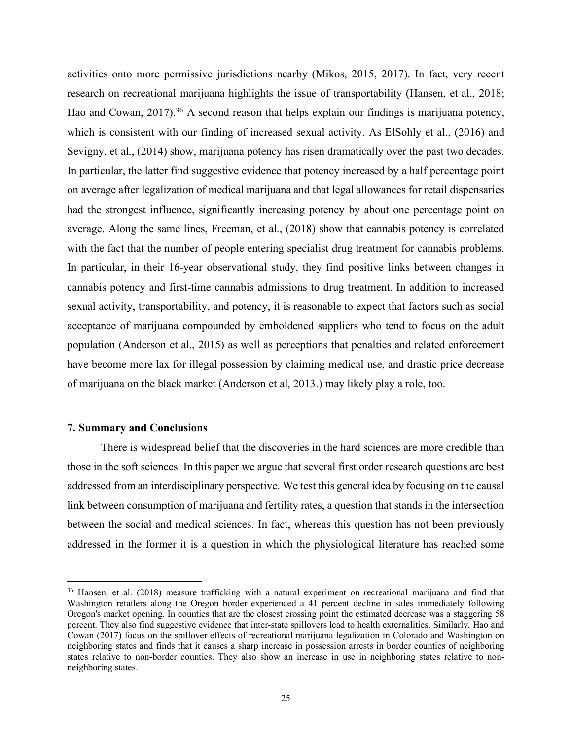activities onto more permissive jurisdictions nearby (Mikos, 2015, 2017). In fact, very recent research on recreational marijuana highlights the issue of transportability (Hansen, et al., 2018; Hao and Cowan, 2017).[36] A second reason that helps explain our findings is marijuana potency, which is consistent with our finding of increased sexual activity. As ElSohly et al., (2016) and Sevigny, et al., (2014) show, marijuana potency has risen dramatically over the past two decades. In particular, the latter find suggestive evidence that potency increased by a half percentage point on average after legalization of medical marijuana and that legal allowances for retail dispensaries had the strongest influence, significantly increasing potency by about one percentage point on average. Along the same lines, Freeman, et al., (2018) show that cannabis potency is correlated with the fact that the number of people entering specialist drug treatment for cannabis problems. In particular, in their 16-year observational study, they find positive links between changes in cannabis potency and first-time cannabis admissions to drug treatment. In addition to increased sexual activity, transportability, and potency, it is reasonable to expect that factors such as social acceptance of marijuana compounded by emboldened suppliers who tend to focus on the adult population (Anderson et al., 2015) as well as perceptions that penalties and related enforcement have become more lax for illegal possession by claiming medical use, and drastic price decrease of marijuana on the black market (Anderson et al, 2013.) may likely play a role, too.

### 7. Summary and Conclusions

There is widespread belief that the discoveries in the hard sciences are more credible than those in the soft sciences. In this paper we argue that several first order research questions are best addressed from an interdisciplinary perspective. We test this general idea by focusing on the causal link between consumption of marijuana and fertility rates, a question that stands in the intersection between the social and medical sciences. In fact, whereas this question has not been previously addressed in the former it is a question in which the physiological literature has reached some

---

[36] Hansen, et al. (2018) measure trafficking with a natural experiment on recreational marijuana and find that Washington retailers along the Oregon border experienced a 41 percent decline in sales immediately following Oregon's market opening. In counties that are the closest crossing point the estimated decrease was a staggering 58 percent. They also find suggestive evidence that inter-state spillovers lead to health externalities. Similarly, Hao and Cowan (2017) focus on the spillover effects of recreational marijuana legalization in Colorado and Washington on neighboring states and finds that it causes a sharp increase in possession arrests in border counties of neighboring states relative to non-border counties. They also show an increase in use in neighboring states relative to non-neighboring states.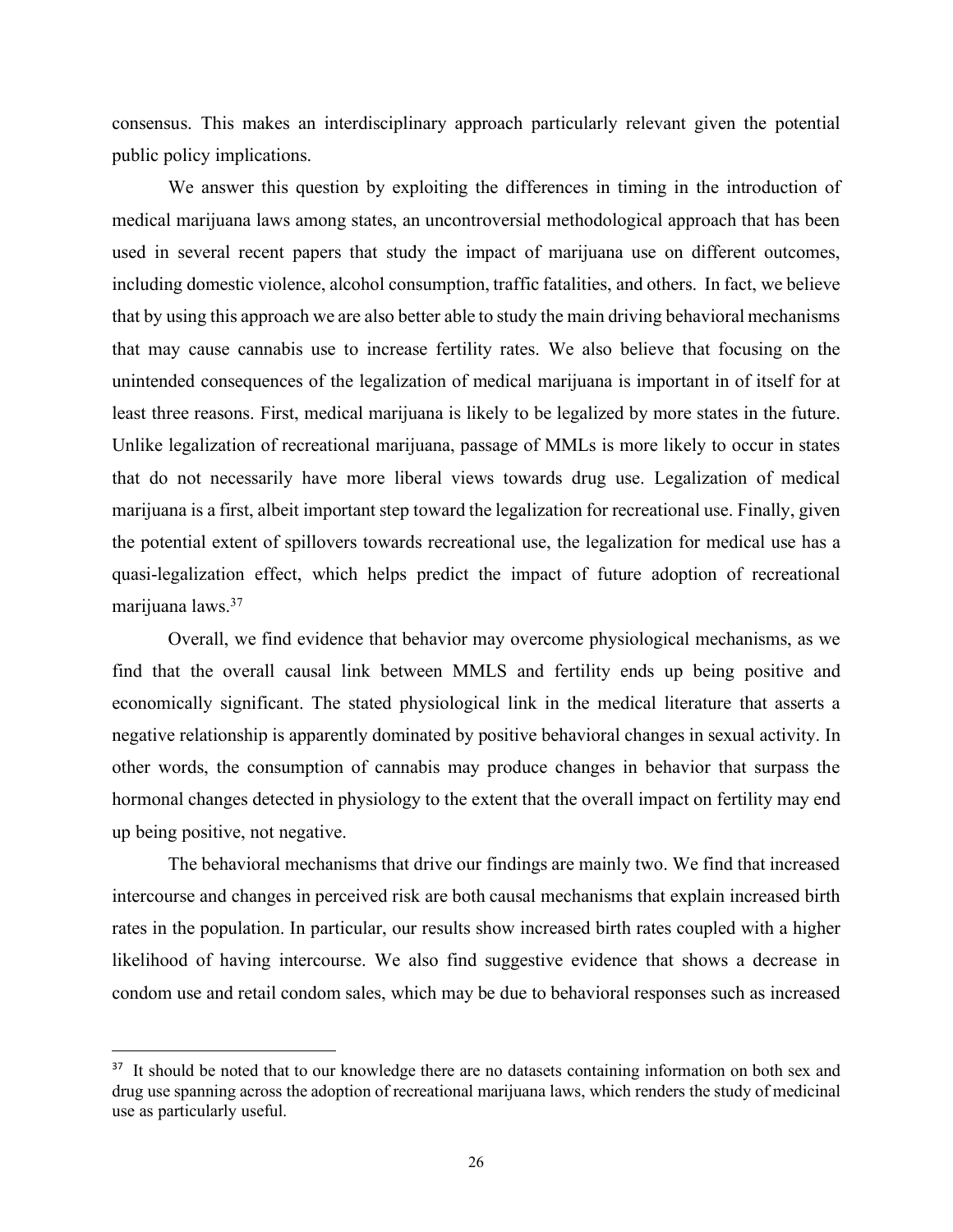consensus. This makes an interdisciplinary approach particularly relevant given the potential public policy implications.

We answer this question by exploiting the differences in timing in the introduction of medical marijuana laws among states, an uncontroversial methodological approach that has been used in several recent papers that study the impact of marijuana use on different outcomes, including domestic violence, alcohol consumption, traffic fatalities, and others. In fact, we believe that by using this approach we are also better able to study the main driving behavioral mechanisms that may cause cannabis use to increase fertility rates. We also believe that focusing on the unintended consequences of the legalization of medical marijuana is important in of itself for at least three reasons. First, medical marijuana is likely to be legalized by more states in the future. Unlike legalization of recreational marijuana, passage of MMLs is more likely to occur in states that do not necessarily have more liberal views towards drug use. Legalization of medical marijuana is a first, albeit important step toward the legalization for recreational use. Finally, given the potential extent of spillovers towards recreational use, the legalization for medical use has a quasi-legalization effect, which helps predict the impact of future adoption of recreational marijuana laws.[37]

Overall, we find evidence that behavior may overcome physiological mechanisms, as we find that the overall causal link between MMLS and fertility ends up being positive and economically significant. The stated physiological link in the medical literature that asserts a negative relationship is apparently dominated by positive behavioral changes in sexual activity. In other words, the consumption of cannabis may produce changes in behavior that surpass the hormonal changes detected in physiology to the extent that the overall impact on fertility may end up being positive, not negative.

The behavioral mechanisms that drive our findings are mainly two. We find that increased intercourse and changes in perceived risk are both causal mechanisms that explain increased birth rates in the population. In particular, our results show increased birth rates coupled with a higher likelihood of having intercourse. We also find suggestive evidence that shows a decrease in condom use and retail condom sales, which may be due to behavioral responses such as increased

[37] It should be noted that to our knowledge there are no datasets containing information on both sex and drug use spanning across the adoption of recreational marijuana laws, which renders the study of medicinal use as particularly useful.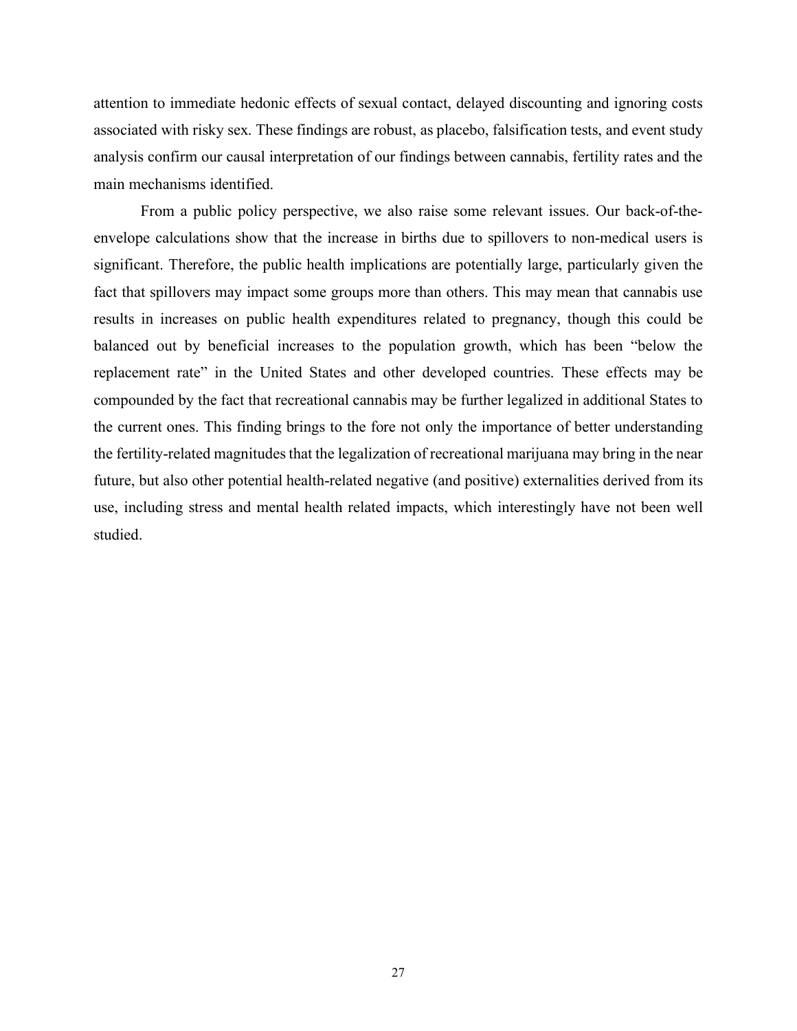attention to immediate hedonic effects of sexual contact, delayed discounting and ignoring costs associated with risky sex. These findings are robust, as placebo, falsification tests, and event study analysis confirm our causal interpretation of our findings between cannabis, fertility rates and the main mechanisms identified.

From a public policy perspective, we also raise some relevant issues. Our back-of-the-envelope calculations show that the increase in births due to spillovers to non-medical users is significant. Therefore, the public health implications are potentially large, particularly given the fact that spillovers may impact some groups more than others. This may mean that cannabis use results in increases on public health expenditures related to pregnancy, though this could be balanced out by beneficial increases to the population growth, which has been "below the replacement rate" in the United States and other developed countries. These effects may be compounded by the fact that recreational cannabis may be further legalized in additional States to the current ones. This finding brings to the fore not only the importance of better understanding the fertility-related magnitudes that the legalization of recreational marijuana may bring in the near future, but also other potential health-related negative (and positive) externalities derived from its use, including stress and mental health related impacts, which interestingly have not been well studied.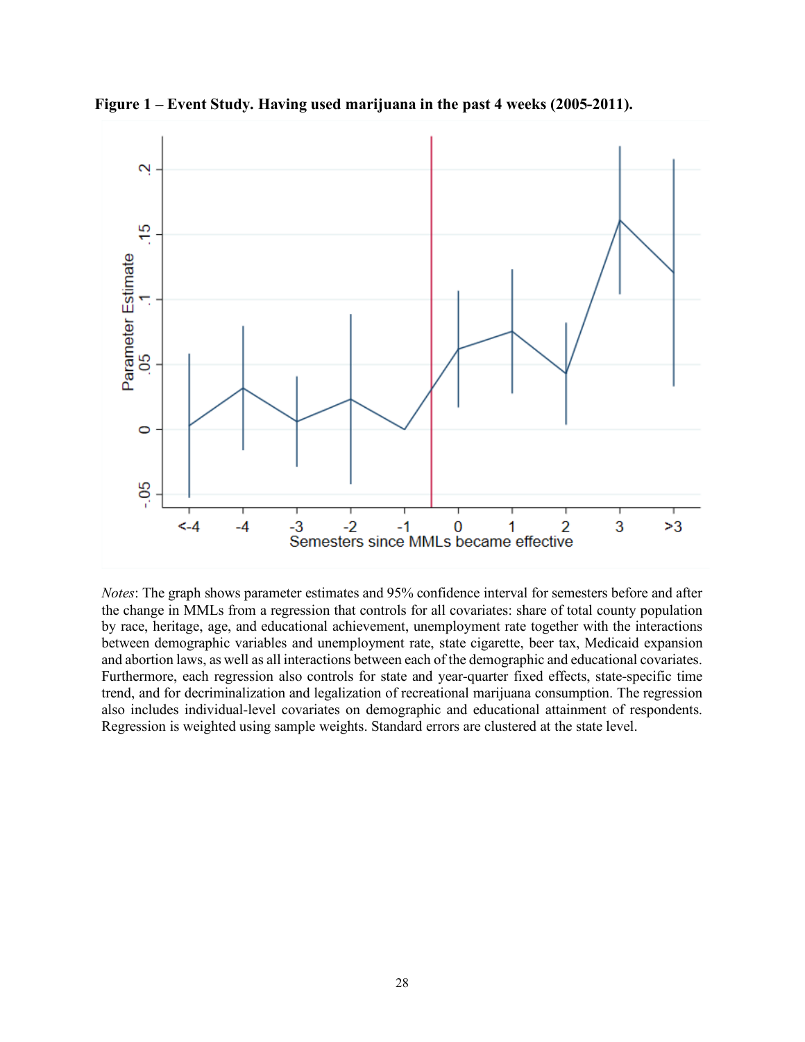**Figure 1 – Event Study. Having used marijuana in the past 4 weeks (2005-2011).**

*Notes*: The graph shows parameter estimates and 95% confidence interval for semesters before and after the change in MMLs from a regression that controls for all covariates: share of total county population by race, heritage, age, and educational achievement, unemployment rate together with the interactions between demographic variables and unemployment rate, state cigarette, beer tax, Medicaid expansion and abortion laws, as well as all interactions between each of the demographic and educational covariates. Furthermore, each regression also controls for state and year-quarter fixed effects, state-specific time trend, and for decriminalization and legalization of recreational marijuana consumption. The regression also includes individual-level covariates on demographic and educational attainment of respondents. Regression is weighted using sample weights. Standard errors are clustered at the state level.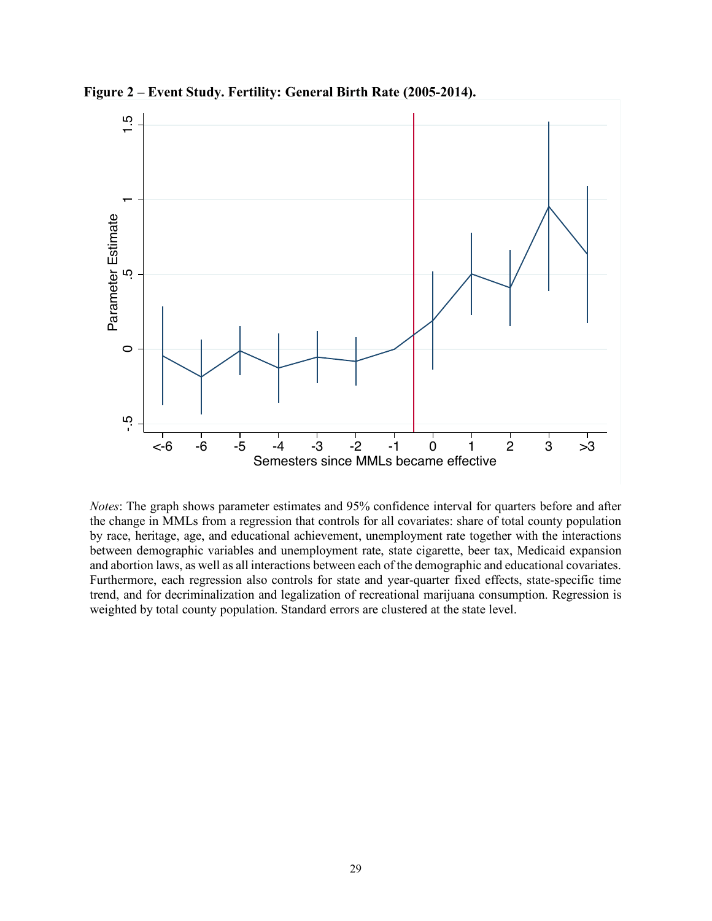**Figure 2 – Event Study. Fertility: General Birth Rate (2005-2014).**

*Notes*: The graph shows parameter estimates and 95% confidence interval for quarters before and after the change in MMLs from a regression that controls for all covariates: share of total county population by race, heritage, age, and educational achievement, unemployment rate together with the interactions between demographic variables and unemployment rate, state cigarette, beer tax, Medicaid expansion and abortion laws, as well as all interactions between each of the demographic and educational covariates. Furthermore, each regression also controls for state and year-quarter fixed effects, state-specific time trend, and for decriminalization and legalization of recreational marijuana consumption. Regression is weighted by total county population. Standard errors are clustered at the state level.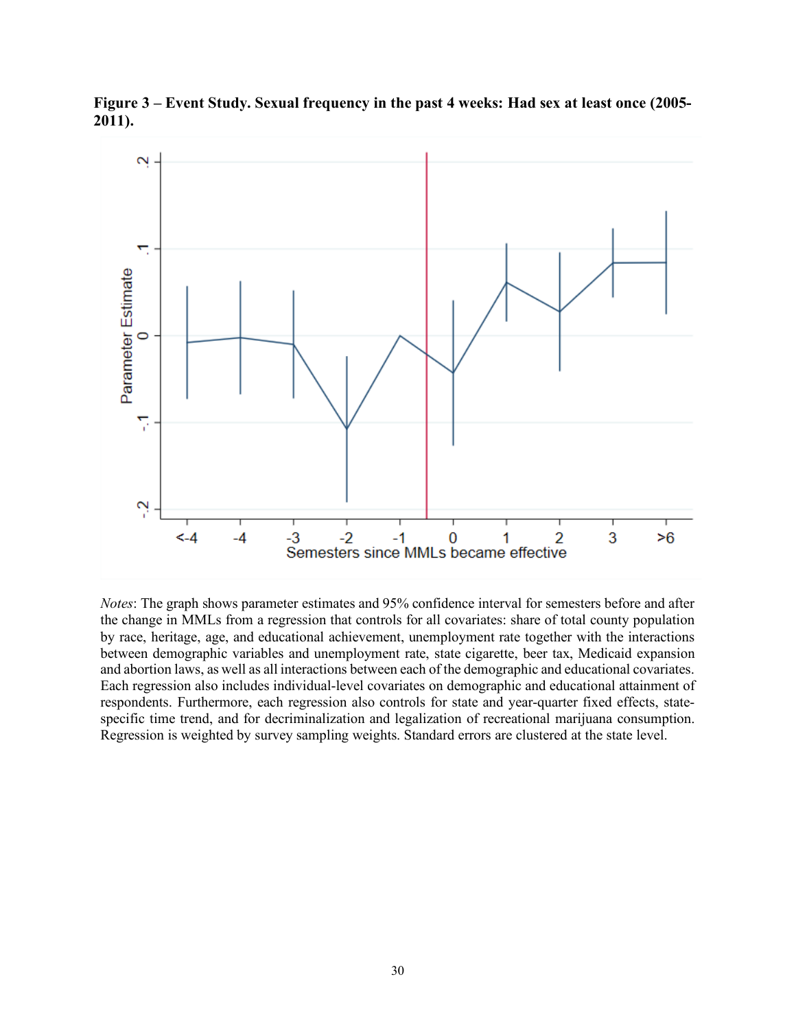**Figure 3 – Event Study. Sexual frequency in the past 4 weeks: Had sex at least once (2005-2011).**

*Notes*: The graph shows parameter estimates and 95% confidence interval for semesters before and after the change in MMLs from a regression that controls for all covariates: share of total county population by race, heritage, age, and educational achievement, unemployment rate together with the interactions between demographic variables and unemployment rate, state cigarette, beer tax, Medicaid expansion and abortion laws, as well as all interactions between each of the demographic and educational covariates. Each regression also includes individual-level covariates on demographic and educational attainment of respondents. Furthermore, each regression also controls for state and year-quarter fixed effects, state-specific time trend, and for decriminalization and legalization of recreational marijuana consumption. Regression is weighted by survey sampling weights. Standard errors are clustered at the state level.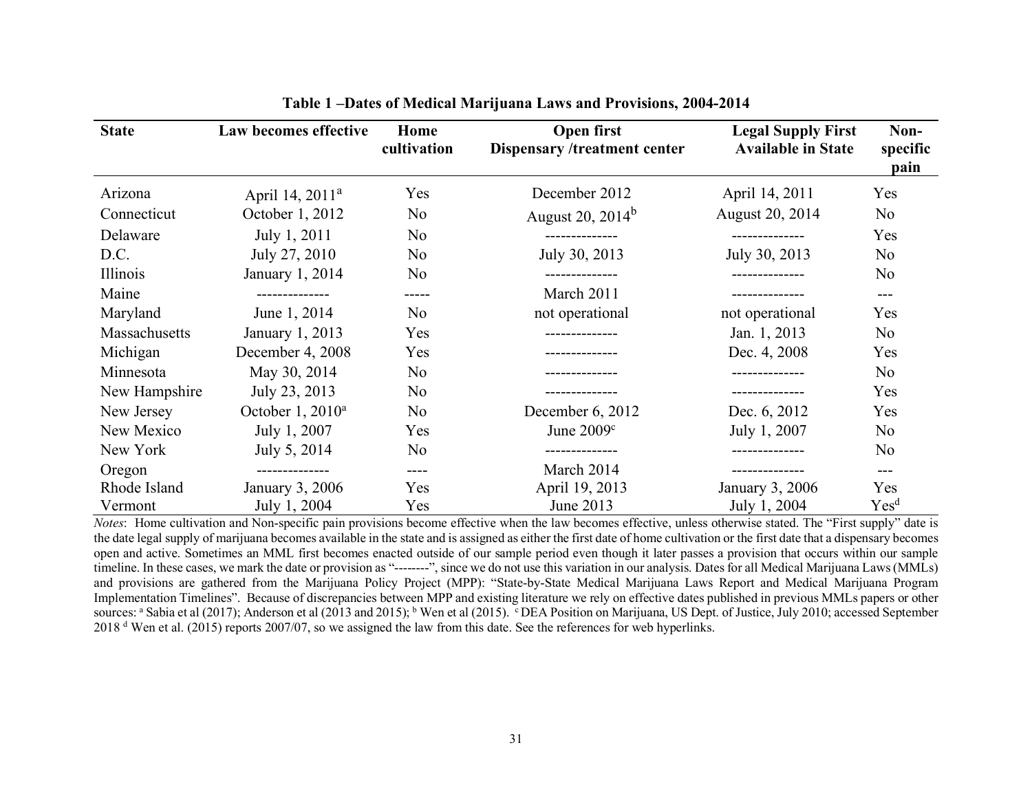**Table 1 –Dates of Medical Marijuana Laws and Provisions, 2004-2014**

| State | Law becomes effective | Home cultivation | Open first Dispensary /treatment center | Legal Supply First Available in State | Non-specific pain |
|---|---|---|---|---|---|
| Arizona | April 14, 2011[a] | Yes | December 2012 | April 14, 2011 | Yes |
| Connecticut | October 1, 2012 | No | August 20, 2014[b] | August 20, 2014 | No |
| Delaware | July 1, 2011 | No | -------------- | -------------- | Yes |
| D.C. | July 27, 2010 | No | July 30, 2013 | July 30, 2013 | No |
| Illinois | January 1, 2014 | No | -------------- | -------------- | No |
| Maine | -------------- | ----- | March 2011 | -------------- | --- |
| Maryland | June 1, 2014 | No | not operational | not operational | Yes |
| Massachusetts | January 1, 2013 | Yes | -------------- | Jan. 1, 2013 | No |
| Michigan | December 4, 2008 | Yes | -------------- | Dec. 4, 2008 | Yes |
| Minnesota | May 30, 2014 | No | -------------- | -------------- | No |
| New Hampshire | July 23, 2013 | No | -------------- | -------------- | Yes |
| New Jersey | October 1, 2010[a] | No | December 6, 2012 | Dec. 6, 2012 | Yes |
| New Mexico | July 1, 2007 | Yes | June 2009[c] | July 1, 2007 | No |
| New York | July 5, 2014 | No | -------------- | -------------- | No |
| Oregon | -------------- | ---- | March 2014 | -------------- | --- |
| Rhode Island | January 3, 2006 | Yes | April 19, 2013 | January 3, 2006 | Yes |
| Vermont | July 1, 2004 | Yes | June 2013 | July 1, 2004 | Yes[d] |

*Notes*: Home cultivation and Non-specific pain provisions become effective when the law becomes effective, unless otherwise stated. The "First supply" date is the date legal supply of marijuana becomes available in the state and is assigned as either the first date of home cultivation or the first date that a dispensary becomes open and active. Sometimes an MML first becomes enacted outside of our sample period even though it later passes a provision that occurs within our sample timeline. In these cases, we mark the date or provision as "--------", since we do not use this variation in our analysis. Dates for all Medical Marijuana Laws (MMLs) and provisions are gathered from the Marijuana Policy Project (MPP): "State-by-State Medical Marijuana Laws Report and Medical Marijuana Program Implementation Timelines". Because of discrepancies between MPP and existing literature we rely on effective dates published in previous MMLs papers or other sources: [a] Sabia et al (2017); Anderson et al (2013 and 2015); [b] Wen et al (2015). [c] DEA Position on Marijuana, US Dept. of Justice, July 2010; accessed September 2018 [d] Wen et al. (2015) reports 2007/07, so we assigned the law from this date. See the references for web hyperlinks.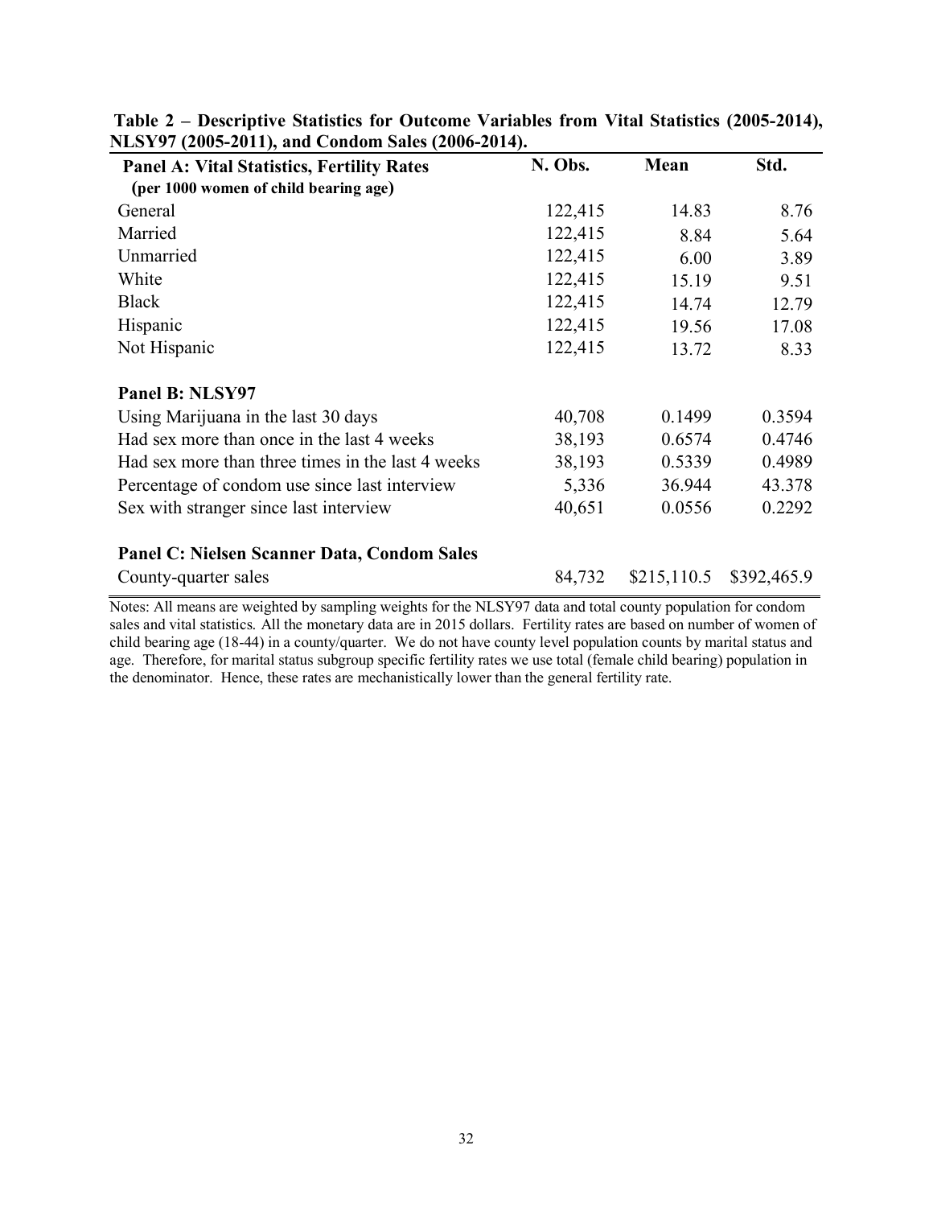**Table 2 – Descriptive Statistics for Outcome Variables from Vital Statistics (2005-2014), NLSY97 (2005-2011), and Condom Sales (2006-2014).**

| **Panel A: Vital Statistics, Fertility Rates (per 1000 women of child bearing age)** | **N. Obs.** | **Mean** | **Std.** |
|---|---|---|---|
| General | 122,415 | 14.83 | 8.76 |
| Married | 122,415 | 8.84 | 5.64 |
| Unmarried | 122,415 | 6.00 | 3.89 |
| White | 122,415 | 15.19 | 9.51 |
| Black | 122,415 | 14.74 | 12.79 |
| Hispanic | 122,415 | 19.56 | 17.08 |
| Not Hispanic | 122,415 | 13.72 | 8.33 |
| **Panel B: NLSY97** | | | |
| Using Marijuana in the last 30 days | 40,708 | 0.1499 | 0.3594 |
| Had sex more than once in the last 4 weeks | 38,193 | 0.6574 | 0.4746 |
| Had sex more than three times in the last 4 weeks | 38,193 | 0.5339 | 0.4989 |
| Percentage of condom use since last interview | 5,336 | 36.944 | 43.378 |
| Sex with stranger since last interview | 40,651 | 0.0556 | 0.2292 |
| **Panel C: Nielsen Scanner Data, Condom Sales** | | | |
| County-quarter sales | 84,732 | $215,110.5 | $392,465.9 |

Notes: All means are weighted by sampling weights for the NLSY97 data and total county population for condom sales and vital statistics. All the monetary data are in 2015 dollars. Fertility rates are based on number of women of child bearing age (18-44) in a county/quarter. We do not have county level population counts by marital status and age. Therefore, for marital status subgroup specific fertility rates we use total (female child bearing) population in the denominator. Hence, these rates are mechanistically lower than the general fertility rate.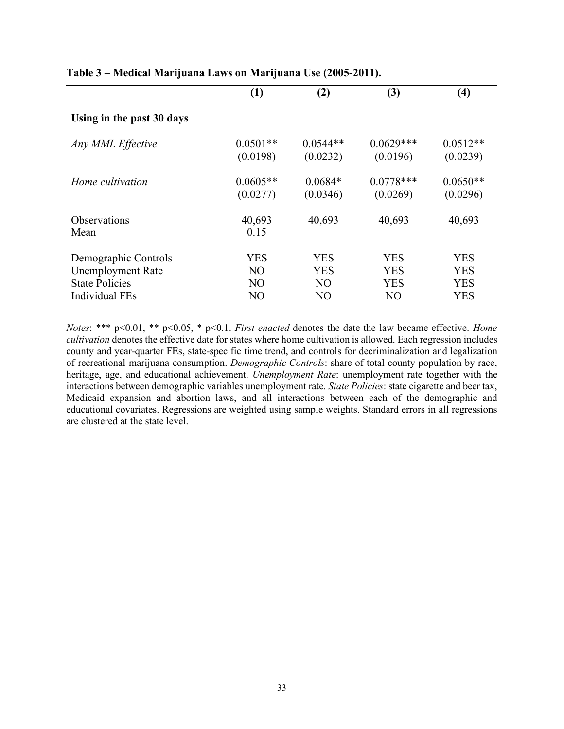**Table 3 – Medical Marijuana Laws on Marijuana Use (2005-2011).**

| | (1) | (2) | (3) | (4) |
|---|---|---|---|---|
| **Using in the past 30 days** | | | | |
| *Any MML Effective* | 0.0501** | 0.0544** | 0.0629*** | 0.0512** |
| | (0.0198) | (0.0232) | (0.0196) | (0.0239) |
| *Home cultivation* | 0.0605** | 0.0684* | 0.0778*** | 0.0650** |
| | (0.0277) | (0.0346) | (0.0269) | (0.0296) |
| Observations | 40,693 | 40,693 | 40,693 | 40,693 |
| Mean | 0.15 | | | |
| Demographic Controls | YES | YES | YES | YES |
| Unemployment Rate | NO | YES | YES | YES |
| State Policies | NO | NO | YES | YES |
| Individual FEs | NO | NO | NO | YES |

*Notes*: *** $p<0.01$, ** $p<0.05$, * $p<0.1$. *First enacted* denotes the date the law became effective. *Home cultivation* denotes the effective date for states where home cultivation is allowed. Each regression includes county and year-quarter FEs, state-specific time trend, and controls for decriminalization and legalization of recreational marijuana consumption. *Demographic Controls*: share of total county population by race, heritage, age, and educational achievement. *Unemployment Rate*: unemployment rate together with the interactions between demographic variables unemployment rate. *State Policies*: state cigarette and beer tax, Medicaid expansion and abortion laws, and all interactions between each of the demographic and educational covariates. Regressions are weighted using sample weights. Standard errors in all regressions are clustered at the state level.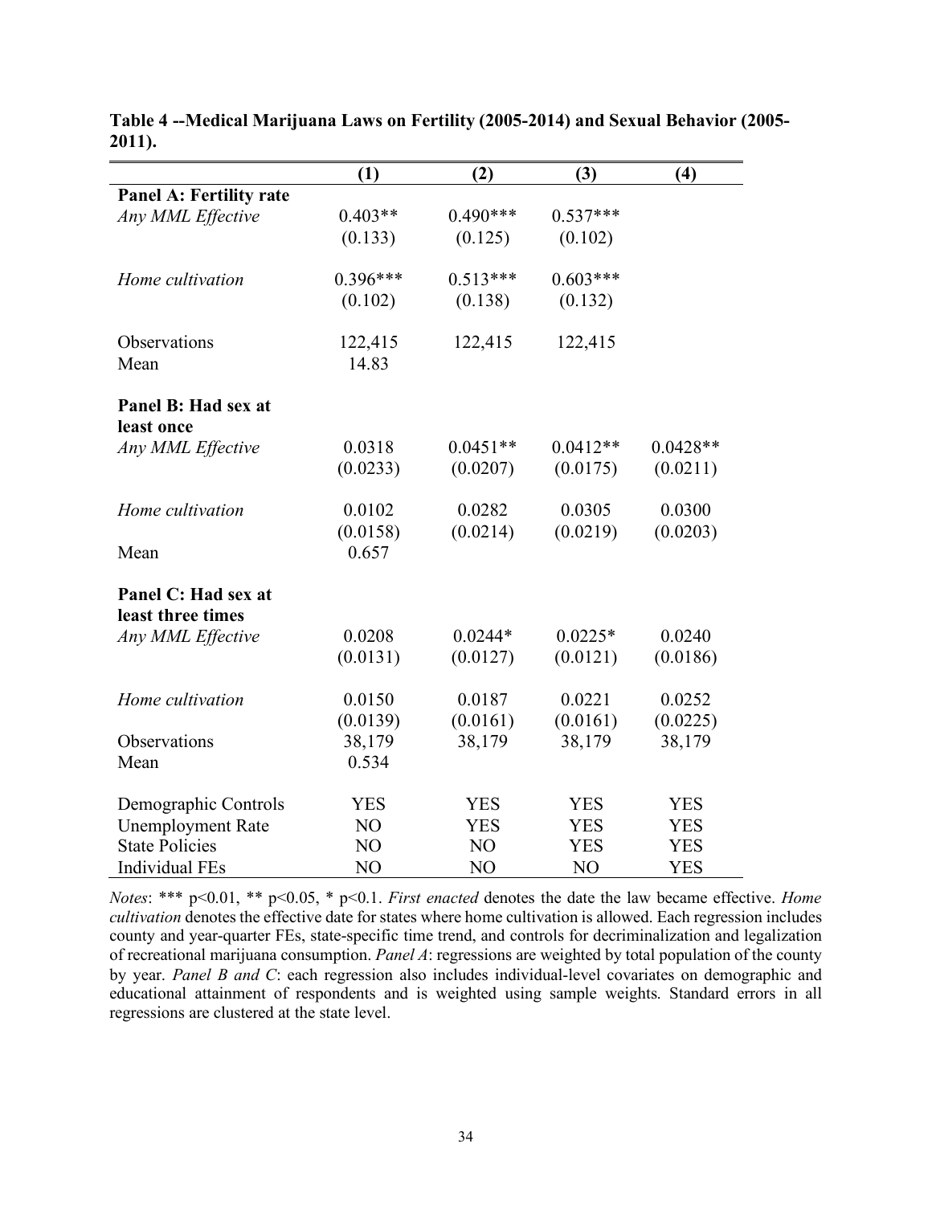**Table 4 --Medical Marijuana Laws on Fertility (2005-2014) and Sexual Behavior (2005-2011).**

| | (1) | (2) | (3) | (4) |
|---|---|---|---|---|
| **Panel A: Fertility rate** | | | | |
| *Any MML Effective* | 0.403** | 0.490*** | 0.537*** | |
| | (0.133) | (0.125) | (0.102) | |
| *Home cultivation* | 0.396*** | 0.513*** | 0.603*** | |
| | (0.102) | (0.138) | (0.132) | |
| Observations | 122,415 | 122,415 | 122,415 | |
| Mean | 14.83 | | | |
| **Panel B: Had sex at least once** | | | | |
| *Any MML Effective* | 0.0318 | 0.0451** | 0.0412** | 0.0428** |
| | (0.0233) | (0.0207) | (0.0175) | (0.0211) |
| *Home cultivation* | 0.0102 | 0.0282 | 0.0305 | 0.0300 |
| | (0.0158) | (0.0214) | (0.0219) | (0.0203) |
| Mean | 0.657 | | | |
| **Panel C: Had sex at least three times** | | | | |
| *Any MML Effective* | 0.0208 | 0.0244* | 0.0225* | 0.0240 |
| | (0.0131) | (0.0127) | (0.0121) | (0.0186) |
| *Home cultivation* | 0.0150 | 0.0187 | 0.0221 | 0.0252 |
| | (0.0139) | (0.0161) | (0.0161) | (0.0225) |
| Observations | 38,179 | 38,179 | 38,179 | 38,179 |
| Mean | 0.534 | | | |
| Demographic Controls | YES | YES | YES | YES |
| Unemployment Rate | NO | YES | YES | YES |
| State Policies | NO | NO | YES | YES |
| Individual FEs | NO | NO | NO | YES |

*Notes*: *** p<0.01, ** p<0.05, * p<0.1. *First enacted* denotes the date the law became effective. *Home cultivation* denotes the effective date for states where home cultivation is allowed. Each regression includes county and year-quarter FEs, state-specific time trend, and controls for decriminalization and legalization of recreational marijuana consumption. *Panel A*: regressions are weighted by total population of the county by year. *Panel B and C*: each regression also includes individual-level covariates on demographic and educational attainment of respondents and is weighted using sample weights. Standard errors in all regressions are clustered at the state level.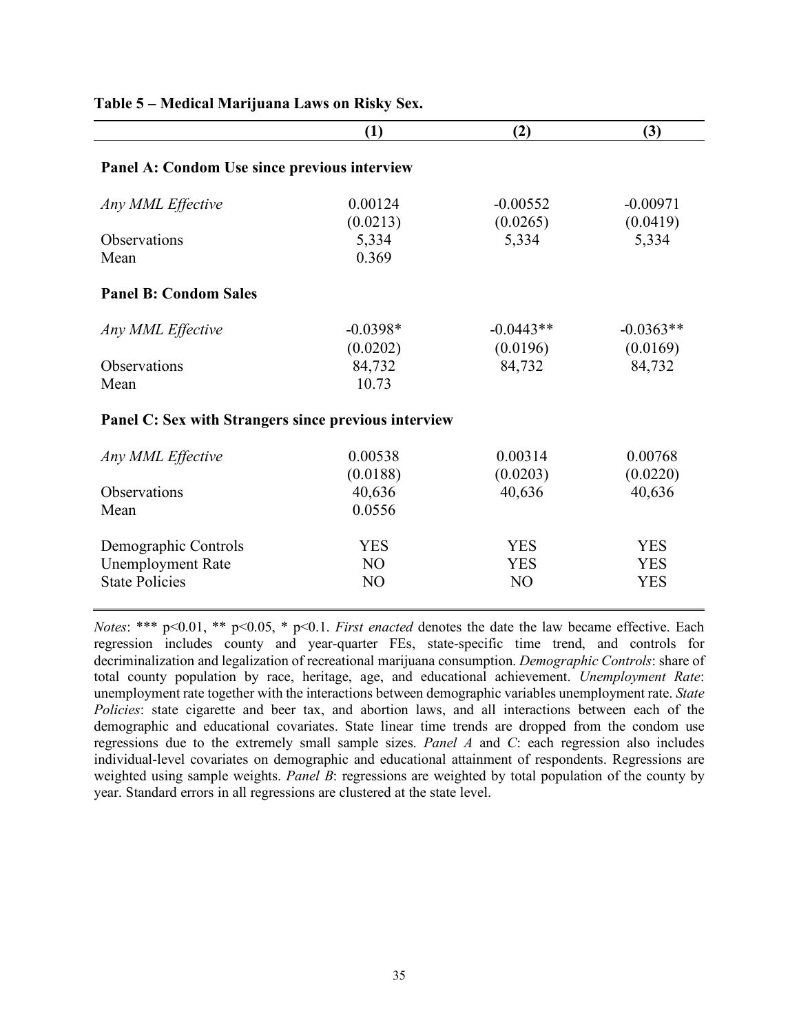**Table 5 – Medical Marijuana Laws on Risky Sex.**

| | (1) | (2) | (3) |
|---|---|---|---|
| **Panel A: Condom Use since previous interview** | | | |
| *Any MML Effective* | 0.00124 | -0.00552 | -0.00971 |
| | (0.0213) | (0.0265) | (0.0419) |
| Observations | 5,334 | 5,334 | 5,334 |
| Mean | 0.369 | | |
| **Panel B: Condom Sales** | | | |
| *Any MML Effective* | -0.0398* | -0.0443** | -0.0363** |
| | (0.0202) | (0.0196) | (0.0169) |
| Observations | 84,732 | 84,732 | 84,732 |
| Mean | 10.73 | | |
| **Panel C: Sex with Strangers since previous interview** | | | |
| *Any MML Effective* | 0.00538 | 0.00314 | 0.00768 |
| | (0.0188) | (0.0203) | (0.0220) |
| Observations | 40,636 | 40,636 | 40,636 |
| Mean | 0.0556 | | |
| Demographic Controls | YES | YES | YES |
| Unemployment Rate | NO | YES | YES |
| State Policies | NO | NO | YES |

*Notes*: *** p<0.01, ** p<0.05, * p<0.1. *First enacted* denotes the date the law became effective. Each regression includes county and year-quarter FEs, state-specific time trend, and controls for decriminalization and legalization of recreational marijuana consumption. *Demographic Controls*: share of total county population by race, heritage, age, and educational achievement. *Unemployment Rate*: unemployment rate together with the interactions between demographic variables unemployment rate. *State Policies*: state cigarette and beer tax, and abortion laws, and all interactions between each of the demographic and educational covariates. State linear time trends are dropped from the condom use regressions due to the extremely small sample sizes. *Panel A* and *C*: each regression also includes individual-level covariates on demographic and educational attainment of respondents. Regressions are weighted using sample weights. *Panel B*: regressions are weighted by total population of the county by year. Standard errors in all regressions are clustered at the state level.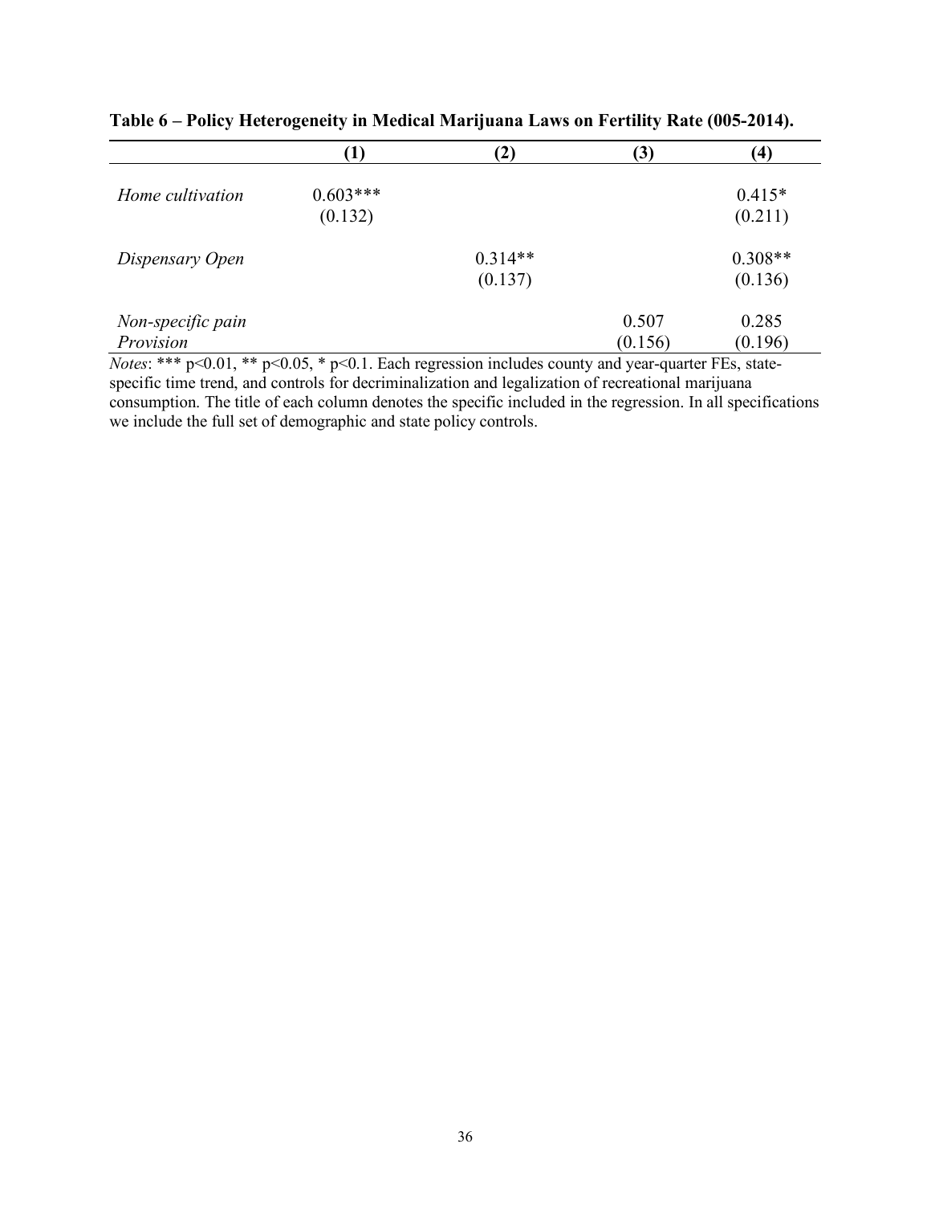**Table 6 – Policy Heterogeneity in Medical Marijuana Laws on Fertility Rate (005-2014).**

| | (1) | (2) | (3) | (4) |
|---|---|---|---|---|
| *Home cultivation* | 0.603*** | | | 0.415* |
| | (0.132) | | | (0.211) |
| *Dispensary Open* | | 0.314** | | 0.308** |
| | | (0.137) | | (0.136) |
| *Non-specific pain Provision* | | | 0.507 | 0.285 |
| | | | (0.156) | (0.196) |

*Notes*: *** p<0.01, ** p<0.05, * p<0.1. Each regression includes county and year-quarter FEs, state-specific time trend, and controls for decriminalization and legalization of recreational marijuana consumption. The title of each column denotes the specific included in the regression. In all specifications we include the full set of demographic and state policy controls.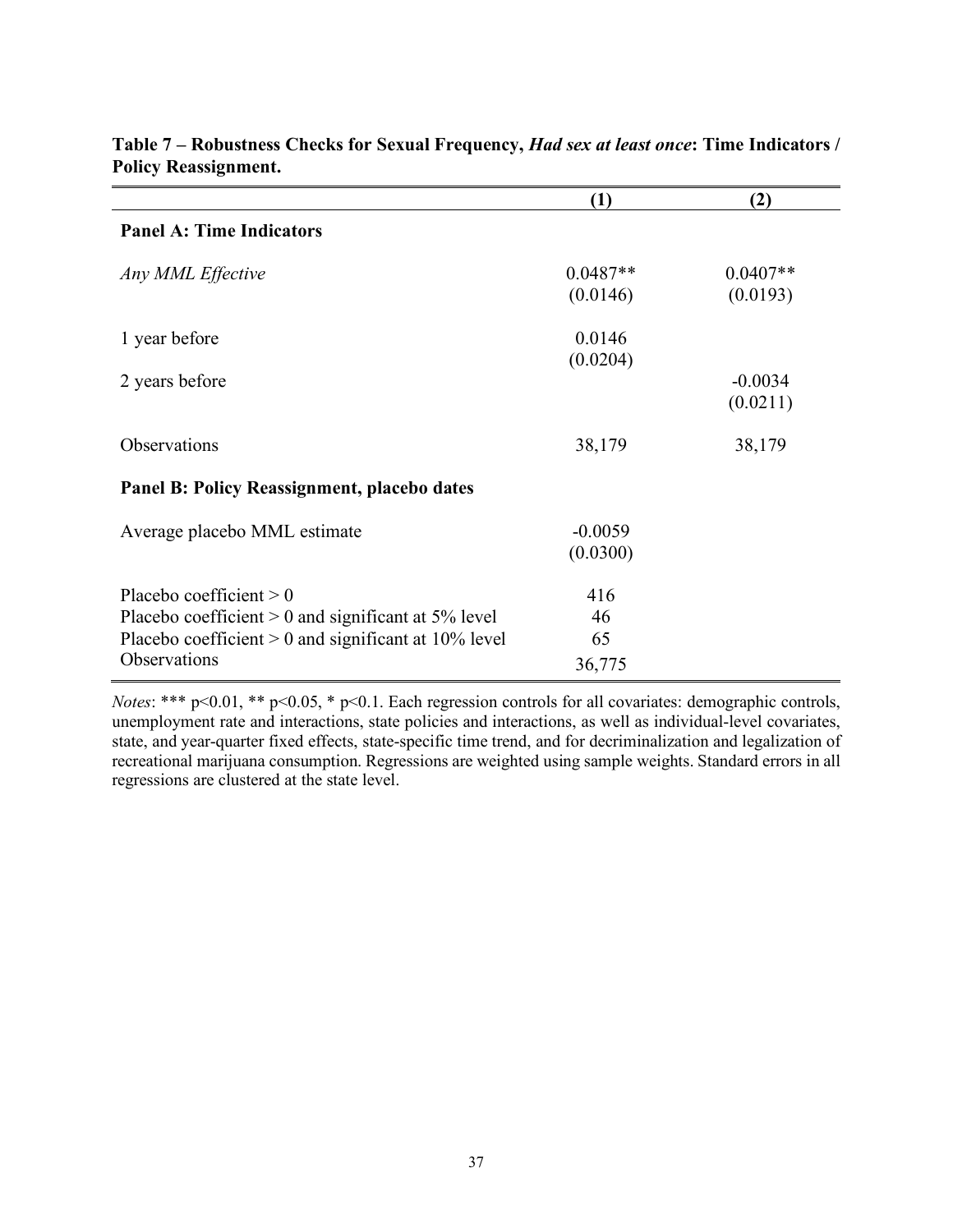**Table 7 – Robustness Checks for Sexual Frequency, *Had sex at least once*: Time Indicators / Policy Reassignment.**

| | (1) | (2) |
|---|---|---|
| **Panel A: Time Indicators** | | |
| *Any MML Effective* | 0.0487** | 0.0407** |
| | (0.0146) | (0.0193) |
| 1 year before | 0.0146 | |
| | (0.0204) | |
| 2 years before | | -0.0034 |
| | | (0.0211) |
| Observations | 38,179 | 38,179 |
| **Panel B: Policy Reassignment, placebo dates** | | |
| Average placebo MML estimate | -0.0059 | |
| | (0.0300) | |
| Placebo coefficient > 0 | 416 | |
| Placebo coefficient > 0 and significant at 5% level | 46 | |
| Placebo coefficient > 0 and significant at 10% level | 65 | |
| Observations | 36,775 | |

*Notes*: *** p<0.01, ** p<0.05, * p<0.1. Each regression controls for all covariates: demographic controls, unemployment rate and interactions, state policies and interactions, as well as individual-level covariates, state, and year-quarter fixed effects, state-specific time trend, and for decriminalization and legalization of recreational marijuana consumption. Regressions are weighted using sample weights. Standard errors in all regressions are clustered at the state level.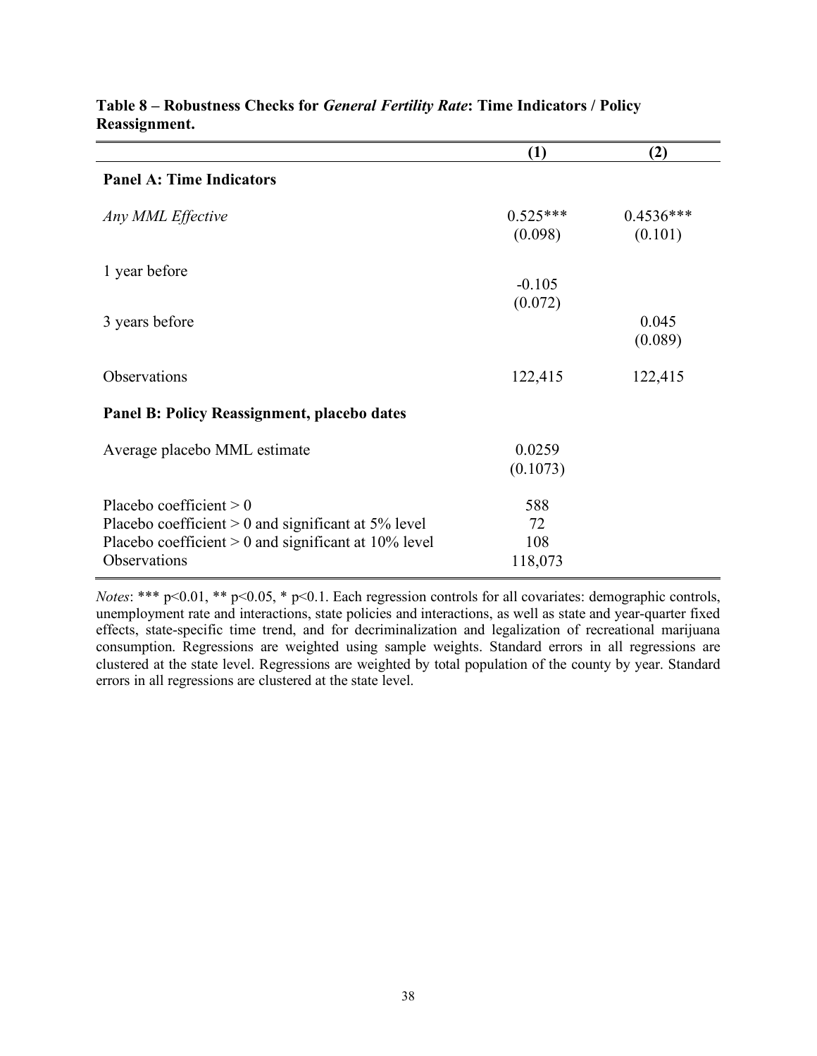**Table 8 – Robustness Checks for *General Fertility Rate*: Time Indicators / Policy Reassignment.**

| | (1) | (2) |
|---|---|---|
| **Panel A: Time Indicators** | | |
| *Any MML Effective* | 0.525*** | 0.4536*** |
| | (0.098) | (0.101) |
| 1 year before | -0.105 | |
| | (0.072) | |
| 3 years before | | 0.045 |
| | | (0.089) |
| Observations | 122,415 | 122,415 |
| **Panel B: Policy Reassignment, placebo dates** | | |
| Average placebo MML estimate | 0.0259 | |
| | (0.1073) | |
| Placebo coefficient > 0 | 588 | |
| Placebo coefficient > 0 and significant at 5% level | 72 | |
| Placebo coefficient > 0 and significant at 10% level | 108 | |
| Observations | 118,073 | |

*Notes*: *** p<0.01, ** p<0.05, * p<0.1. Each regression controls for all covariates: demographic controls, unemployment rate and interactions, state policies and interactions, as well as state and year-quarter fixed effects, state-specific time trend, and for decriminalization and legalization of recreational marijuana consumption. Regressions are weighted using sample weights. Standard errors in all regressions are clustered at the state level. Regressions are weighted by total population of the county by year. Standard errors in all regressions are clustered at the state level.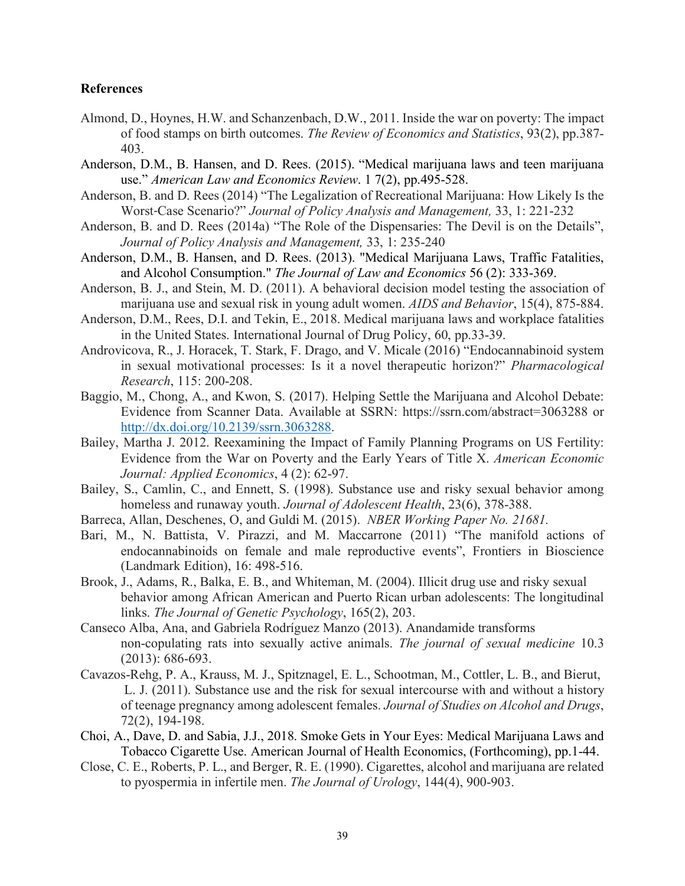**References**

Almond, D., Hoynes, H.W. and Schanzenbach, D.W., 2011. Inside the war on poverty: The impact of food stamps on birth outcomes. *The Review of Economics and Statistics*, 93(2), pp.387-403.

Anderson, D.M., B. Hansen, and D. Rees. (2015). "Medical marijuana laws and teen marijuana use." *American Law and Economics Review*. 1 7(2), pp.495-528.

Anderson, B. and D. Rees (2014) "The Legalization of Recreational Marijuana: How Likely Is the Worst-Case Scenario?" *Journal of Policy Analysis and Management,* 33, 1: 221-232

Anderson, B. and D. Rees (2014a) "The Role of the Dispensaries: The Devil is on the Details", *Journal of Policy Analysis and Management,* 33, 1: 235-240

Anderson, D.M., B. Hansen, and D. Rees. (2013). "Medical Marijuana Laws, Traffic Fatalities, and Alcohol Consumption." *The Journal of Law and Economics* 56 (2): 333-369.

Anderson, B. J., and Stein, M. D. (2011). A behavioral decision model testing the association of marijuana use and sexual risk in young adult women. *AIDS and Behavior*, 15(4), 875-884.

Anderson, D.M., Rees, D.I. and Tekin, E., 2018. Medical marijuana laws and workplace fatalities in the United States. International Journal of Drug Policy, 60, pp.33-39.

Androvicova, R., J. Horacek, T. Stark, F. Drago, and V. Micale (2016) "Endocannabinoid system in sexual motivational processes: Is it a novel therapeutic horizon?" *Pharmacological Research*, 115: 200-208.

Baggio, M., Chong, A., and Kwon, S. (2017). Helping Settle the Marijuana and Alcohol Debate: Evidence from Scanner Data. Available at SSRN: https://ssrn.com/abstract=3063288 or http://dx.doi.org/10.2139/ssrn.3063288.

Bailey, Martha J. 2012. Reexamining the Impact of Family Planning Programs on US Fertility: Evidence from the War on Poverty and the Early Years of Title X. *American Economic Journal: Applied Economics*, 4 (2): 62-97.

Bailey, S., Camlin, C., and Ennett, S. (1998). Substance use and risky sexual behavior among homeless and runaway youth. *Journal of Adolescent Health*, 23(6), 378-388.

Barreca, Allan, Deschenes, O, and Guldi M. (2015). *NBER Working Paper No. 21681.*

Bari, M., N. Battista, V. Pirazzi, and M. Maccarrone (2011) "The manifold actions of endocannabinoids on female and male reproductive events", Frontiers in Bioscience (Landmark Edition), 16: 498-516.

Brook, J., Adams, R., Balka, E. B., and Whiteman, M. (2004). Illicit drug use and risky sexual behavior among African American and Puerto Rican urban adolescents: The longitudinal links. *The Journal of Genetic Psychology*, 165(2), 203.

Canseco Alba, Ana, and Gabriela Rodríguez Manzo (2013). Anandamide transforms non-copulating rats into sexually active animals. *The journal of sexual medicine* 10.3 (2013): 686-693.

Cavazos-Rehg, P. A., Krauss, M. J., Spitznagel, E. L., Schootman, M., Cottler, L. B., and Bierut, L. J. (2011). Substance use and the risk for sexual intercourse with and without a history of teenage pregnancy among adolescent females. *Journal of Studies on Alcohol and Drugs*, 72(2), 194-198.

Choi, A., Dave, D. and Sabia, J.J., 2018. Smoke Gets in Your Eyes: Medical Marijuana Laws and Tobacco Cigarette Use. American Journal of Health Economics, (Forthcoming), pp.1-44.

Close, C. E., Roberts, P. L., and Berger, R. E. (1990). Cigarettes, alcohol and marijuana are related to pyospermia in infertile men. *The Journal of Urology*, 144(4), 900-903.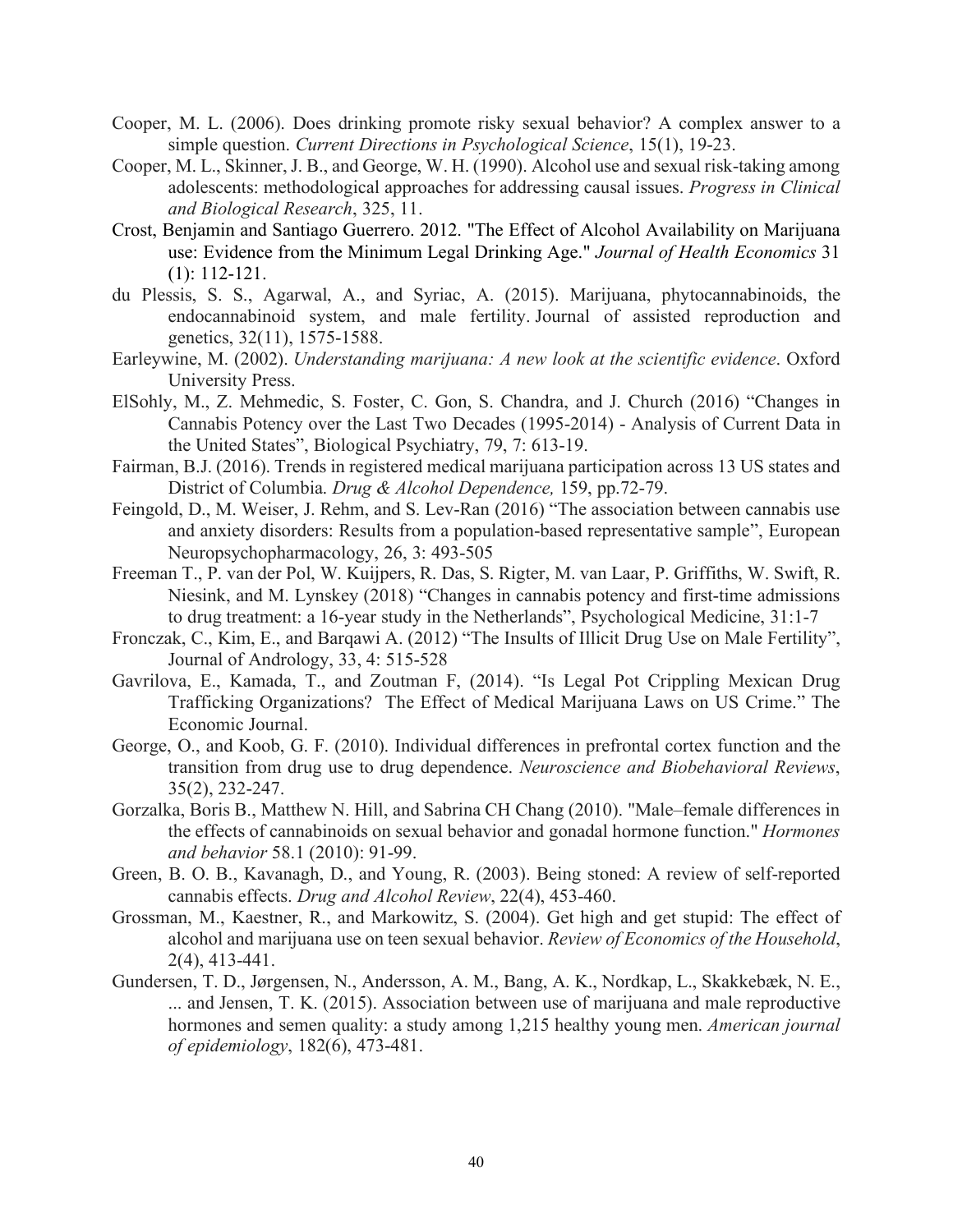Cooper, M. L. (2006). Does drinking promote risky sexual behavior? A complex answer to a simple question. *Current Directions in Psychological Science*, 15(1), 19-23.

Cooper, M. L., Skinner, J. B., and George, W. H. (1990). Alcohol use and sexual risk-taking among adolescents: methodological approaches for addressing causal issues. *Progress in Clinical and Biological Research*, 325, 11.

Crost, Benjamin and Santiago Guerrero. 2012. "The Effect of Alcohol Availability on Marijuana use: Evidence from the Minimum Legal Drinking Age." *Journal of Health Economics* 31 (1): 112-121.

du Plessis, S. S., Agarwal, A., and Syriac, A. (2015). Marijuana, phytocannabinoids, the endocannabinoid system, and male fertility. Journal of assisted reproduction and genetics, 32(11), 1575-1588.

Earleywine, M. (2002). *Understanding marijuana: A new look at the scientific evidence*. Oxford University Press.

ElSohly, M., Z. Mehmedic, S. Foster, C. Gon, S. Chandra, and J. Church (2016) "Changes in Cannabis Potency over the Last Two Decades (1995-2014) - Analysis of Current Data in the United States", Biological Psychiatry, 79, 7: 613-19.

Fairman, B.J. (2016). Trends in registered medical marijuana participation across 13 US states and District of Columbia. *Drug & Alcohol Dependence,* 159, pp.72-79.

Feingold, D., M. Weiser, J. Rehm, and S. Lev-Ran (2016) "The association between cannabis use and anxiety disorders: Results from a population-based representative sample", European Neuropsychopharmacology, 26, 3: 493-505

Freeman T., P. van der Pol, W. Kuijpers, R. Das, S. Rigter, M. van Laar, P. Griffiths, W. Swift, R. Niesink, and M. Lynskey (2018) "Changes in cannabis potency and first-time admissions to drug treatment: a 16-year study in the Netherlands", Psychological Medicine, 31:1-7

Fronczak, C., Kim, E., and Barqawi A. (2012) "The Insults of Illicit Drug Use on Male Fertility", Journal of Andrology, 33, 4: 515-528

Gavrilova, E., Kamada, T., and Zoutman F, (2014). "Is Legal Pot Crippling Mexican Drug Trafficking Organizations? The Effect of Medical Marijuana Laws on US Crime." The Economic Journal.

George, O., and Koob, G. F. (2010). Individual differences in prefrontal cortex function and the transition from drug use to drug dependence. *Neuroscience and Biobehavioral Reviews*, 35(2), 232-247.

Gorzalka, Boris B., Matthew N. Hill, and Sabrina CH Chang (2010). "Male–female differences in the effects of cannabinoids on sexual behavior and gonadal hormone function." *Hormones and behavior* 58.1 (2010): 91-99.

Green, B. O. B., Kavanagh, D., and Young, R. (2003). Being stoned: A review of self-reported cannabis effects. *Drug and Alcohol Review*, 22(4), 453-460.

Grossman, M., Kaestner, R., and Markowitz, S. (2004). Get high and get stupid: The effect of alcohol and marijuana use on teen sexual behavior. *Review of Economics of the Household*, 2(4), 413-441.

Gundersen, T. D., Jørgensen, N., Andersson, A. M., Bang, A. K., Nordkap, L., Skakkebæk, N. E., ... and Jensen, T. K. (2015). Association between use of marijuana and male reproductive hormones and semen quality: a study among 1,215 healthy young men. *American journal of epidemiology*, 182(6), 473-481.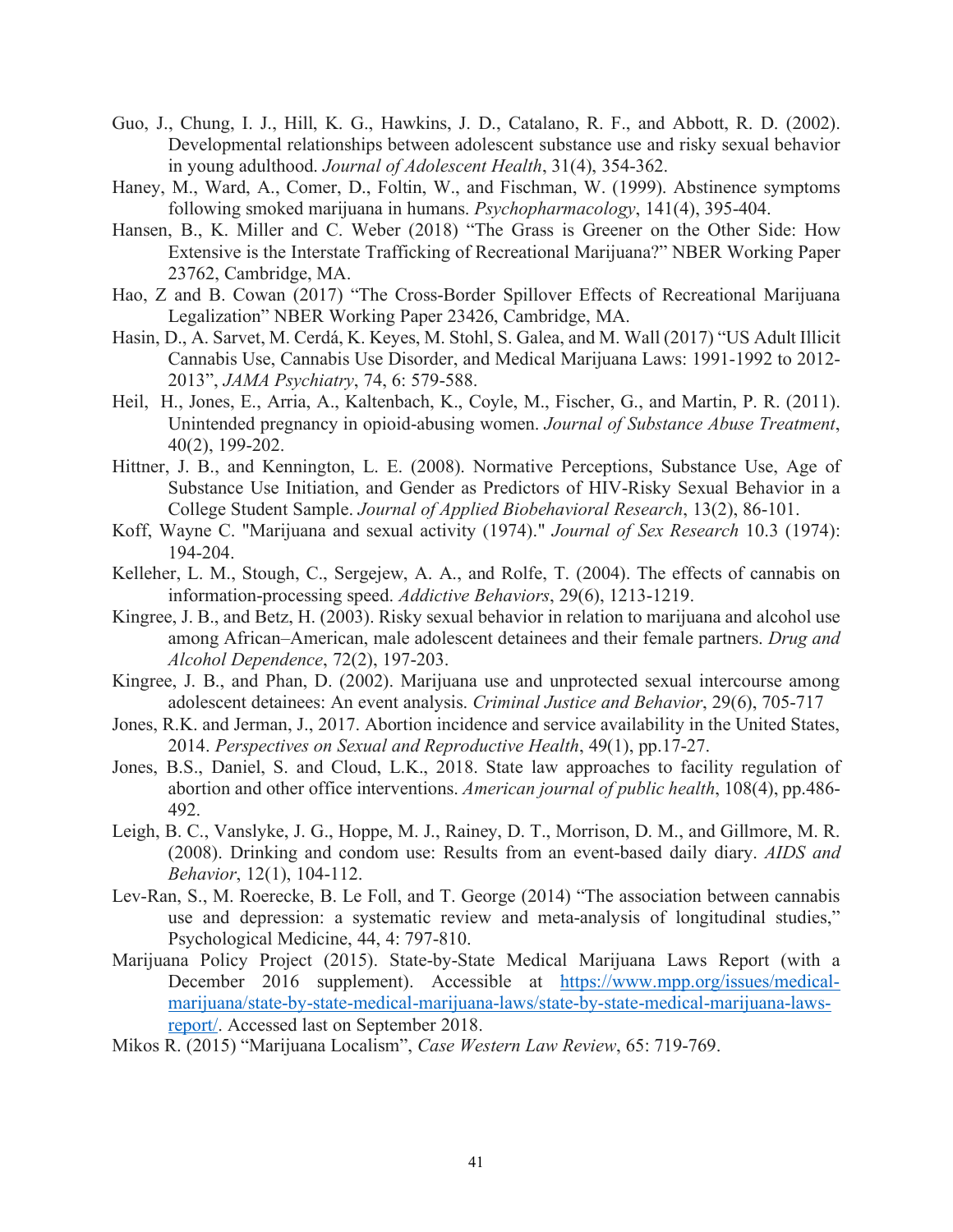Guo, J., Chung, I. J., Hill, K. G., Hawkins, J. D., Catalano, R. F., and Abbott, R. D. (2002). Developmental relationships between adolescent substance use and risky sexual behavior in young adulthood. *Journal of Adolescent Health*, 31(4), 354-362.

Haney, M., Ward, A., Comer, D., Foltin, W., and Fischman, W. (1999). Abstinence symptoms following smoked marijuana in humans. *Psychopharmacology*, 141(4), 395-404.

Hansen, B., K. Miller and C. Weber (2018) "The Grass is Greener on the Other Side: How Extensive is the Interstate Trafficking of Recreational Marijuana?" NBER Working Paper 23762, Cambridge, MA.

Hao, Z and B. Cowan (2017) "The Cross-Border Spillover Effects of Recreational Marijuana Legalization" NBER Working Paper 23426, Cambridge, MA.

Hasin, D., A. Sarvet, M. Cerdá, K. Keyes, M. Stohl, S. Galea, and M. Wall (2017) "US Adult Illicit Cannabis Use, Cannabis Use Disorder, and Medical Marijuana Laws: 1991-1992 to 2012-2013", *JAMA Psychiatry*, 74, 6: 579-588.

Heil, H., Jones, E., Arria, A., Kaltenbach, K., Coyle, M., Fischer, G., and Martin, P. R. (2011). Unintended pregnancy in opioid-abusing women. *Journal of Substance Abuse Treatment*, 40(2), 199-202.

Hittner, J. B., and Kennington, L. E. (2008). Normative Perceptions, Substance Use, Age of Substance Use Initiation, and Gender as Predictors of HIV-Risky Sexual Behavior in a College Student Sample. *Journal of Applied Biobehavioral Research*, 13(2), 86-101.

Koff, Wayne C. "Marijuana and sexual activity (1974)." *Journal of Sex Research* 10.3 (1974): 194-204.

Kelleher, L. M., Stough, C., Sergejew, A. A., and Rolfe, T. (2004). The effects of cannabis on information-processing speed. *Addictive Behaviors*, 29(6), 1213-1219.

Kingree, J. B., and Betz, H. (2003). Risky sexual behavior in relation to marijuana and alcohol use among African–American, male adolescent detainees and their female partners. *Drug and Alcohol Dependence*, 72(2), 197-203.

Kingree, J. B., and Phan, D. (2002). Marijuana use and unprotected sexual intercourse among adolescent detainees: An event analysis. *Criminal Justice and Behavior*, 29(6), 705-717

Jones, R.K. and Jerman, J., 2017. Abortion incidence and service availability in the United States, 2014. *Perspectives on Sexual and Reproductive Health*, 49(1), pp.17-27.

Jones, B.S., Daniel, S. and Cloud, L.K., 2018. State law approaches to facility regulation of abortion and other office interventions. *American journal of public health*, 108(4), pp.486-492.

Leigh, B. C., Vanslyke, J. G., Hoppe, M. J., Rainey, D. T., Morrison, D. M., and Gillmore, M. R. (2008). Drinking and condom use: Results from an event-based daily diary. *AIDS and Behavior*, 12(1), 104-112.

Lev-Ran, S., M. Roerecke, B. Le Foll, and T. George (2014) "The association between cannabis use and depression: a systematic review and meta-analysis of longitudinal studies," Psychological Medicine, 44, 4: 797-810.

Marijuana Policy Project (2015). State-by-State Medical Marijuana Laws Report (with a December 2016 supplement). Accessible at [https://www.mpp.org/issues/medical-marijuana/state-by-state-medical-marijuana-laws/state-by-state-medical-marijuana-laws-report/](https://www.mpp.org/issues/medical-marijuana/state-by-state-medical-marijuana-laws/state-by-state-medical-marijuana-laws-report/). Accessed last on September 2018.

Mikos R. (2015) "Marijuana Localism", *Case Western Law Review*, 65: 719-769.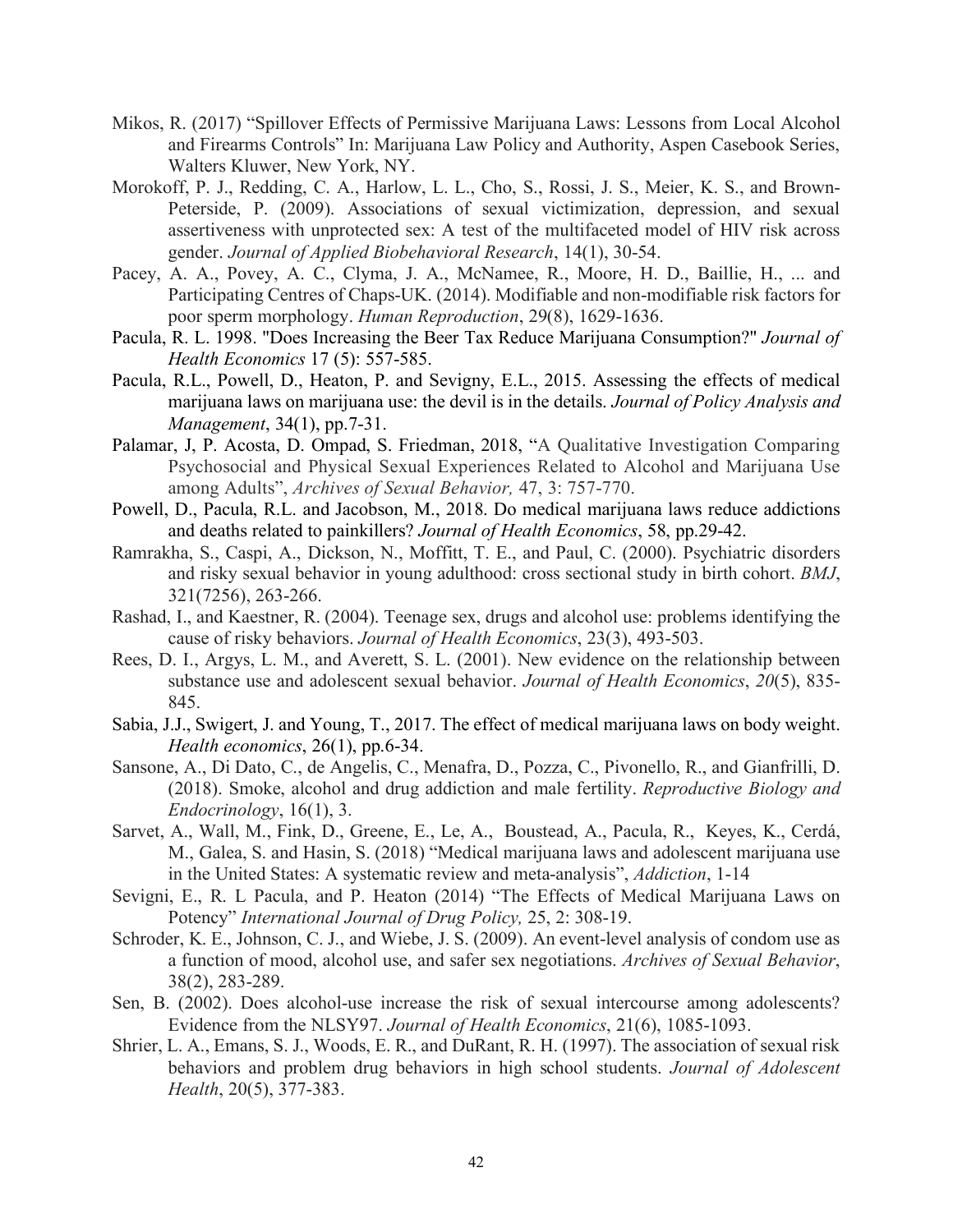Mikos, R. (2017) "Spillover Effects of Permissive Marijuana Laws: Lessons from Local Alcohol and Firearms Controls" In: Marijuana Law Policy and Authority, Aspen Casebook Series, Walters Kluwer, New York, NY.

Morokoff, P. J., Redding, C. A., Harlow, L. L., Cho, S., Rossi, J. S., Meier, K. S., and Brown-Peterside, P. (2009). Associations of sexual victimization, depression, and sexual assertiveness with unprotected sex: A test of the multifaceted model of HIV risk across gender. *Journal of Applied Biobehavioral Research*, 14(1), 30-54.

Pacey, A. A., Povey, A. C., Clyma, J. A., McNamee, R., Moore, H. D., Baillie, H., ... and Participating Centres of Chaps-UK. (2014). Modifiable and non-modifiable risk factors for poor sperm morphology. *Human Reproduction*, 29(8), 1629-1636.

Pacula, R. L. 1998. "Does Increasing the Beer Tax Reduce Marijuana Consumption?" *Journal of Health Economics* 17 (5): 557-585.

Pacula, R.L., Powell, D., Heaton, P. and Sevigny, E.L., 2015. Assessing the effects of medical marijuana laws on marijuana use: the devil is in the details. *Journal of Policy Analysis and Management*, 34(1), pp.7-31.

Palamar, J, P. Acosta, D. Ompad, S. Friedman, 2018, "A Qualitative Investigation Comparing Psychosocial and Physical Sexual Experiences Related to Alcohol and Marijuana Use among Adults", *Archives of Sexual Behavior,* 47, 3: 757-770.

Powell, D., Pacula, R.L. and Jacobson, M., 2018. Do medical marijuana laws reduce addictions and deaths related to painkillers? *Journal of Health Economics*, 58, pp.29-42.

Ramrakha, S., Caspi, A., Dickson, N., Moffitt, T. E., and Paul, C. (2000). Psychiatric disorders and risky sexual behavior in young adulthood: cross sectional study in birth cohort. *BMJ*, 321(7256), 263-266.

Rashad, I., and Kaestner, R. (2004). Teenage sex, drugs and alcohol use: problems identifying the cause of risky behaviors. *Journal of Health Economics*, 23(3), 493-503.

Rees, D. I., Argys, L. M., and Averett, S. L. (2001). New evidence on the relationship between substance use and adolescent sexual behavior. *Journal of Health Economics*, *20*(5), 835-845.

Sabia, J.J., Swigert, J. and Young, T., 2017. The effect of medical marijuana laws on body weight. *Health economics*, 26(1), pp.6-34.

Sansone, A., Di Dato, C., de Angelis, C., Menafra, D., Pozza, C., Pivonello, R., and Gianfrilli, D. (2018). Smoke, alcohol and drug addiction and male fertility. *Reproductive Biology and Endocrinology*, 16(1), 3.

Sarvet, A., Wall, M., Fink, D., Greene, E., Le, A., Boustead, A., Pacula, R., Keyes, K., Cerdá, M., Galea, S. and Hasin, S. (2018) "Medical marijuana laws and adolescent marijuana use in the United States: A systematic review and meta-analysis", *Addiction*, 1-14

Sevigni, E., R. L Pacula, and P. Heaton (2014) "The Effects of Medical Marijuana Laws on Potency" *International Journal of Drug Policy,* 25, 2: 308-19.

Schroder, K. E., Johnson, C. J., and Wiebe, J. S. (2009). An event-level analysis of condom use as a function of mood, alcohol use, and safer sex negotiations. *Archives of Sexual Behavior*, 38(2), 283-289.

Sen, B. (2002). Does alcohol-use increase the risk of sexual intercourse among adolescents? Evidence from the NLSY97. *Journal of Health Economics*, 21(6), 1085-1093.

Shrier, L. A., Emans, S. J., Woods, E. R., and DuRant, R. H. (1997). The association of sexual risk behaviors and problem drug behaviors in high school students. *Journal of Adolescent Health*, 20(5), 377-383.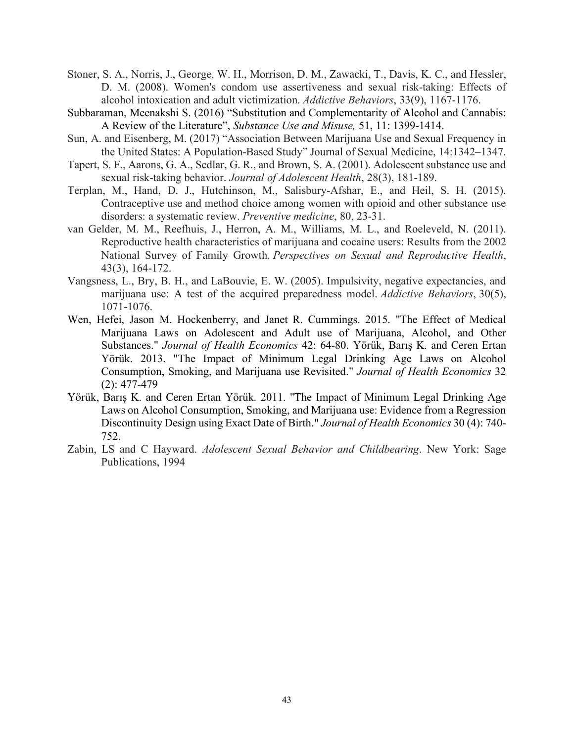Stoner, S. A., Norris, J., George, W. H., Morrison, D. M., Zawacki, T., Davis, K. C., and Hessler, D. M. (2008). Women's condom use assertiveness and sexual risk-taking: Effects of alcohol intoxication and adult victimization. *Addictive Behaviors*, 33(9), 1167-1176.

Subbaraman, Meenakshi S. (2016) "Substitution and Complementarity of Alcohol and Cannabis: A Review of the Literature", *Substance Use and Misuse,* 51, 11: 1399-1414.

Sun, A. and Eisenberg, M. (2017) "Association Between Marijuana Use and Sexual Frequency in the United States: A Population-Based Study" Journal of Sexual Medicine, 14:1342–1347.

Tapert, S. F., Aarons, G. A., Sedlar, G. R., and Brown, S. A. (2001). Adolescent substance use and sexual risk-taking behavior. *Journal of Adolescent Health*, 28(3), 181-189.

Terplan, M., Hand, D. J., Hutchinson, M., Salisbury-Afshar, E., and Heil, S. H. (2015). Contraceptive use and method choice among women with opioid and other substance use disorders: a systematic review. *Preventive medicine*, 80, 23-31.

van Gelder, M. M., Reefhuis, J., Herron, A. M., Williams, M. L., and Roeleveld, N. (2011). Reproductive health characteristics of marijuana and cocaine users: Results from the 2002 National Survey of Family Growth. *Perspectives on Sexual and Reproductive Health*, 43(3), 164-172.

Vangsness, L., Bry, B. H., and LaBouvie, E. W. (2005). Impulsivity, negative expectancies, and marijuana use: A test of the acquired preparedness model. *Addictive Behaviors*, 30(5), 1071-1076.

Wen, Hefei, Jason M. Hockenberry, and Janet R. Cummings. 2015. "The Effect of Medical Marijuana Laws on Adolescent and Adult use of Marijuana, Alcohol, and Other Substances." *Journal of Health Economics* 42: 64-80. Yörük, Barış K. and Ceren Ertan Yörük. 2013. "The Impact of Minimum Legal Drinking Age Laws on Alcohol Consumption, Smoking, and Marijuana use Revisited." *Journal of Health Economics* 32 (2): 477-479

Yörük, Barış K. and Ceren Ertan Yörük. 2011. "The Impact of Minimum Legal Drinking Age Laws on Alcohol Consumption, Smoking, and Marijuana use: Evidence from a Regression Discontinuity Design using Exact Date of Birth." *Journal of Health Economics* 30 (4): 740-752.

Zabin, LS and C Hayward. *Adolescent Sexual Behavior and Childbearing*. New York: Sage Publications, 1994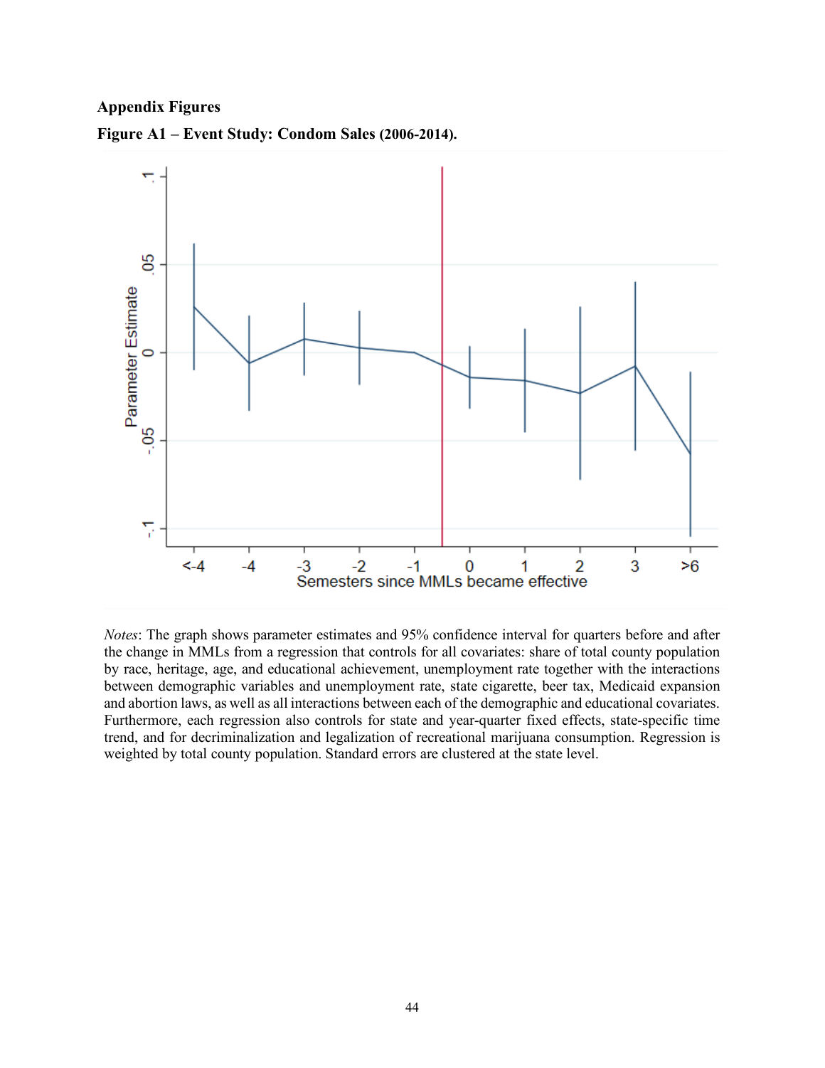**Appendix Figures**

**Figure A1 – Event Study: Condom Sales (2006-2014).**

*Notes*: The graph shows parameter estimates and 95% confidence interval for quarters before and after the change in MMLs from a regression that controls for all covariates: share of total county population by race, heritage, age, and educational achievement, unemployment rate together with the interactions between demographic variables and unemployment rate, state cigarette, beer tax, Medicaid expansion and abortion laws, as well as all interactions between each of the demographic and educational covariates. Furthermore, each regression also controls for state and year-quarter fixed effects, state-specific time trend, and for decriminalization and legalization of recreational marijuana consumption. Regression is weighted by total county population. Standard errors are clustered at the state level.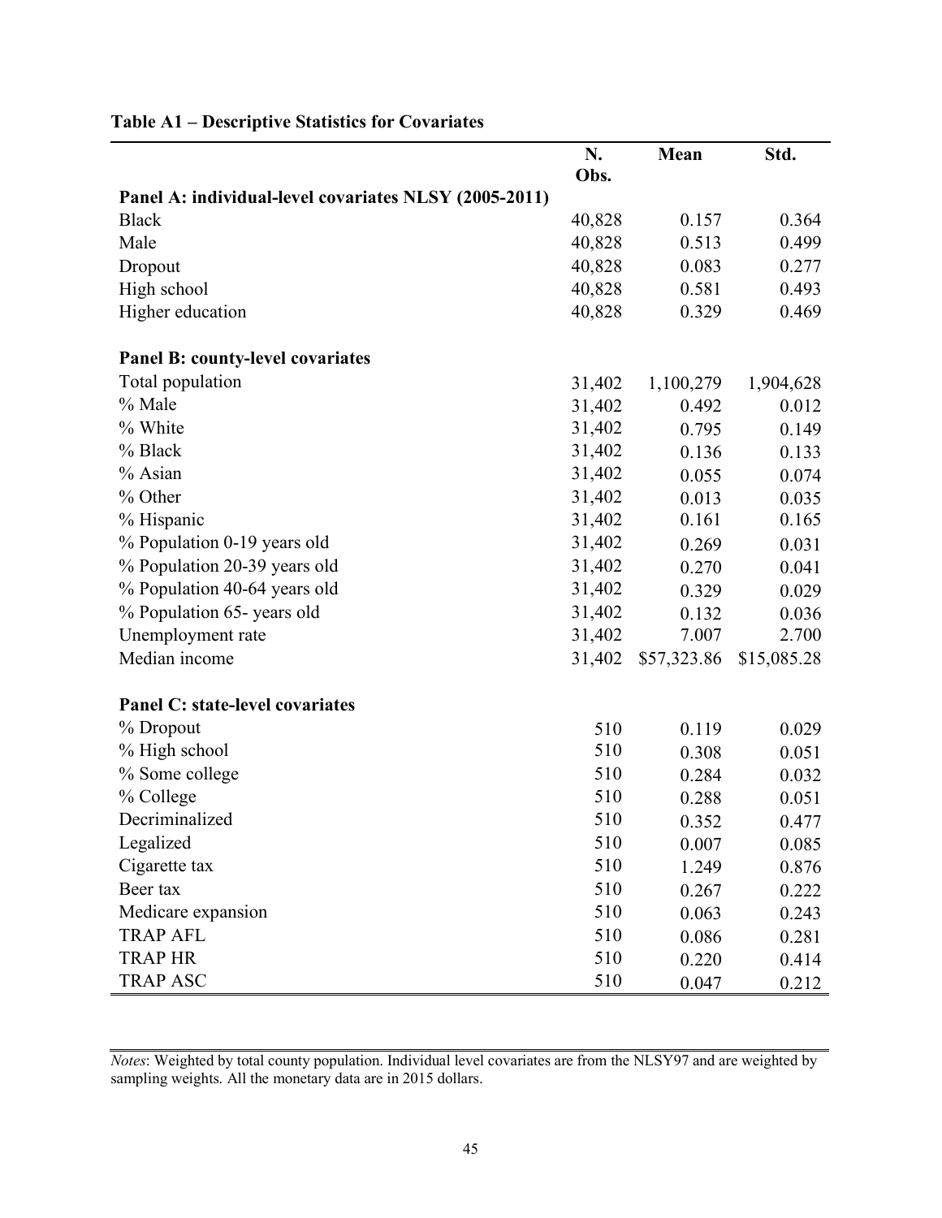**Table A1 – Descriptive Statistics for Covariates**

| | N. Obs. | Mean | Std. |
|---|---|---|---|
| **Panel A: individual-level covariates NLSY (2005-2011)** | | | |
| Black | 40,828 | 0.157 | 0.364 |
| Male | 40,828 | 0.513 | 0.499 |
| Dropout | 40,828 | 0.083 | 0.277 |
| High school | 40,828 | 0.581 | 0.493 |
| Higher education | 40,828 | 0.329 | 0.469 |
| | | | |
| **Panel B: county-level covariates** | | | |
| Total population | 31,402 | 1,100,279 | 1,904,628 |
| % Male | 31,402 | 0.492 | 0.012 |
| % White | 31,402 | 0.795 | 0.149 |
| % Black | 31,402 | 0.136 | 0.133 |
| % Asian | 31,402 | 0.055 | 0.074 |
| % Other | 31,402 | 0.013 | 0.035 |
| % Hispanic | 31,402 | 0.161 | 0.165 |
| % Population 0-19 years old | 31,402 | 0.269 | 0.031 |
| % Population 20-39 years old | 31,402 | 0.270 | 0.041 |
| % Population 40-64 years old | 31,402 | 0.329 | 0.029 |
| % Population 65- years old | 31,402 | 0.132 | 0.036 |
| Unemployment rate | 31,402 | 7.007 | 2.700 |
| Median income | 31,402 | $57,323.86 | $15,085.28 |
| | | | |
| **Panel C: state-level covariates** | | | |
| % Dropout | 510 | 0.119 | 0.029 |
| % High school | 510 | 0.308 | 0.051 |
| % Some college | 510 | 0.284 | 0.032 |
| % College | 510 | 0.288 | 0.051 |
| Decriminalized | 510 | 0.352 | 0.477 |
| Legalized | 510 | 0.007 | 0.085 |
| Cigarette tax | 510 | 1.249 | 0.876 |
| Beer tax | 510 | 0.267 | 0.222 |
| Medicare expansion | 510 | 0.063 | 0.243 |
| TRAP AFL | 510 | 0.086 | 0.281 |
| TRAP HR | 510 | 0.220 | 0.414 |
| TRAP ASC | 510 | 0.047 | 0.212 |

*Notes*: Weighted by total county population. Individual level covariates are from the NLSY97 and are weighted by sampling weights. All the monetary data are in 2015 dollars.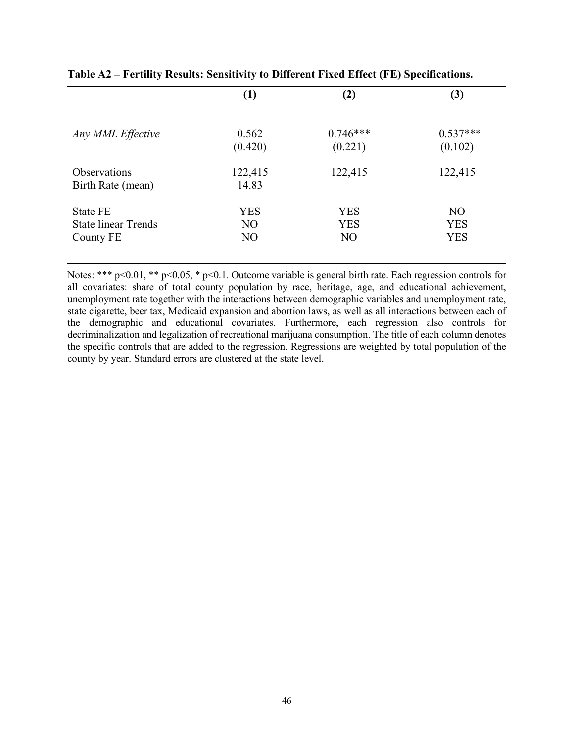**Table A2 – Fertility Results: Sensitivity to Different Fixed Effect (FE) Specifications.**

| | (1) | (2) | (3) |
|---|---|---|---|
| *Any MML Effective* | 0.562 | 0.746*** | 0.537*** |
| | (0.420) | (0.221) | (0.102) |
| Observations | 122,415 | 122,415 | 122,415 |
| Birth Rate (mean) | 14.83 | | |
| State FE | YES | YES | NO |
| State linear Trends | NO | YES | YES |
| County FE | NO | NO | YES |

Notes: *** p<0.01, ** p<0.05, * p<0.1. Outcome variable is general birth rate. Each regression controls for all covariates: share of total county population by race, heritage, age, and educational achievement, unemployment rate together with the interactions between demographic variables and unemployment rate, state cigarette, beer tax, Medicaid expansion and abortion laws, as well as all interactions between each of the demographic and educational covariates. Furthermore, each regression also controls for decriminalization and legalization of recreational marijuana consumption. The title of each column denotes the specific controls that are added to the regression. Regressions are weighted by total population of the county by year. Standard errors are clustered at the state level.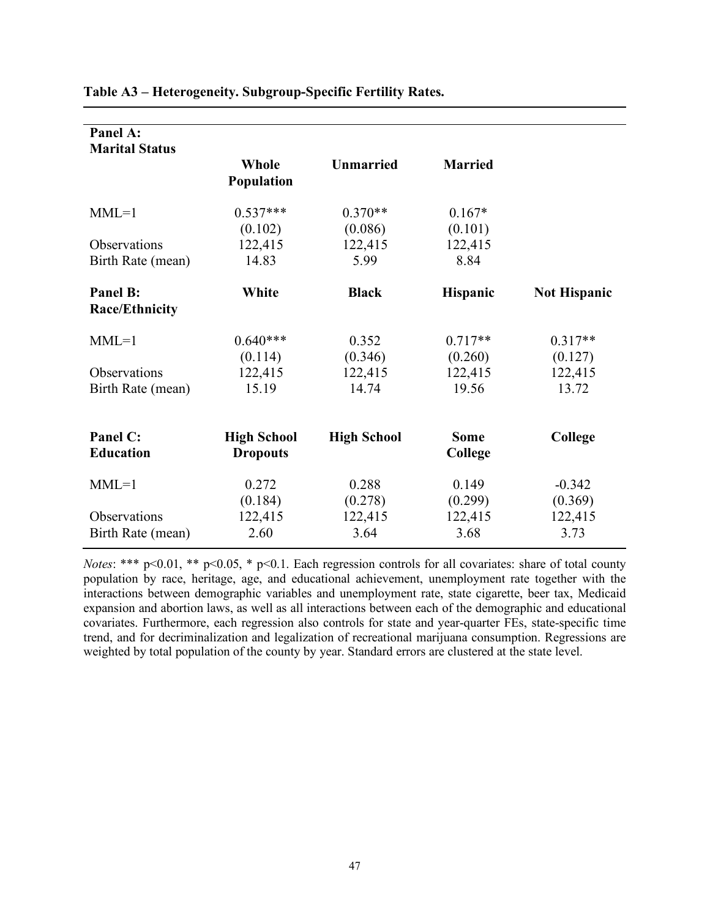**Table A3 – Heterogeneity. Subgroup-Specific Fertility Rates.**

| **Panel A: Marital Status** | **Whole Population** | **Unmarried** | **Married** | |
|---|---|---|---|---|
| MML=1 | 0.537*** | 0.370** | 0.167* | |
| | (0.102) | (0.086) | (0.101) | |
| Observations | 122,415 | 122,415 | 122,415 | |
| Birth Rate (mean) | 14.83 | 5.99 | 8.84 | |
| **Panel B: Race/Ethnicity** | **White** | **Black** | **Hispanic** | **Not Hispanic** |
| MML=1 | 0.640*** | 0.352 | 0.717** | 0.317** |
| | (0.114) | (0.346) | (0.260) | (0.127) |
| Observations | 122,415 | 122,415 | 122,415 | 122,415 |
| Birth Rate (mean) | 15.19 | 14.74 | 19.56 | 13.72 |
| **Panel C: Education** | **High School Dropouts** | **High School** | **Some College** | **College** |
| MML=1 | 0.272 | 0.288 | 0.149 | -0.342 |
| | (0.184) | (0.278) | (0.299) | (0.369) |
| Observations | 122,415 | 122,415 | 122,415 | 122,415 |
| Birth Rate (mean) | 2.60 | 3.64 | 3.68 | 3.73 |

*Notes*: *** p<0.01, ** p<0.05, * p<0.1. Each regression controls for all covariates: share of total county population by race, heritage, age, and educational achievement, unemployment rate together with the interactions between demographic variables and unemployment rate, state cigarette, beer tax, Medicaid expansion and abortion laws, as well as all interactions between each of the demographic and educational covariates. Furthermore, each regression also controls for state and year-quarter FEs, state-specific time trend, and for decriminalization and legalization of recreational marijuana consumption. Regressions are weighted by total population of the county by year. Standard errors are clustered at the state level.